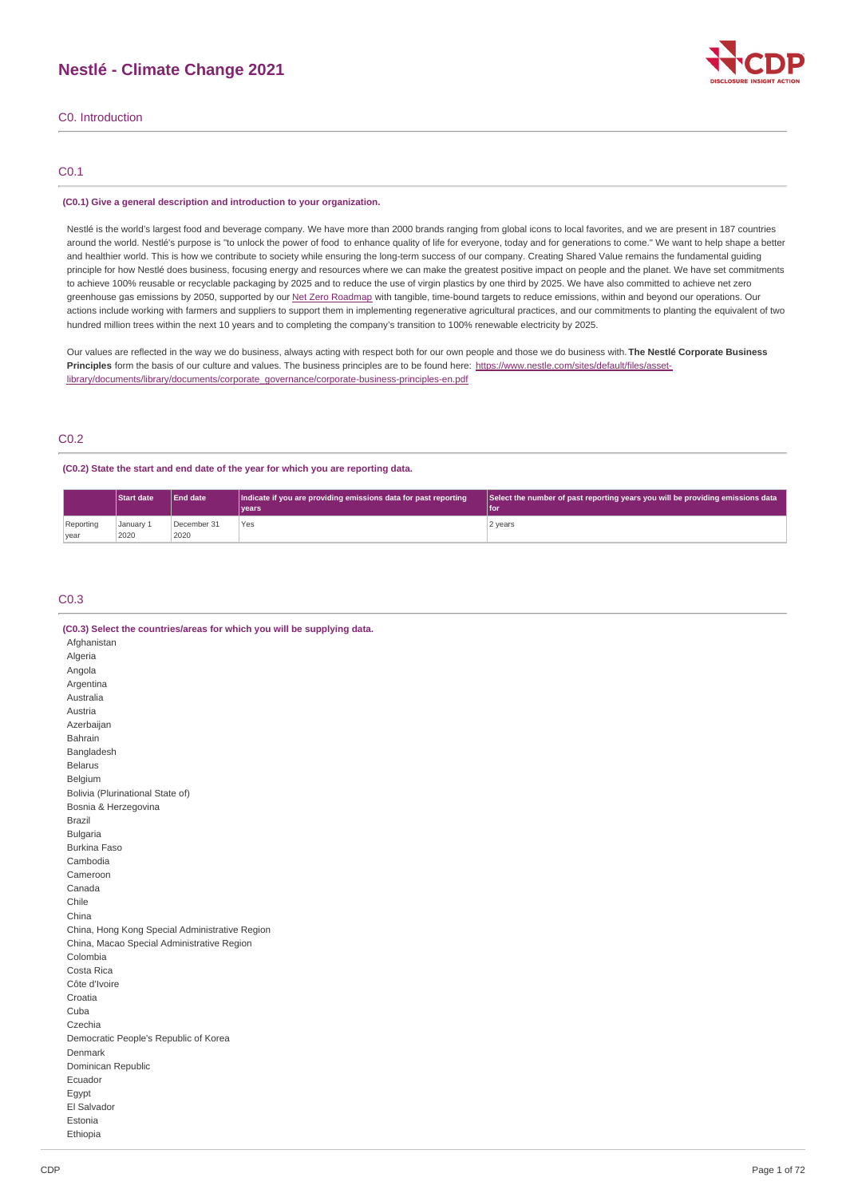# Nestlé - Climate Change 2021

## C0. Introduction

### C0.1

**(C0.1) Give a general description and introduction to your organization.**

Nestlé is the world's largest food and beverage company. We have more than 2000 brands ranging from global icons to local favorites, and we are present in 187 countries around the world. Nestlé's purpose is "to unlock the power of food to enhance quality of life for everyone, today and for generations to come." We want to help shape a better and healthier world. This is how we contribute to society while ensuring the long-term success of our company. Creating Shared Value remains the fundamental guiding principle for how Nestlé does business, focusing energy and resources where we can make the greatest positive impact on people and the planet. We have set commitments to achieve 100% reusable or recyclable packaging by 2025 and to reduce the use of virgin plastics by one third by 2025. We have also committed to achieve net zero greenhouse gas emissions by 2050, supported by our Net Zero Roadmap with tangible, time-bound targets to reduce emissions, within and beyond our operations. Our actions include working with farmers and suppliers to support them in implementing regenerative agricultural practices, and our commitments to planting the equivalent of two hundred million trees within the next 10 years and to completing the company's transition to 100% renewable electricity by 2025.

Our values are reflected in the way we do business, always acting with respect both for our own people and those we do business with. **The Nestlé Corporate Business Principles** form the basis of our culture and values. The business principles are to be found here: https://www.nestle.com/sites/default/files/asset-library/documents/library/documents/corporate_governance/corporate-business-principles-en.pdf

### C0.2

**(C0.2) State the start and end date of the year for which you are reporting data.**

| | Start date | End date | Indicate if you are providing emissions data for past reporting years | Select the number of past reporting years you will be providing emissions data for |
|---|---|---|---|---|
| Reporting year | January 1 2020 | December 31 2020 | Yes | 2 years |

### C0.3

**(C0.3) Select the countries/areas for which you will be supplying data.**

Afghanistan
Algeria
Angola
Argentina
Australia
Austria
Azerbaijan
Bahrain
Bangladesh
Belarus
Belgium
Bolivia (Plurinational State of)
Bosnia & Herzegovina
Brazil
Bulgaria
Burkina Faso
Cambodia
Cameroon
Canada
Chile
China
China, Hong Kong Special Administrative Region
China, Macao Special Administrative Region
Colombia
Costa Rica
Côte d'Ivoire
Croatia
Cuba
Czechia
Democratic People's Republic of Korea
Denmark
Dominican Republic
Ecuador
Egypt
El Salvador
Estonia
Ethiopia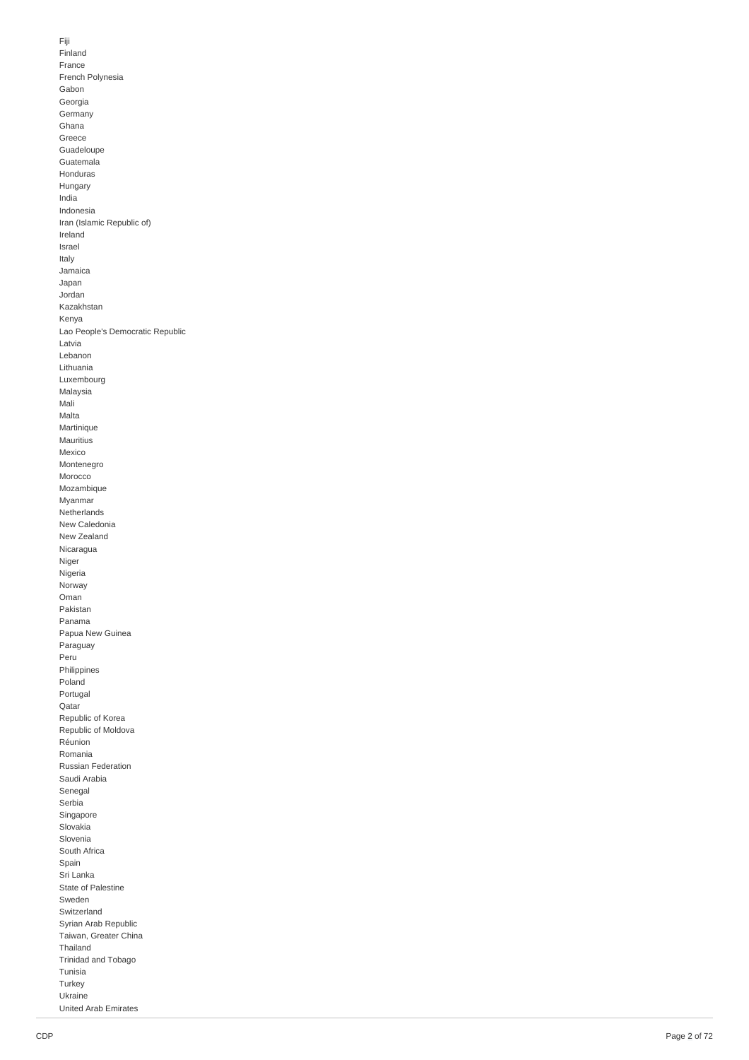Fiji
Finland
France
French Polynesia
Gabon
Georgia
Germany
Ghana
Greece
Guadeloupe
Guatemala
Honduras
Hungary
India
Indonesia
Iran (Islamic Republic of)
Ireland
Israel
Italy
Jamaica
Japan
Jordan
Kazakhstan
Kenya
Lao People's Democratic Republic
Latvia
Lebanon
Lithuania
Luxembourg
Malaysia
Mali
Malta
Martinique
Mauritius
Mexico
Montenegro
Morocco
Mozambique
Myanmar
Netherlands
New Caledonia
New Zealand
Nicaragua
Niger
Nigeria
Norway
Oman
Pakistan
Panama
Papua New Guinea
Paraguay
Peru
Philippines
Poland
Portugal
Qatar
Republic of Korea
Republic of Moldova
Réunion
Romania
Russian Federation
Saudi Arabia
Senegal
Serbia
Singapore
Slovakia
Slovenia
South Africa
Spain
Sri Lanka
State of Palestine
Sweden
Switzerland
Syrian Arab Republic
Taiwan, Greater China
Thailand
Trinidad and Tobago
Tunisia
Turkey
Ukraine
United Arab Emirates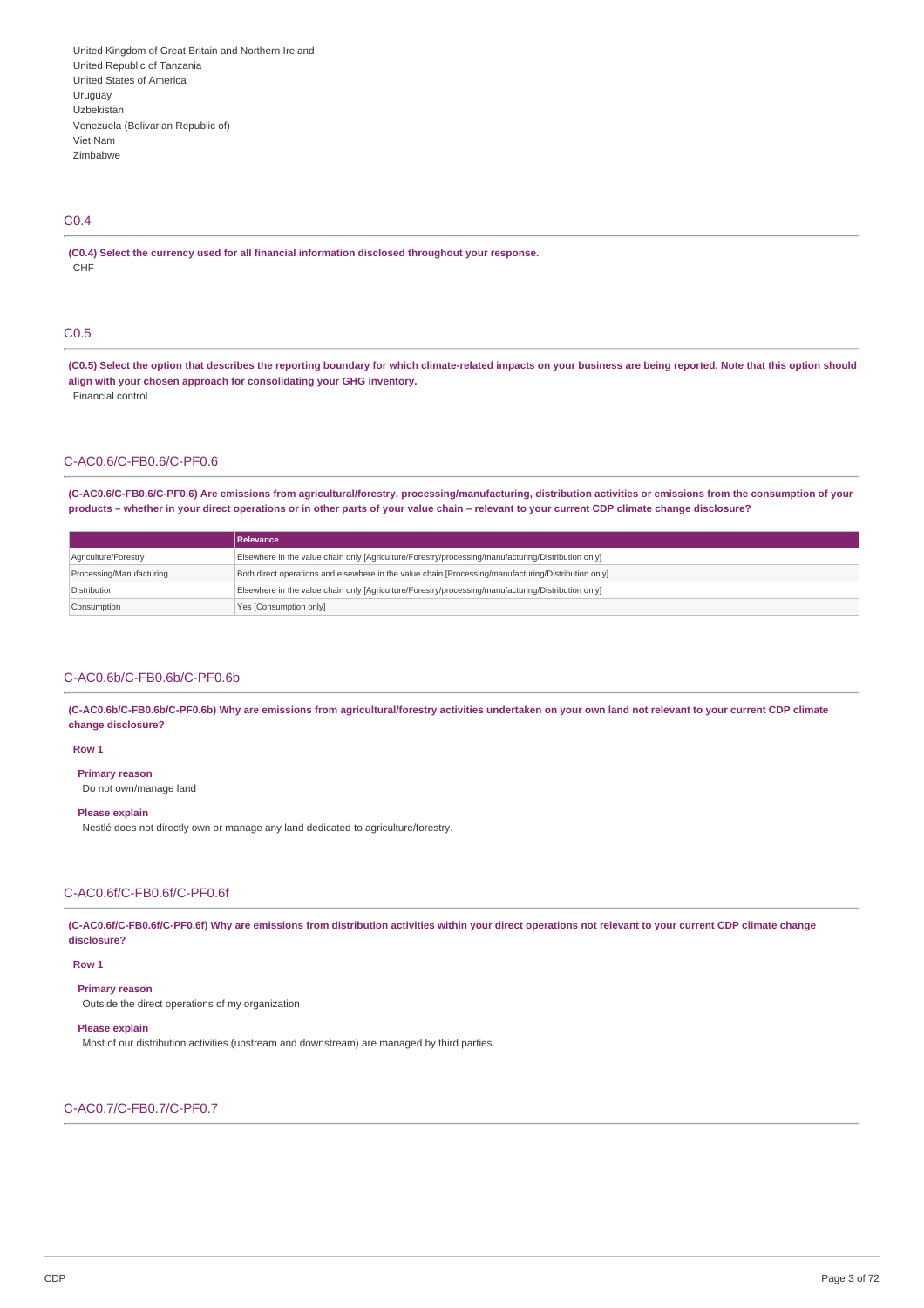United Kingdom of Great Britain and Northern Ireland
United Republic of Tanzania
United States of America
Uruguay
Uzbekistan
Venezuela (Bolivarian Republic of)
Viet Nam
Zimbabwe

## C0.4

**(C0.4) Select the currency used for all financial information disclosed throughout your response.**

CHF

## C0.5

**(C0.5) Select the option that describes the reporting boundary for which climate-related impacts on your business are being reported. Note that this option should align with your chosen approach for consolidating your GHG inventory.**

Financial control

## C-AC0.6/C-FB0.6/C-PF0.6

**(C-AC0.6/C-FB0.6/C-PF0.6) Are emissions from agricultural/forestry, processing/manufacturing, distribution activities or emissions from the consumption of your products – whether in your direct operations or in other parts of your value chain – relevant to your current CDP climate change disclosure?**

| | Relevance |
|---|---|
| Agriculture/Forestry | Elsewhere in the value chain only [Agriculture/Forestry/processing/manufacturing/Distribution only] |
| Processing/Manufacturing | Both direct operations and elsewhere in the value chain [Processing/manufacturing/Distribution only] |
| Distribution | Elsewhere in the value chain only [Agriculture/Forestry/processing/manufacturing/Distribution only] |
| Consumption | Yes [Consumption only] |

## C-AC0.6b/C-FB0.6b/C-PF0.6b

**(C-AC0.6b/C-FB0.6b/C-PF0.6b) Why are emissions from agricultural/forestry activities undertaken on your own land not relevant to your current CDP climate change disclosure?**

**Row 1**

**Primary reason**

Do not own/manage land

**Please explain**

Nestlé does not directly own or manage any land dedicated to agriculture/forestry.

## C-AC0.6f/C-FB0.6f/C-PF0.6f

**(C-AC0.6f/C-FB0.6f/C-PF0.6f) Why are emissions from distribution activities within your direct operations not relevant to your current CDP climate change disclosure?**

**Row 1**

**Primary reason**

Outside the direct operations of my organization

**Please explain**

Most of our distribution activities (upstream and downstream) are managed by third parties.

## C-AC0.7/C-FB0.7/C-PF0.7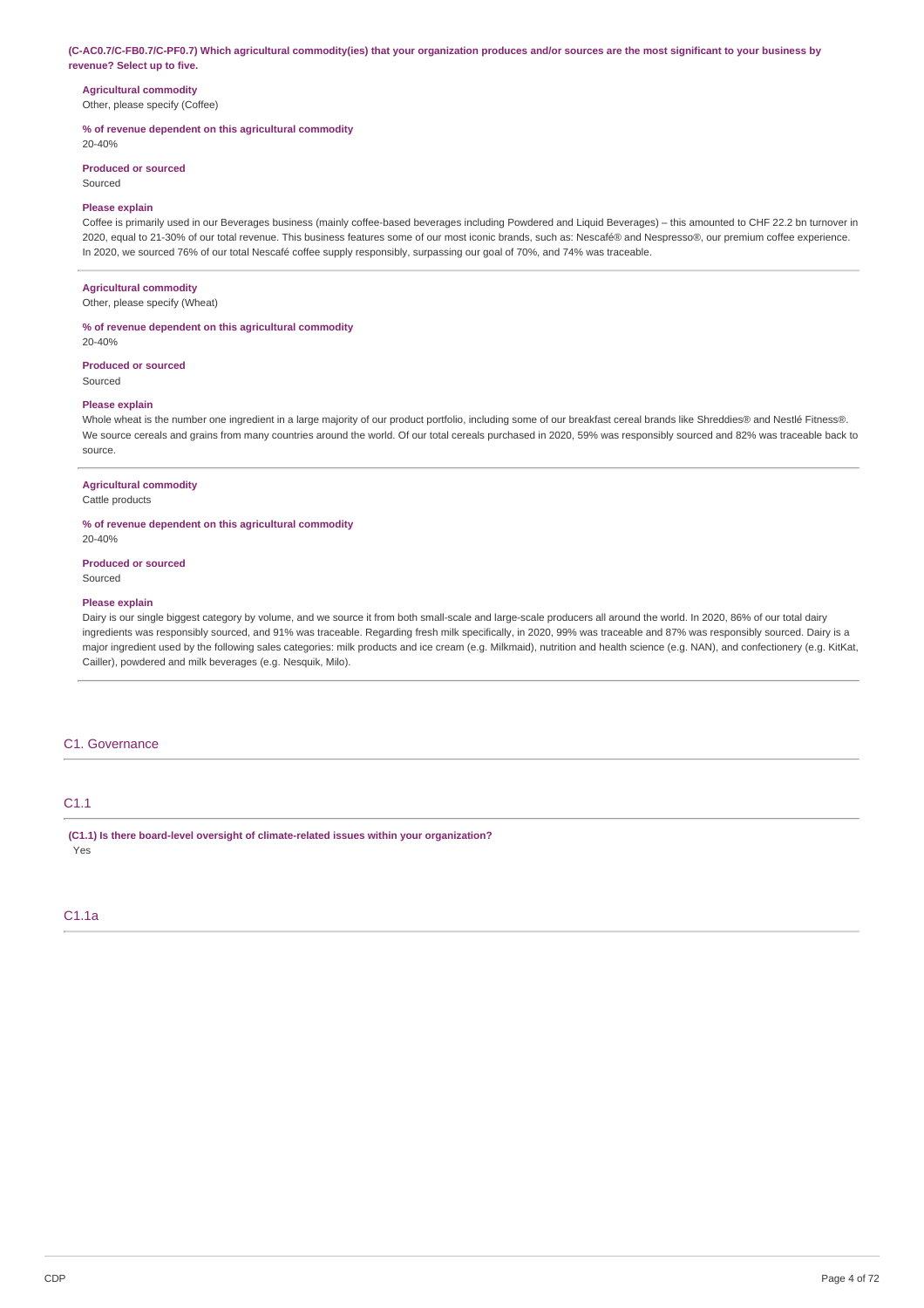**(C-AC0.7/C-FB0.7/C-PF0.7) Which agricultural commodity(ies) that your organization produces and/or sources are the most significant to your business by revenue? Select up to five.**

**Agricultural commodity**
Other, please specify (Coffee)

**% of revenue dependent on this agricultural commodity**
20-40%

**Produced or sourced**
Sourced

**Please explain**
Coffee is primarily used in our Beverages business (mainly coffee-based beverages including Powdered and Liquid Beverages) – this amounted to CHF 22.2 bn turnover in 2020, equal to 21-30% of our total revenue. This business features some of our most iconic brands, such as: Nescafé® and Nespresso®, our premium coffee experience. In 2020, we sourced 76% of our total Nescafé coffee supply responsibly, surpassing our goal of 70%, and 74% was traceable.

**Agricultural commodity**
Other, please specify (Wheat)

**% of revenue dependent on this agricultural commodity**
20-40%

**Produced or sourced**
Sourced

**Please explain**
Whole wheat is the number one ingredient in a large majority of our product portfolio, including some of our breakfast cereal brands like Shreddies® and Nestlé Fitness®. We source cereals and grains from many countries around the world. Of our total cereals purchased in 2020, 59% was responsibly sourced and 82% was traceable back to source.

**Agricultural commodity**
Cattle products

**% of revenue dependent on this agricultural commodity**
20-40%

**Produced or sourced**
Sourced

**Please explain**
Dairy is our single biggest category by volume, and we source it from both small-scale and large-scale producers all around the world. In 2020, 86% of our total dairy ingredients was responsibly sourced, and 91% was traceable. Regarding fresh milk specifically, in 2020, 99% was traceable and 87% was responsibly sourced. Dairy is a major ingredient used by the following sales categories: milk products and ice cream (e.g. Milkmaid), nutrition and health science (e.g. NAN), and confectionery (e.g. KitKat, Cailler), powdered and milk beverages (e.g. Nesquik, Milo).

## C1. Governance

### C1.1

**(C1.1) Is there board-level oversight of climate-related issues within your organization?**
Yes

### C1.1a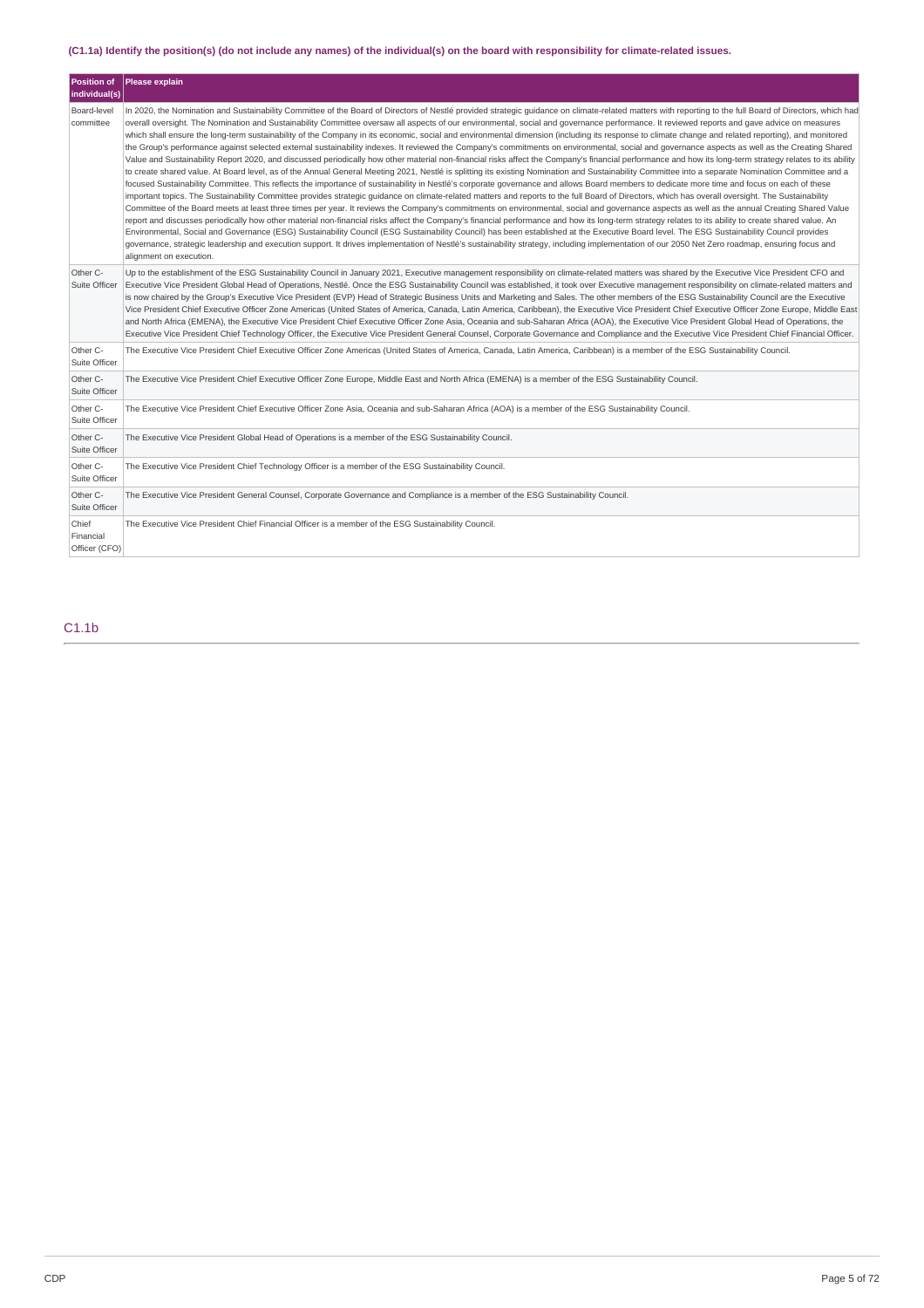### (C1.1a) Identify the position(s) (do not include any names) of the individual(s) on the board with responsibility for climate-related issues.

| Position of individual(s) | Please explain |
| --- | --- |
| Board-level committee | In 2020, the Nomination and Sustainability Committee of the Board of Directors of Nestlé provided strategic guidance on climate-related matters with reporting to the full Board of Directors, which had overall oversight. The Nomination and Sustainability Committee oversaw all aspects of our environmental, social and governance performance. It reviewed reports and gave advice on measures which shall ensure the long-term sustainability of the Company in its economic, social and environmental dimension (including its response to climate change and related reporting), and monitored the Group's performance against selected external sustainability indexes. It reviewed the Company's commitments on environmental, social and governance aspects as well as the Creating Shared Value and Sustainability Report 2020, and discussed periodically how other material non-financial risks affect the Company's financial performance and how its long-term strategy relates to its ability to create shared value. At Board level, as of the Annual General Meeting 2021, Nestlé is splitting its existing Nomination and Sustainability Committee into a separate Nomination Committee and a focused Sustainability Committee. This reflects the importance of sustainability in Nestlé's corporate governance and allows Board members to dedicate more time and focus on each of these important topics. The Sustainability Committee provides strategic guidance on climate-related matters and reports to the full Board of Directors, which has overall oversight. The Sustainability Committee of the Board meets at least three times per year. It reviews the Company's commitments on environmental, social and governance aspects as well as the annual Creating Shared Value report and discusses periodically how other material non-financial risks affect the Company's financial performance and how its long-term strategy relates to its ability to create shared value. An Environmental, Social and Governance (ESG) Sustainability Council (ESG Sustainability Council) has been established at the Executive Board level. The ESG Sustainability Council provides governance, strategic leadership and execution support. It drives implementation of Nestlé's sustainability strategy, including implementation of our 2050 Net Zero roadmap, ensuring focus and alignment on execution. |
| Other C-Suite Officer | Up to the establishment of the ESG Sustainability Council in January 2021, Executive management responsibility on climate-related matters was shared by the Executive Vice President CFO and Executive Vice President Global Head of Operations, Nestlé. Once the ESG Sustainability Council was established, it took over Executive management responsibility on climate-related matters and is now chaired by the Group's Executive Vice President (EVP) Head of Strategic Business Units and Marketing and Sales. The other members of the ESG Sustainability Council are the Executive Vice President Chief Executive Officer Zone Americas (United States of America, Canada, Latin America, Caribbean), the Executive Vice President Chief Executive Officer Zone Europe, Middle East and North Africa (EMENA), the Executive Vice President Chief Executive Officer Zone Asia, Oceania and sub-Saharan Africa (AOA), the Executive Vice President Global Head of Operations, the Executive Vice President Chief Technology Officer, the Executive Vice President General Counsel, Corporate Governance and Compliance and the Executive Vice President Chief Financial Officer. |
| Other C-Suite Officer | The Executive Vice President Chief Executive Officer Zone Americas (United States of America, Canada, Latin America, Caribbean) is a member of the ESG Sustainability Council. |
| Other C-Suite Officer | The Executive Vice President Chief Executive Officer Zone Europe, Middle East and North Africa (EMENA) is a member of the ESG Sustainability Council. |
| Other C-Suite Officer | The Executive Vice President Chief Executive Officer Zone Asia, Oceania and sub-Saharan Africa (AOA) is a member of the ESG Sustainability Council. |
| Other C-Suite Officer | The Executive Vice President Global Head of Operations is a member of the ESG Sustainability Council. |
| Other C-Suite Officer | The Executive Vice President Chief Technology Officer is a member of the ESG Sustainability Council. |
| Other C-Suite Officer | The Executive Vice President General Counsel, Corporate Governance and Compliance is a member of the ESG Sustainability Council. |
| Chief Financial Officer (CFO) | The Executive Vice President Chief Financial Officer is a member of the ESG Sustainability Council. |

## C1.1b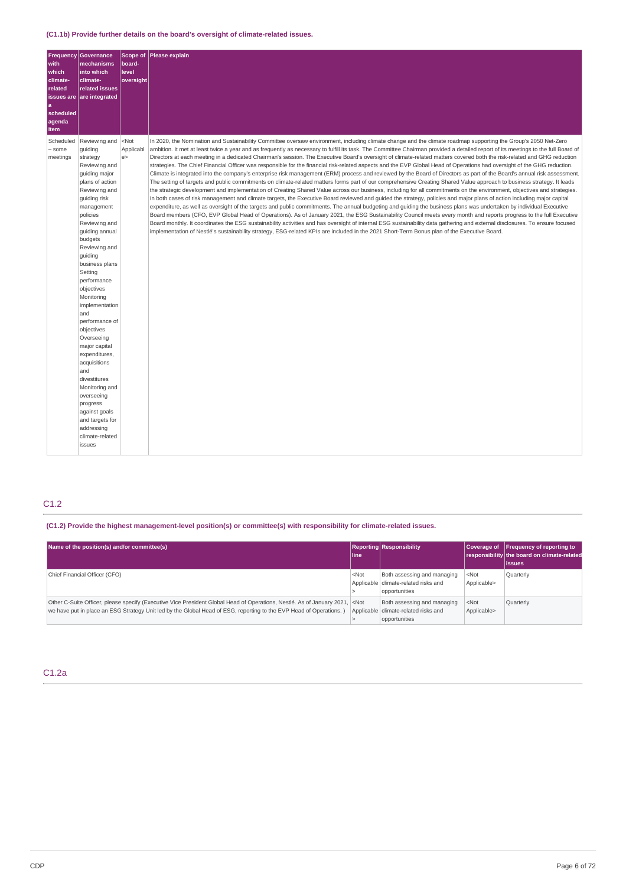### (C1.1b) Provide further details on the board's oversight of climate-related issues.

| Frequency with which climate-related issues are a scheduled agenda item | Governance mechanisms into which climate-related issues are integrated | Scope of board-level oversight | Please explain |
|---|---|---|---|
| Scheduled – some meetings | Reviewing and guiding strategy Reviewing and guiding major plans of action Reviewing and guiding risk management policies Reviewing and guiding annual budgets Reviewing and guiding business plans Setting performance objectives Monitoring implementation and performance of objectives Overseeing major capital expenditures, acquisitions and divestitures Monitoring and overseeing progress against goals and targets for addressing climate-related issues | <Not Applicable> | In 2020, the Nomination and Sustainability Committee oversaw environment, including climate change and the climate roadmap supporting the Group's 2050 Net-Zero ambition. It met at least twice a year and as frequently as necessary to fulfill its task. The Committee Chairman provided a detailed report of its meetings to the full Board of Directors at each meeting in a dedicated Chairman's session. The Executive Board's oversight of climate-related matters covered both the risk-related and GHG reduction strategies. The Chief Financial Officer was responsible for the financial risk-related aspects and the EVP Global Head of Operations had oversight of the GHG reduction. Climate is integrated into the company's enterprise risk management (ERM) process and reviewed by the Board of Directors as part of the Board's annual risk assessment. The setting of targets and public commitments on climate-related matters forms part of our comprehensive Creating Shared Value approach to business strategy. It leads the strategic development and implementation of Creating Shared Value across our business, including for all commitments on the environment, objectives and strategies. In both cases of risk management and climate targets, the Executive Board reviewed and guided the strategy, policies and major plans of action including major capital expenditure, as well as oversight of the targets and public commitments. The annual budgeting and guiding the business plans was undertaken by individual Executive Board members (CFO, EVP Global Head of Operations). As of January 2021, the ESG Sustainability Council meets every month and reports progress to the full Executive Board monthly. It coordinates the ESG sustainability activities and has oversight of internal ESG sustainability data gathering and external disclosures. To ensure focused implementation of Nestlé's sustainability strategy, ESG-related KPIs are included in the 2021 Short-Term Bonus plan of the Executive Board. |

## C1.2

### (C1.2) Provide the highest management-level position(s) or committee(s) with responsibility for climate-related issues.

| Name of the position(s) and/or committee(s) | Reporting line | Responsibility | Coverage of responsibility | Frequency of reporting to the board on climate-related issues |
|---|---|---|---|---|
| Chief Financial Officer (CFO) | <Not Applicable> | Both assessing and managing climate-related risks and opportunities | <Not Applicable> | Quarterly |
| Other C-Suite Officer, please specify (Executive Vice President Global Head of Operations, Nestlé. As of January 2021, we have put in place an ESG Strategy Unit led by the Global Head of ESG, reporting to the EVP Head of Operations. ) | <Not Applicable> | Both assessing and managing climate-related risks and opportunities | <Not Applicable> | Quarterly |

## C1.2a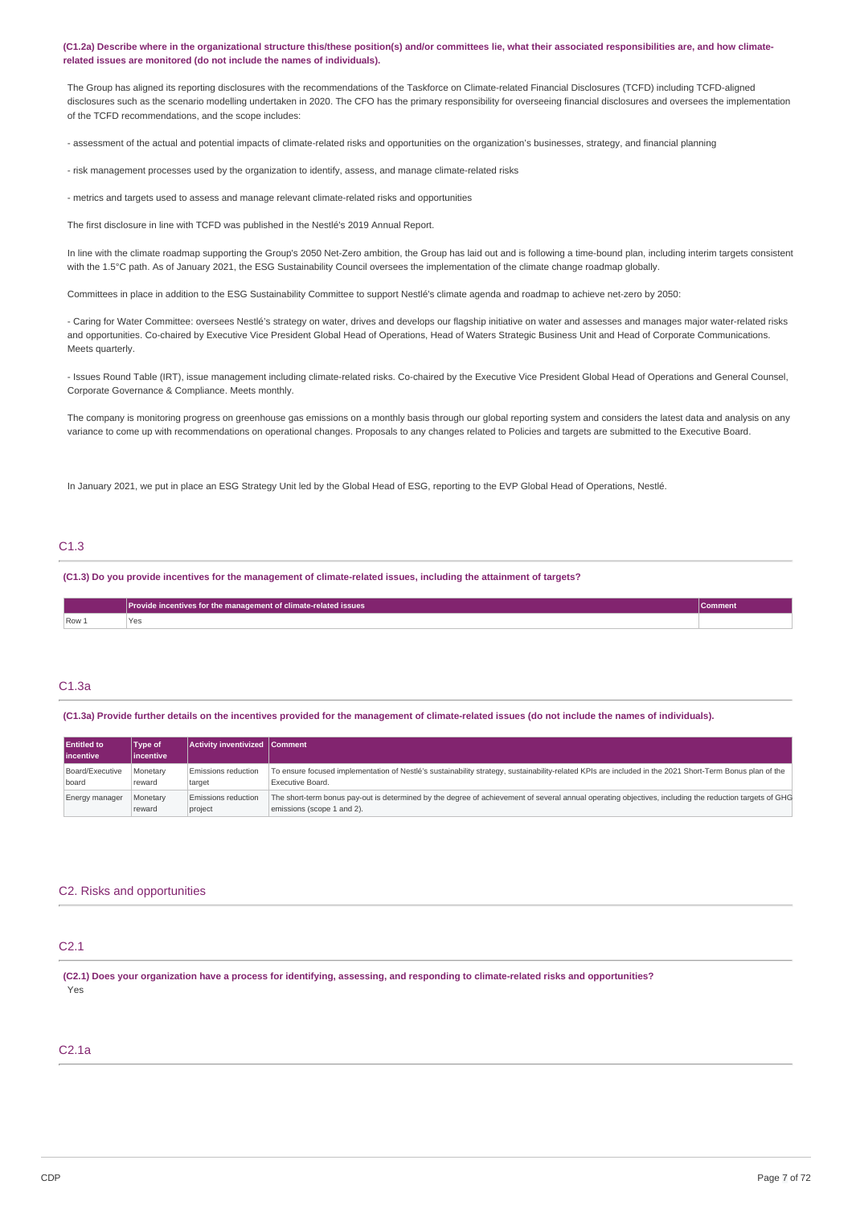**(C1.2a) Describe where in the organizational structure this/these position(s) and/or committees lie, what their associated responsibilities are, and how climate-related issues are monitored (do not include the names of individuals).**

The Group has aligned its reporting disclosures with the recommendations of the Taskforce on Climate-related Financial Disclosures (TCFD) including TCFD-aligned disclosures such as the scenario modelling undertaken in 2020. The CFO has the primary responsibility for overseeing financial disclosures and oversees the implementation of the TCFD recommendations, and the scope includes:

- assessment of the actual and potential impacts of climate-related risks and opportunities on the organization's businesses, strategy, and financial planning

- risk management processes used by the organization to identify, assess, and manage climate-related risks

- metrics and targets used to assess and manage relevant climate-related risks and opportunities

The first disclosure in line with TCFD was published in the Nestlé's 2019 Annual Report.

In line with the climate roadmap supporting the Group's 2050 Net-Zero ambition, the Group has laid out and is following a time-bound plan, including interim targets consistent with the 1.5°C path. As of January 2021, the ESG Sustainability Council oversees the implementation of the climate change roadmap globally.

Committees in place in addition to the ESG Sustainability Committee to support Nestlé's climate agenda and roadmap to achieve net-zero by 2050:

- Caring for Water Committee: oversees Nestlé's strategy on water, drives and develops our flagship initiative on water and assesses and manages major water-related risks and opportunities. Co-chaired by Executive Vice President Global Head of Operations, Head of Waters Strategic Business Unit and Head of Corporate Communications. Meets quarterly.

- Issues Round Table (IRT), issue management including climate-related risks. Co-chaired by the Executive Vice President Global Head of Operations and General Counsel, Corporate Governance & Compliance. Meets monthly.

The company is monitoring progress on greenhouse gas emissions on a monthly basis through our global reporting system and considers the latest data and analysis on any variance to come up with recommendations on operational changes. Proposals to any changes related to Policies and targets are submitted to the Executive Board.

In January 2021, we put in place an ESG Strategy Unit led by the Global Head of ESG, reporting to the EVP Global Head of Operations, Nestlé.

## C1.3

**(C1.3) Do you provide incentives for the management of climate-related issues, including the attainment of targets?**

| | Provide incentives for the management of climate-related issues | Comment |
|---|---|---|
| Row 1 | Yes | |

## C1.3a

**(C1.3a) Provide further details on the incentives provided for the management of climate-related issues (do not include the names of individuals).**

| Entitled to incentive | Type of incentive | Activity inventivized | Comment |
|---|---|---|---|
| Board/Executive board | Monetary reward | Emissions reduction target | To ensure focused implementation of Nestlé's sustainability strategy, sustainability-related KPIs are included in the 2021 Short-Term Bonus plan of the Executive Board. |
| Energy manager | Monetary reward | Emissions reduction project | The short-term bonus pay-out is determined by the degree of achievement of several annual operating objectives, including the reduction targets of GHG emissions (scope 1 and 2). |

## C2. Risks and opportunities

## C2.1

**(C2.1) Does your organization have a process for identifying, assessing, and responding to climate-related risks and opportunities?**

Yes

## C2.1a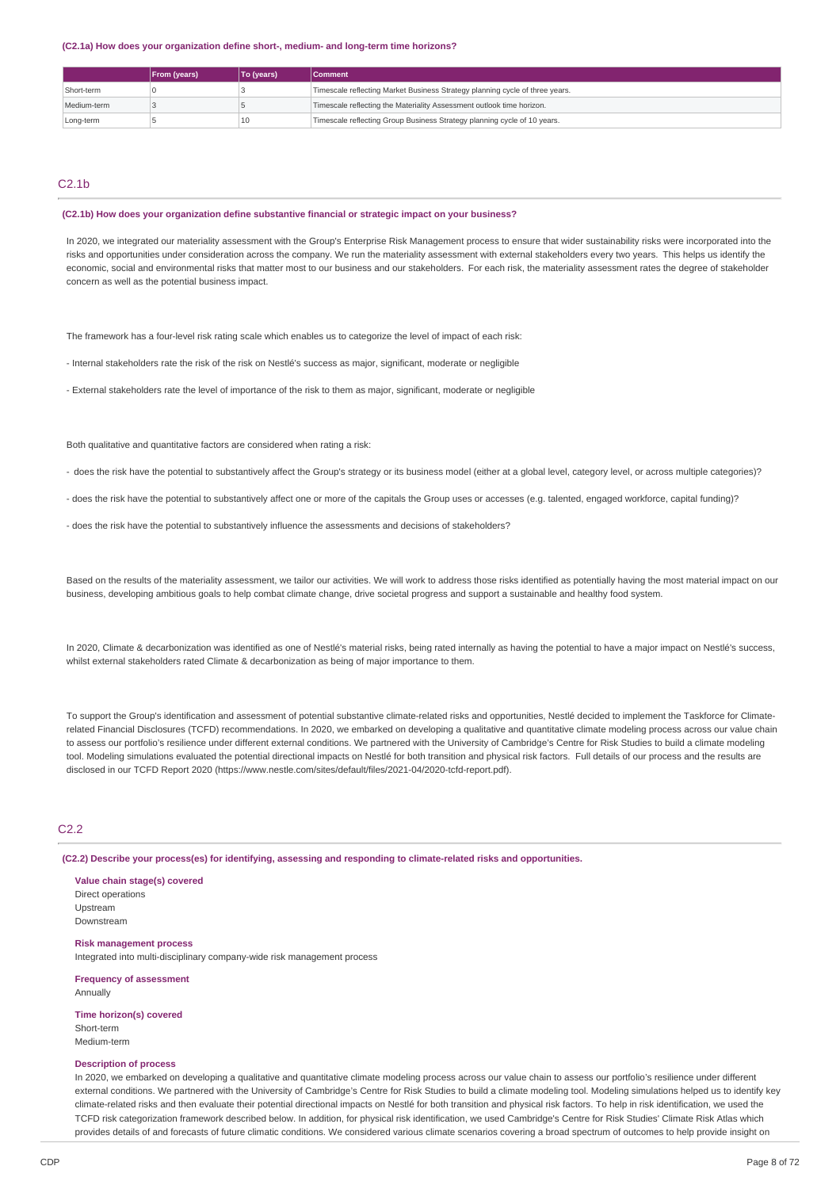(C2.1a) How does your organization define short-, medium- and long-term time horizons?

| | From (years) | To (years) | Comment |
|---|---|---|---|
| Short-term | 0 | 3 | Timescale reflecting Market Business Strategy planning cycle of three years. |
| Medium-term | 3 | 5 | Timescale reflecting the Materiality Assessment outlook time horizon. |
| Long-term | 5 | 10 | Timescale reflecting Group Business Strategy planning cycle of 10 years. |

## C2.1b

**(C2.1b) How does your organization define substantive financial or strategic impact on your business?**

In 2020, we integrated our materiality assessment with the Group's Enterprise Risk Management process to ensure that wider sustainability risks were incorporated into the risks and opportunities under consideration across the company. We run the materiality assessment with external stakeholders every two years. This helps us identify the economic, social and environmental risks that matter most to our business and our stakeholders. For each risk, the materiality assessment rates the degree of stakeholder concern as well as the potential business impact.

The framework has a four-level risk rating scale which enables us to categorize the level of impact of each risk:

- Internal stakeholders rate the risk of the risk on Nestlé's success as major, significant, moderate or negligible

- External stakeholders rate the level of importance of the risk to them as major, significant, moderate or negligible

Both qualitative and quantitative factors are considered when rating a risk:

- does the risk have the potential to substantively affect the Group's strategy or its business model (either at a global level, category level, or across multiple categories)?

- does the risk have the potential to substantively affect one or more of the capitals the Group uses or accesses (e.g. talented, engaged workforce, capital funding)?

- does the risk have the potential to substantively influence the assessments and decisions of stakeholders?

Based on the results of the materiality assessment, we tailor our activities. We will work to address those risks identified as potentially having the most material impact on our business, developing ambitious goals to help combat climate change, drive societal progress and support a sustainable and healthy food system.

In 2020, Climate & decarbonization was identified as one of Nestlé's material risks, being rated internally as having the potential to have a major impact on Nestlé's success, whilst external stakeholders rated Climate & decarbonization as being of major importance to them.

To support the Group's identification and assessment of potential substantive climate-related risks and opportunities, Nestlé decided to implement the Taskforce for Climate-related Financial Disclosures (TCFD) recommendations. In 2020, we embarked on developing a qualitative and quantitative climate modeling process across our value chain to assess our portfolio's resilience under different external conditions. We partnered with the University of Cambridge's Centre for Risk Studies to build a climate modeling tool. Modeling simulations evaluated the potential directional impacts on Nestlé for both transition and physical risk factors. Full details of our process and the results are disclosed in our TCFD Report 2020 (https://www.nestle.com/sites/default/files/2021-04/2020-tcfd-report.pdf).

## C2.2

**(C2.2) Describe your process(es) for identifying, assessing and responding to climate-related risks and opportunities.**

**Value chain stage(s) covered**
Direct operations
Upstream
Downstream

**Risk management process**
Integrated into multi-disciplinary company-wide risk management process

**Frequency of assessment**
Annually

**Time horizon(s) covered**
Short-term
Medium-term

**Description of process**
In 2020, we embarked on developing a qualitative and quantitative climate modeling process across our value chain to assess our portfolio's resilience under different external conditions. We partnered with the University of Cambridge's Centre for Risk Studies to build a climate modeling tool. Modeling simulations helped us to identify key climate-related risks and then evaluate their potential directional impacts on Nestlé for both transition and physical risk factors. To help in risk identification, we used the TCFD risk categorization framework described below. In addition, for physical risk identification, we used Cambridge's Centre for Risk Studies' Climate Risk Atlas which provides details of and forecasts of future climatic conditions. We considered various climate scenarios covering a broad spectrum of outcomes to help provide insight on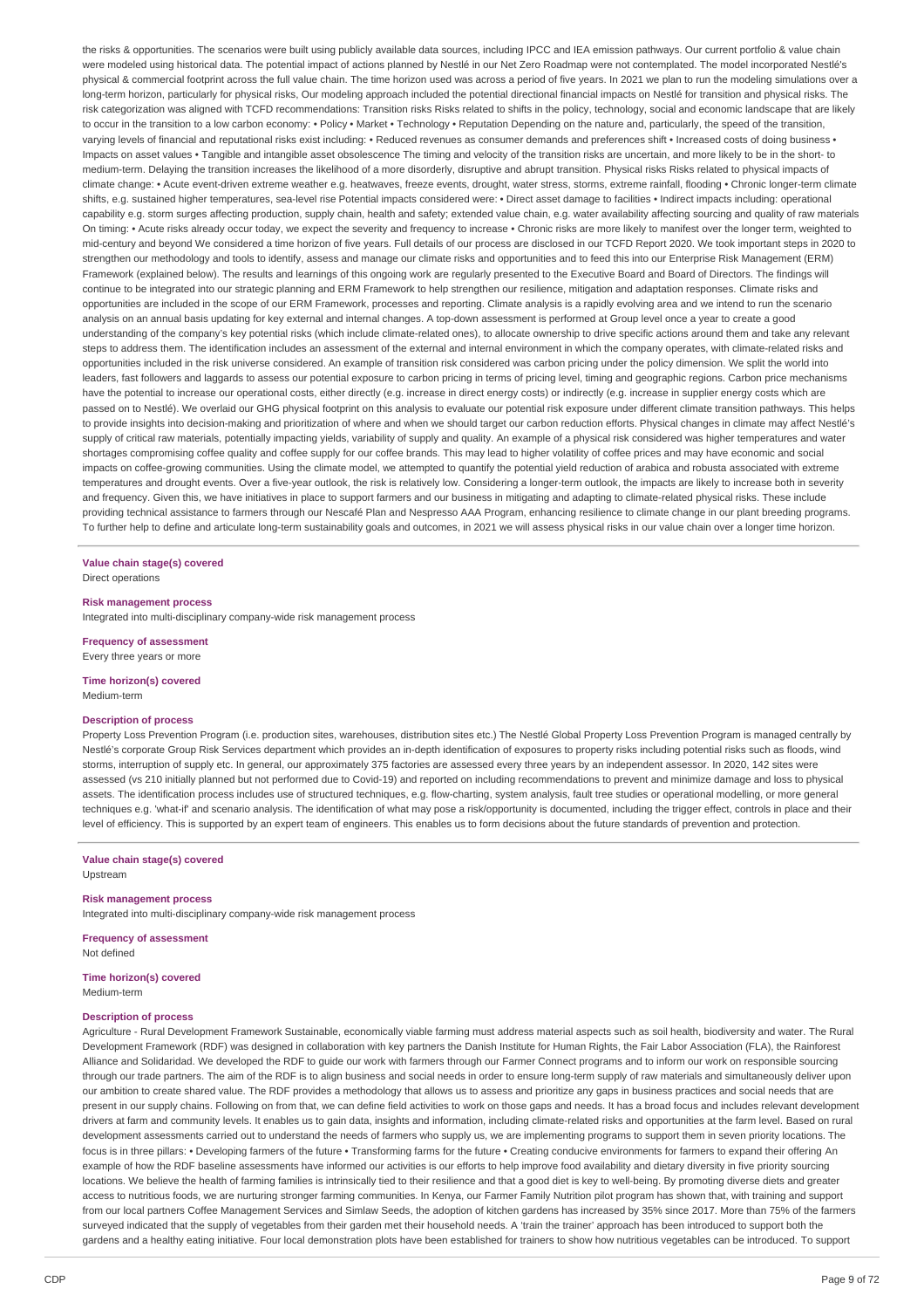the risks & opportunities. The scenarios were built using publicly available data sources, including IPCC and IEA emission pathways. Our current portfolio & value chain were modeled using historical data. The potential impact of actions planned by Nestlé in our Net Zero Roadmap were not contemplated. The model incorporated Nestlé's physical & commercial footprint across the full value chain. The time horizon used was across a period of five years. In 2021 we plan to run the modeling simulations over a long-term horizon, particularly for physical risks, Our modeling approach included the potential directional financial impacts on Nestlé for transition and physical risks. The risk categorization was aligned with TCFD recommendations: Transition risks Risks related to shifts in the policy, technology, social and economic landscape that are likely to occur in the transition to a low carbon economy: • Policy • Market • Technology • Reputation Depending on the nature and, particularly, the speed of the transition, varying levels of financial and reputational risks exist including: • Reduced revenues as consumer demands and preferences shift • Increased costs of doing business • Impacts on asset values • Tangible and intangible asset obsolescence The timing and velocity of the transition risks are uncertain, and more likely to be in the short- to medium-term. Delaying the transition increases the likelihood of a more disorderly, disruptive and abrupt transition. Physical risks Risks related to physical impacts of climate change: • Acute event-driven extreme weather e.g. heatwaves, freeze events, drought, water stress, storms, extreme rainfall, flooding • Chronic longer-term climate shifts, e.g. sustained higher temperatures, sea-level rise Potential impacts considered were: • Direct asset damage to facilities • Indirect impacts including: operational capability e.g. storm surges affecting production, supply chain, health and safety; extended value chain, e.g. water availability affecting sourcing and quality of raw materials On timing: • Acute risks already occur today, we expect the severity and frequency to increase • Chronic risks are more likely to manifest over the longer term, weighted to mid-century and beyond We considered a time horizon of five years. Full details of our process are disclosed in our TCFD Report 2020. We took important steps in 2020 to strengthen our methodology and tools to identify, assess and manage our climate risks and opportunities and to feed this into our Enterprise Risk Management (ERM) Framework (explained below). The results and learnings of this ongoing work are regularly presented to the Executive Board and Board of Directors. The findings will continue to be integrated into our strategic planning and ERM Framework to help strengthen our resilience, mitigation and adaptation responses. Climate risks and opportunities are included in the scope of our ERM Framework, processes and reporting. Climate analysis is a rapidly evolving area and we intend to run the scenario analysis on an annual basis updating for key external and internal changes. A top-down assessment is performed at Group level once a year to create a good understanding of the company's key potential risks (which include climate-related ones), to allocate ownership to drive specific actions around them and take any relevant steps to address them. The identification includes an assessment of the external and internal environment in which the company operates, with climate-related risks and opportunities included in the risk universe considered. An example of transition risk considered was carbon pricing under the policy dimension. We split the world into leaders, fast followers and laggards to assess our potential exposure to carbon pricing in terms of pricing level, timing and geographic regions. Carbon price mechanisms have the potential to increase our operational costs, either directly (e.g. increase in direct energy costs) or indirectly (e.g. increase in supplier energy costs which are passed on to Nestlé). We overlaid our GHG physical footprint on this analysis to evaluate our potential risk exposure under different climate transition pathways. This helps to provide insights into decision-making and prioritization of where and when we should target our carbon reduction efforts. Physical changes in climate may affect Nestlé's supply of critical raw materials, potentially impacting yields, variability of supply and quality. An example of a physical risk considered was higher temperatures and water shortages compromising coffee quality and coffee supply for our coffee brands. This may lead to higher volatility of coffee prices and may have economic and social impacts on coffee-growing communities. Using the climate model, we attempted to quantify the potential yield reduction of arabica and robusta associated with extreme temperatures and drought events. Over a five-year outlook, the risk is relatively low. Considering a longer-term outlook, the impacts are likely to increase both in severity and frequency. Given this, we have initiatives in place to support farmers and our business in mitigating and adapting to climate-related physical risks. These include providing technical assistance to farmers through our Nescafé Plan and Nespresso AAA Program, enhancing resilience to climate change in our plant breeding programs. To further help to define and articulate long-term sustainability goals and outcomes, in 2021 we will assess physical risks in our value chain over a longer time horizon.

**Value chain stage(s) covered**
Direct operations

**Risk management process**
Integrated into multi-disciplinary company-wide risk management process

**Frequency of assessment**
Every three years or more

**Time horizon(s) covered**
Medium-term

**Description of process**
Property Loss Prevention Program (i.e. production sites, warehouses, distribution sites etc.) The Nestlé Global Property Loss Prevention Program is managed centrally by Nestlé's corporate Group Risk Services department which provides an in-depth identification of exposures to property risks including potential risks such as floods, wind storms, interruption of supply etc. In general, our approximately 375 factories are assessed every three years by an independent assessor. In 2020, 142 sites were assessed (vs 210 initially planned but not performed due to Covid-19) and reported on including recommendations to prevent and minimize damage and loss to physical assets. The identification process includes use of structured techniques, e.g. flow-charting, system analysis, fault tree studies or operational modelling, or more general techniques e.g. 'what-if' and scenario analysis. The identification of what may pose a risk/opportunity is documented, including the trigger effect, controls in place and their level of efficiency. This is supported by an expert team of engineers. This enables us to form decisions about the future standards of prevention and protection.

**Value chain stage(s) covered**
Upstream

**Risk management process**
Integrated into multi-disciplinary company-wide risk management process

**Frequency of assessment**
Not defined

**Time horizon(s) covered**
Medium-term

**Description of process**
Agriculture - Rural Development Framework Sustainable, economically viable farming must address material aspects such as soil health, biodiversity and water. The Rural Development Framework (RDF) was designed in collaboration with key partners the Danish Institute for Human Rights, the Fair Labor Association (FLA), the Rainforest Alliance and Solidaridad. We developed the RDF to guide our work with farmers through our Farmer Connect programs and to inform our work on responsible sourcing through our trade partners. The aim of the RDF is to align business and social needs in order to ensure long-term supply of raw materials and simultaneously deliver upon our ambition to create shared value. The RDF provides a methodology that allows us to assess and prioritize any gaps in business practices and social needs that are present in our supply chains. Following on from that, we can define field activities to work on those gaps and needs. It has a broad focus and includes relevant development drivers at farm and community levels. It enables us to gain data, insights and information, including climate-related risks and opportunities at the farm level. Based on rural development assessments carried out to understand the needs of farmers who supply us, we are implementing programs to support them in seven priority locations. The focus is in three pillars: • Developing farmers of the future • Transforming farms for the future • Creating conducive environments for farmers to expand their offering An example of how the RDF baseline assessments have informed our activities is our efforts to help improve food availability and dietary diversity in five priority sourcing locations. We believe the health of farming families is intrinsically tied to their resilience and that a good diet is key to well-being. By promoting diverse diets and greater access to nutritious foods, we are nurturing stronger farming communities. In Kenya, our Farmer Family Nutrition pilot program has shown that, with training and support from our local partners Coffee Management Services and Simlaw Seeds, the adoption of kitchen gardens has increased by 35% since 2017. More than 75% of the farmers surveyed indicated that the supply of vegetables from their garden met their household needs. A 'train the trainer' approach has been introduced to support both the gardens and a healthy eating initiative. Four local demonstration plots have been established for trainers to show how nutritious vegetables can be introduced. To support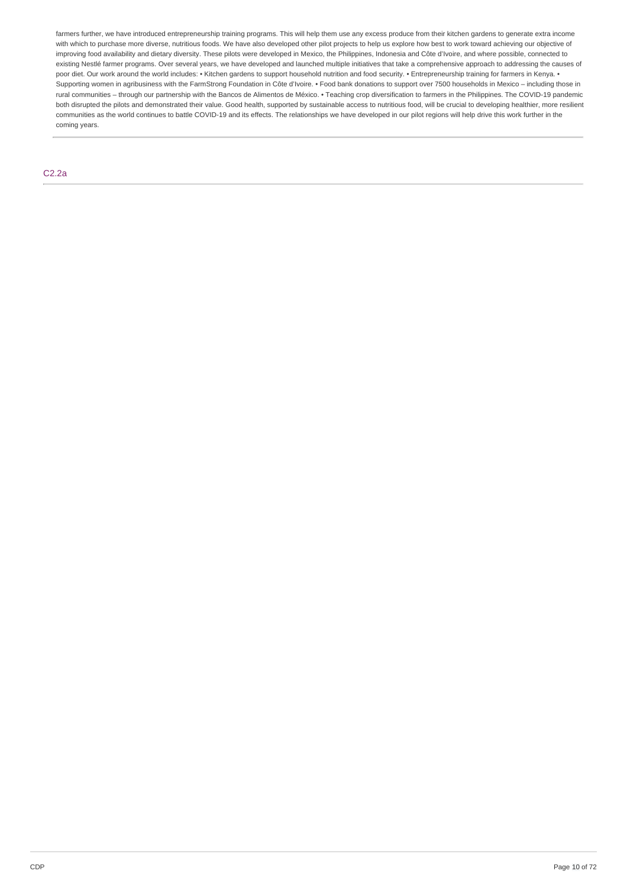farmers further, we have introduced entrepreneurship training programs. This will help them use any excess produce from their kitchen gardens to generate extra income with which to purchase more diverse, nutritious foods. We have also developed other pilot projects to help us explore how best to work toward achieving our objective of improving food availability and dietary diversity. These pilots were developed in Mexico, the Philippines, Indonesia and Côte d'Ivoire, and where possible, connected to existing Nestlé farmer programs. Over several years, we have developed and launched multiple initiatives that take a comprehensive approach to addressing the causes of poor diet. Our work around the world includes: • Kitchen gardens to support household nutrition and food security. • Entrepreneurship training for farmers in Kenya. • Supporting women in agribusiness with the FarmStrong Foundation in Côte d'Ivoire. • Food bank donations to support over 7500 households in Mexico – including those in rural communities – through our partnership with the Bancos de Alimentos de México. • Teaching crop diversification to farmers in the Philippines. The COVID-19 pandemic both disrupted the pilots and demonstrated their value. Good health, supported by sustainable access to nutritious food, will be crucial to developing healthier, more resilient communities as the world continues to battle COVID-19 and its effects. The relationships we have developed in our pilot regions will help drive this work further in the coming years.

## C2.2a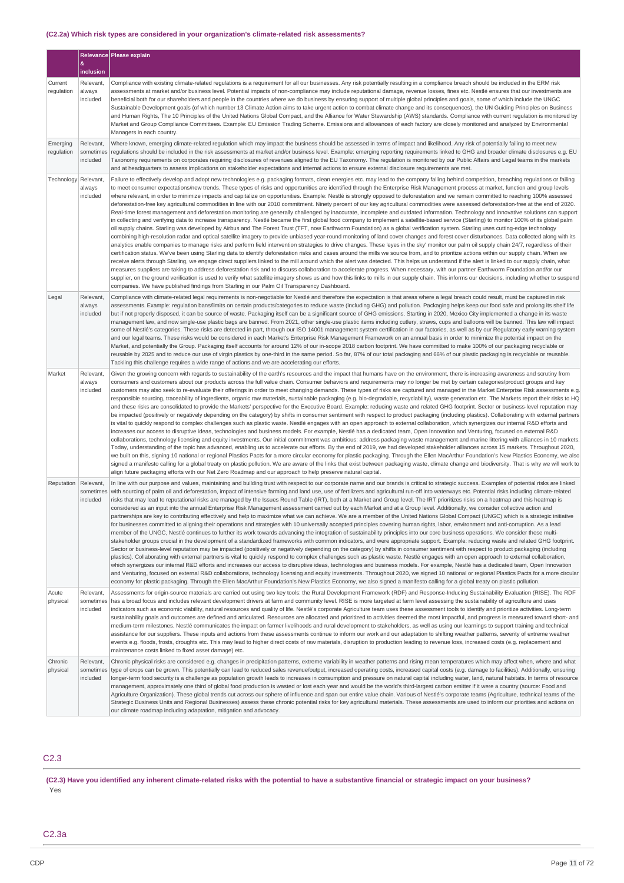### (C2.2a) Which risk types are considered in your organization's climate-related risk assessments?

| | Relevance & inclusion | Please explain |
|---|---|---|
| Current regulation | Relevant, always included | Compliance with existing climate-related regulations is a requirement for all our businesses. Any risk potentially resulting in a compliance breach should be included in the ERM risk assessments at market and/or business level. Potential impacts of non-compliance may include reputational damage, revenue losses, fines etc. Nestlé ensures that our investments are beneficial both for our shareholders and people in the countries where we do business by ensuring support of multiple global principles and goals, some of which include the UNGC Sustainable Development goals (of which number 13 Climate Action aims to take urgent action to combat climate change and its consequences), the UN Guiding Principles on Business and Human Rights, The 10 Principles of the United Nations Global Compact, and the Alliance for Water Stewardship (AWS) standards. Compliance with current regulation is monitored by Market and Group Compliance Committees. Example: EU Emission Trading Scheme. Emissions and allowances of each factory are closely monitored and analyzed by Environmental Managers in each country. |
| Emerging regulation | Relevant, sometimes included | Where known, emerging climate-related regulation which may impact the business should be assessed in terms of impact and likelihood. Any risk of potentially failing to meet new regulations should be included in the risk assessments at market and/or business level. Example: emerging reporting requirements linked to GHG and broader climate disclosures e.g. EU Taxonomy requirements on corporates requiring disclosures of revenues aligned to the EU Taxonomy. The regulation is monitored by our Public Affairs and Legal teams in the markets and at headquarters to assess implications on stakeholder expectations and internal actions to ensure external disclosure requirements are met. |
| Technology | Relevant, always included | Failure to effectively develop and adopt new technologies e.g. packaging formats, clean energies etc. may lead to the company falling behind competition, breaching regulations or failing to meet consumer expectations/new trends. These types of risks and opportunities are identified through the Enterprise Risk Management process at market, function and group levels where relevant, in order to minimize impacts and capitalize on opportunities. Example: Nestlé is strongly opposed to deforestation and we remain committed to reaching 100% assessed deforestation-free key agricultural commodities in line with our 2010 commitment. Ninety percent of our key agricultural commodities were assessed deforestation-free at the end of 2020. Real-time forest management and deforestation monitoring are generally challenged by inaccurate, incomplete and outdated information. Technology and innovative solutions can support in collecting and verifying data to increase transparency. Nestlé became the first global food company to implement a satellite-based service (Starling) to monitor 100% of its global palm oil supply chains. Starling was developed by Airbus and The Forest Trust (TFT, now Earthworm Foundation) as a global verification system. Starling uses cutting-edge technology combining high-resolution radar and optical satellite imagery to provide unbiased year-round monitoring of land cover changes and forest cover disturbances. Data collected along with its analytics enable companies to manage risks and perform field intervention strategies to drive changes. These 'eyes in the sky' monitor our palm oil supply chain 24/7, regardless of their certification status. We've been using Starling data to identify deforestation risks and cases around the mills we source from, and to prioritize actions within our supply chain. When we receive alerts through Starling, we engage direct suppliers linked to the mill around which the alert was detected. This helps us understand if the alert is linked to our supply chain, what measures suppliers are taking to address deforestation risk and to discuss collaboration to accelerate progress. When necessary, with our partner Earthworm Foundation and/or our supplier, on the ground verification is used to verify what satellite imagery shows us and how this links to mills in our supply chain. This informs our decisions, including whether to suspend companies. We have published findings from Starling in our Palm Oil Transparency Dashboard. |
| Legal | Relevant, always included | Compliance with climate-related legal requirements is non-negotiable for Nestlé and therefore the expectation is that areas where a legal breach could result, must be captured in risk assessments. Example: regulation bans/limits on certain products/categories to reduce waste (including GHG) and pollution. Packaging helps keep our food safe and prolong its shelf life but if not properly disposed, it can be source of waste. Packaging itself can be a significant source of GHG emissions. Starting in 2020, Mexico City implemented a change in its waste management law, and now single-use plastic bags are banned. From 2021, other single-use plastic items including cutlery, straws, cups and balloons will be banned. This law will impact some of Nestlé's categories. These risks are detected in part, through our ISO 14001 management system certification in our factories, as well as by our Regulatory early warning system and our legal teams. These risks would be considered in each Market's Enterprise Risk Management Framework on an annual basis in order to minimize the potential impact on the Market, and potentially the Group. Packaging itself accounts for around 12% of our in-scope 2018 carbon footprint. We have committed to make 100% of our packaging recyclable or reusable by 2025 and to reduce our use of virgin plastics by one-third in the same period. So far, 87% of our total packaging and 66% of our plastic packaging is recyclable or reusable. Tackling this challenge requires a wide range of actions and we are accelerating our efforts. |
| Market | Relevant, always included | Given the growing concern with regards to sustainability of the earth's resources and the impact that humans have on the environment, there is increasing awareness and scrutiny from consumers and customers about our products across the full value chain. Consumer behaviors and requirements may no longer be met by certain categories/product groups and key customers may also seek to re-evaluate their offerings in order to meet changing demands. These types of risks are captured and managed in the Market Enterprise Risk assessments e.g. responsible sourcing, traceability of ingredients, organic raw materials, sustainable packaging (e.g. bio-degradable, recyclability), waste generation etc. The Markets report their risks to HQ and these risks are consolidated to provide the Markets' perspective for the Executive Board. Example: reducing waste and related GHG footprint. Sector or business-level reputation may be impacted (positively or negatively depending on the category) by shifts in consumer sentiment with respect to product packaging (including plastics). Collaborating with external partners is vital to quickly respond to complex challenges such as plastic waste. Nestlé engages with an open approach to external collaboration, which synergizes our internal R&D efforts and increases our access to disruptive ideas, technologies and business models. For example, Nestlé has a dedicated team, Open Innovation and Venturing, focused on external R&D collaborations, technology licensing and equity investments. Our initial commitment was ambitious: address packaging waste management and marine littering with alliances in 10 markets. Today, understanding of the topic has advanced, enabling us to accelerate our efforts. By the end of 2019, we had developed stakeholder alliances across 15 markets. Throughout 2020, we built on this, signing 10 national or regional Plastics Pacts for a more circular economy for plastic packaging. Through the Ellen MacArthur Foundation's New Plastics Economy, we also signed a manifesto calling for a global treaty on plastic pollution. We are aware of the links that exist between packaging waste, climate change and biodiversity. That is why we will work to align future packaging efforts with our Net Zero Roadmap and our approach to help preserve natural capital. |
| Reputation | Relevant, sometimes included | In line with our purpose and values, maintaining and building trust with respect to our corporate name and our brands is critical to strategic success. Examples of potential risks are linked with sourcing of palm oil and deforestation, impact of intensive farming and land use, use of fertilizers and agricultural run-off into waterways etc. Potential risks including climate-related risks that may lead to reputational risks are managed by the Issues Round Table (IRT), both at a Market and Group level. The IRT prioritizes risks on a heatmap and this heatmap is considered as an input into the annual Enterprise Risk Management assessment carried out by each Market and at a Group level. Additionally, we consider collective action and partnerships are key to contributing effectively and help to maximize what we can achieve. We are a member of the United Nations Global Compact (UNGC) which is a strategic initiative for businesses committed to aligning their operations and strategies with 10 universally accepted principles covering human rights, labor, environment and anti-corruption. As a lead member of the UNGC, Nestlé continues to further its work towards advancing the integration of sustainability principles into our core business operations. We consider these multi-stakeholder groups crucial in the development of a standardized frameworks with common indicators, and were appropriate support. Example: reducing waste and related GHG footprint. Sector or business-level reputation may be impacted (positively or negatively depending on the category) by shifts in consumer sentiment with respect to product packaging (including plastics). Collaborating with external partners is vital to quickly respond to complex challenges such as plastic waste. Nestlé engages with an open approach to external collaboration, which synergizes our internal R&D efforts and increases our access to disruptive ideas, technologies and business models. For example, Nestlé has a dedicated team, Open Innovation and Venturing, focused on external R&D collaborations, technology licensing and equity investments. Throughout 2020, we signed 10 national or regional Plastics Pacts for a more circular economy for plastic packaging. Through the Ellen MacArthur Foundation's New Plastics Economy, we also signed a manifesto calling for a global treaty on plastic pollution. |
| Acute physical | Relevant, sometimes included | Assessments for origin-source materials are carried out using two key tools: the Rural Development Framework (RDF) and Response-Inducing Sustainability Evaluation (RISE). The RDF has a broad focus and includes relevant development drivers at farm and community level. RISE is more targeted at farm level assessing the sustainability of agriculture and uses indicators such as economic viability, natural resources and quality of life. Nestlé's corporate Agriculture team uses these assessment tools to identify and prioritize activities. Long-term sustainability goals and outcomes are defined and articulated. Resources are allocated and prioritized to activities deemed the most impactful, and progress is measured toward short- and medium-term milestones. Nestlé communicates the impact on farmer livelihoods and rural development to stakeholders, as well as using our learnings to support training and technical assistance for our suppliers. These inputs and actions from these assessments continue to inform our work and our adaptation to shifting weather patterns, severity of extreme weather events e.g. floods, frosts, droughts etc. This may lead to higher direct costs of raw materials, disruption to production leading to revenue loss, increased costs (e.g. replacement and maintenance costs linked to fixed asset damage) etc. |
| Chronic physical | Relevant, sometimes included | Chronic physical risks are considered e.g. changes in precipitation patterns, extreme variability in weather patterns and rising mean temperatures which may affect when, where and what type of crops can be grown. This potentially can lead to reduced sales revenue/output, increased operating costs, increased capital costs (e.g. damage to facilities). Additionally, ensuring longer-term food security is a challenge as population growth leads to increases in consumption and pressure on natural capital including water, land, natural habitats. In terms of resource management, approximately one third of global food production is wasted or lost each year and would be the world's third-largest carbon emitter if it were a country (source: Food and Agriculture Organization). These global trends cut across our sphere of influence and span our entire value chain. Various of Nestlé's corporate teams (Agriculture, technical teams of the Strategic Business Units and Regional Businesses) assess these chronic potential risks for key agricultural materials. These assessments are used to inform our priorities and actions on our climate roadmap including adaptation, mitigation and advocacy. |

## C2.3

**(C2.3) Have you identified any inherent climate-related risks with the potential to have a substantive financial or strategic impact on your business?**

Yes

## C2.3a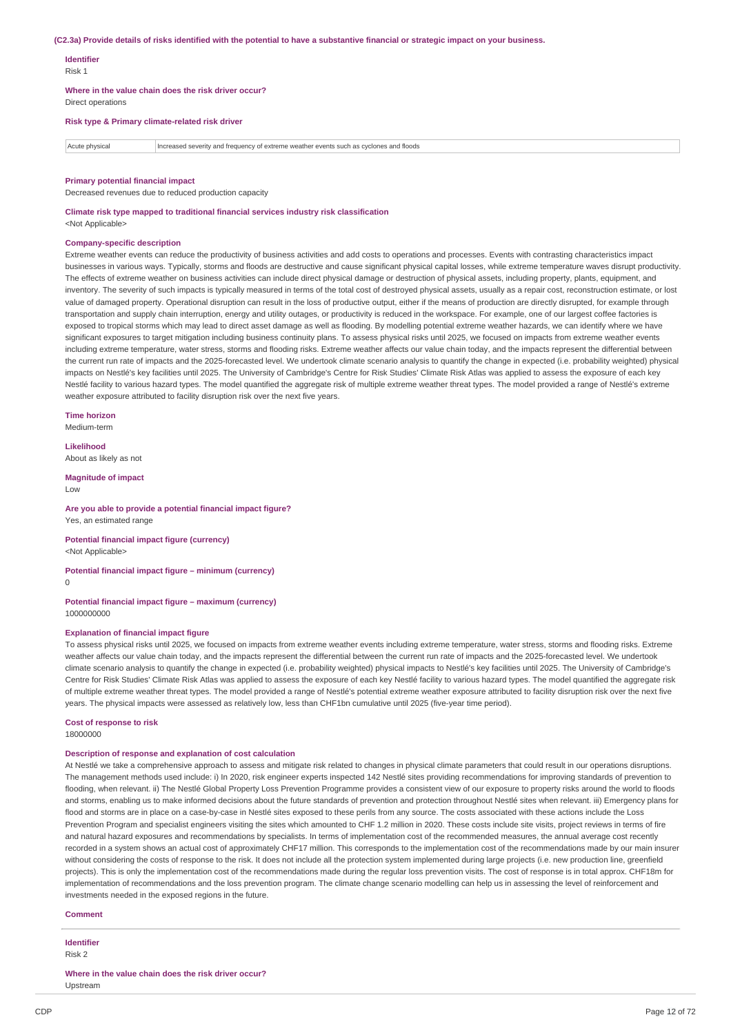**(C2.3a) Provide details of risks identified with the potential to have a substantive financial or strategic impact on your business.**

**Identifier**
Risk 1

**Where in the value chain does the risk driver occur?**
Direct operations

**Risk type & Primary climate-related risk driver**

| Acute physical | Increased severity and frequency of extreme weather events such as cyclones and floods |
|---|---|

**Primary potential financial impact**
Decreased revenues due to reduced production capacity

**Climate risk type mapped to traditional financial services industry risk classification**
<Not Applicable>

**Company-specific description**
Extreme weather events can reduce the productivity of business activities and add costs to operations and processes. Events with contrasting characteristics impact businesses in various ways. Typically, storms and floods are destructive and cause significant physical capital losses, while extreme temperature waves disrupt productivity. The effects of extreme weather on business activities can include direct physical damage or destruction of physical assets, including property, plants, equipment, and inventory. The severity of such impacts is typically measured in terms of the total cost of destroyed physical assets, usually as a repair cost, reconstruction estimate, or lost value of damaged property. Operational disruption can result in the loss of productive output, either if the means of production are directly disrupted, for example through transportation and supply chain interruption, energy and utility outages, or productivity is reduced in the workspace. For example, one of our largest coffee factories is exposed to tropical storms which may lead to direct asset damage as well as flooding. By modelling potential extreme weather hazards, we can identify where we have significant exposures to target mitigation including business continuity plans. To assess physical risks until 2025, we focused on impacts from extreme weather events including extreme temperature, water stress, storms and flooding risks. Extreme weather affects our value chain today, and the impacts represent the differential between the current run rate of impacts and the 2025-forecasted level. We undertook climate scenario analysis to quantify the change in expected (i.e. probability weighted) physical impacts on Nestlé's key facilities until 2025. The University of Cambridge's Centre for Risk Studies' Climate Risk Atlas was applied to assess the exposure of each key Nestlé facility to various hazard types. The model quantified the aggregate risk of multiple extreme weather threat types. The model provided a range of Nestlé's extreme weather exposure attributed to facility disruption risk over the next five years.

**Time horizon**
Medium-term

**Likelihood**
About as likely as not

**Magnitude of impact**
Low

**Are you able to provide a potential financial impact figure?**
Yes, an estimated range

**Potential financial impact figure (currency)**
<Not Applicable>

**Potential financial impact figure – minimum (currency)**
0

**Potential financial impact figure – maximum (currency)**
1000000000

**Explanation of financial impact figure**
To assess physical risks until 2025, we focused on impacts from extreme weather events including extreme temperature, water stress, storms and flooding risks. Extreme weather affects our value chain today, and the impacts represent the differential between the current run rate of impacts and the 2025-forecasted level. We undertook climate scenario analysis to quantify the change in expected (i.e. probability weighted) physical impacts to Nestlé's key facilities until 2025. The University of Cambridge's Centre for Risk Studies' Climate Risk Atlas was applied to assess the exposure of each key Nestlé facility to various hazard types. The model quantified the aggregate risk of multiple extreme weather threat types. The model provided a range of Nestlé's potential extreme weather exposure attributed to facility disruption risk over the next five years. The physical impacts were assessed as relatively low, less than CHF1bn cumulative until 2025 (five-year time period).

**Cost of response to risk**
18000000

**Description of response and explanation of cost calculation**
At Nestlé we take a comprehensive approach to assess and mitigate risk related to changes in physical climate parameters that could result in our operations disruptions. The management methods used include: i) In 2020, risk engineer experts inspected 142 Nestlé sites providing recommendations for improving standards of prevention to flooding, when relevant. ii) The Nestlé Global Property Loss Prevention Programme provides a consistent view of our exposure to property risks around the world to floods and storms, enabling us to make informed decisions about the future standards of prevention and protection throughout Nestlé sites when relevant. iii) Emergency plans for flood and storms are in place on a case-by-case in Nestlé sites exposed to these perils from any source. The costs associated with these actions include the Loss Prevention Program and specialist engineers visiting the sites which amounted to CHF 1.2 million in 2020. These costs include site visits, project reviews in terms of fire and natural hazard exposures and recommendations by specialists. In terms of implementation cost of the recommended measures, the annual average cost recently recorded in a system shows an actual cost of approximately CHF17 million. This corresponds to the implementation cost of the recommendations made by our main insurer without considering the costs of response to the risk. It does not include all the protection system implemented during large projects (i.e. new production line, greenfield projects). This is only the implementation cost of the recommendations made during the regular loss prevention visits. The cost of response is in total approx. CHF18m for implementation of recommendations and the loss prevention program. The climate change scenario modelling can help us in assessing the level of reinforcement and investments needed in the exposed regions in the future.

**Comment**

---

**Identifier**
Risk 2

**Where in the value chain does the risk driver occur?**
Upstream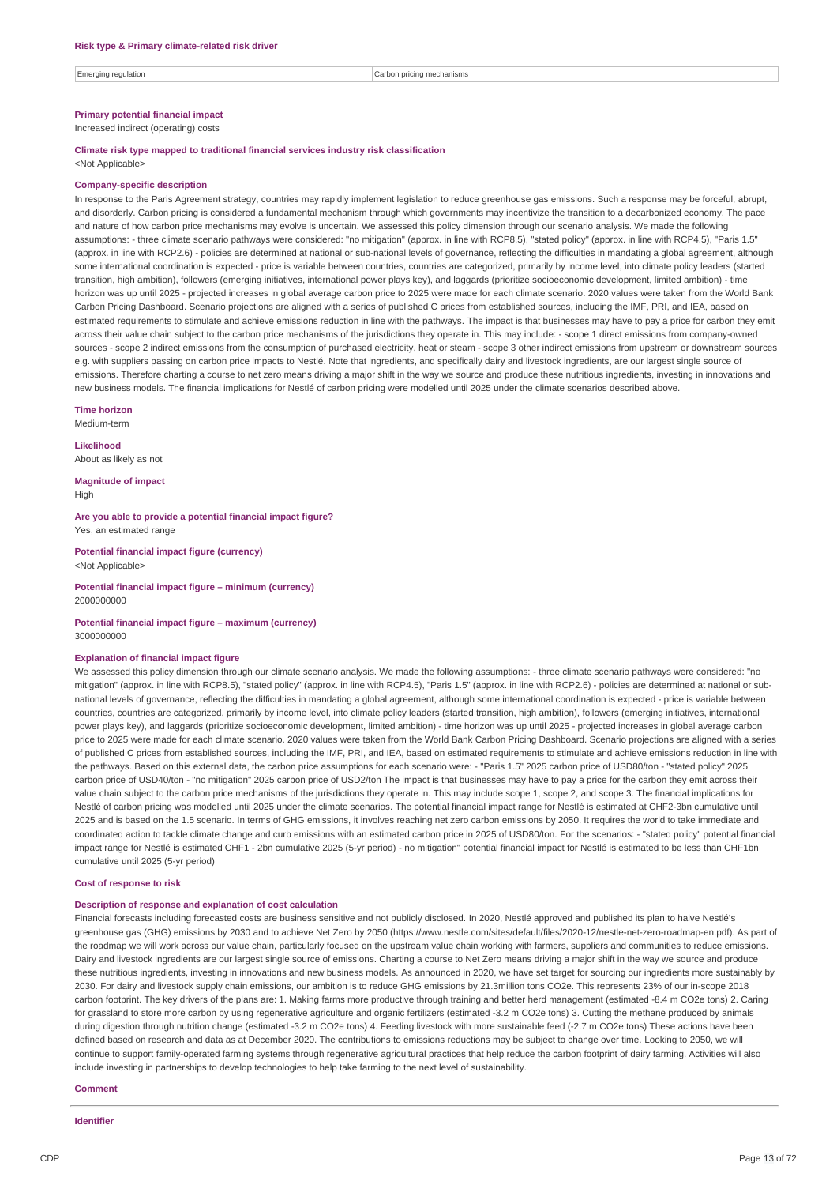**Risk type & Primary climate-related risk driver**

| Emerging regulation | Carbon pricing mechanisms |
|---|---|

**Primary potential financial impact**

Increased indirect (operating) costs

**Climate risk type mapped to traditional financial services industry risk classification**

<Not Applicable>

**Company-specific description**

In response to the Paris Agreement strategy, countries may rapidly implement legislation to reduce greenhouse gas emissions. Such a response may be forceful, abrupt, and disorderly. Carbon pricing is considered a fundamental mechanism through which governments may incentivize the transition to a decarbonized economy. The pace and nature of how carbon price mechanisms may evolve is uncertain. We assessed this policy dimension through our scenario analysis. We made the following assumptions: - three climate scenario pathways were considered: "no mitigation" (approx. in line with RCP8.5), "stated policy" (approx. in line with RCP4.5), "Paris 1.5" (approx. in line with RCP2.6) - policies are determined at national or sub-national levels of governance, reflecting the difficulties in mandating a global agreement, although some international coordination is expected - price is variable between countries, countries are categorized, primarily by income level, into climate policy leaders (started transition, high ambition), followers (emerging initiatives, international power plays key), and laggards (prioritize socioeconomic development, limited ambition) - time horizon was up until 2025 - projected increases in global average carbon price to 2025 were made for each climate scenario. 2020 values were taken from the World Bank Carbon Pricing Dashboard. Scenario projections are aligned with a series of published C prices from established sources, including the IMF, PRI, and IEA, based on estimated requirements to stimulate and achieve emissions reduction in line with the pathways. The impact is that businesses may have to pay a price for carbon they emit across their value chain subject to the carbon price mechanisms of the jurisdictions they operate in. This may include: - scope 1 direct emissions from company-owned sources - scope 2 indirect emissions from the consumption of purchased electricity, heat or steam - scope 3 other indirect emissions from upstream or downstream sources e.g. with suppliers passing on carbon price impacts to Nestlé. Note that ingredients, and specifically dairy and livestock ingredients, are our largest single source of emissions. Therefore charting a course to net zero means driving a major shift in the way we source and produce these nutritious ingredients, investing in innovations and new business models. The financial implications for Nestlé of carbon pricing were modelled until 2025 under the climate scenarios described above.

**Time horizon**

Medium-term

**Likelihood**

About as likely as not

**Magnitude of impact**

High

**Are you able to provide a potential financial impact figure?**

Yes, an estimated range

**Potential financial impact figure (currency)**

<Not Applicable>

**Potential financial impact figure – minimum (currency)**

2000000000

**Potential financial impact figure – maximum (currency)**

3000000000

**Explanation of financial impact figure**

We assessed this policy dimension through our climate scenario analysis. We made the following assumptions: - three climate scenario pathways were considered: "no mitigation" (approx. in line with RCP8.5), "stated policy" (approx. in line with RCP4.5), "Paris 1.5" (approx. in line with RCP2.6) - policies are determined at national or sub-national levels of governance, reflecting the difficulties in mandating a global agreement, although some international coordination is expected - price is variable between countries, countries are categorized, primarily by income level, into climate policy leaders (started transition, high ambition), followers (emerging initiatives, international power plays key), and laggards (prioritize socioeconomic development, limited ambition) - time horizon was up until 2025 - projected increases in global average carbon price to 2025 were made for each climate scenario. 2020 values were taken from the World Bank Carbon Pricing Dashboard. Scenario projections are aligned with a series of published C prices from established sources, including the IMF, PRI, and IEA, based on estimated requirements to stimulate and achieve emissions reduction in line with the pathways. Based on this external data, the carbon price assumptions for each scenario were: - "Paris 1.5" 2025 carbon price of USD80/ton - "stated policy" 2025 carbon price of USD40/ton - "no mitigation" 2025 carbon price of USD2/ton The impact is that businesses may have to pay a price for the carbon they emit across their value chain subject to the carbon price mechanisms of the jurisdictions they operate in. This may include scope 1, scope 2, and scope 3. The financial implications for Nestlé of carbon pricing was modelled until 2025 under the climate scenarios. The potential financial impact range for Nestlé is estimated at CHF2-3bn cumulative until 2025 and is based on the 1.5 scenario. In terms of GHG emissions, it involves reaching net zero carbon emissions by 2050. It requires the world to take immediate and coordinated action to tackle climate change and curb emissions with an estimated carbon price in 2025 of USD80/ton. For the scenarios: - "stated policy" potential financial impact range for Nestlé is estimated CHF1 - 2bn cumulative 2025 (5-yr period) - no mitigation" potential financial impact for Nestlé is estimated to be less than CHF1bn cumulative until 2025 (5-yr period)

**Cost of response to risk**

**Description of response and explanation of cost calculation**

Financial forecasts including forecasted costs are business sensitive and not publicly disclosed. In 2020, Nestlé approved and published its plan to halve Nestlé's greenhouse gas (GHG) emissions by 2030 and to achieve Net Zero by 2050 (https://www.nestle.com/sites/default/files/2020-12/nestle-net-zero-roadmap-en.pdf). As part of the roadmap we will work across our value chain, particularly focused on the upstream value chain working with farmers, suppliers and communities to reduce emissions. Dairy and livestock ingredients are our largest single source of emissions. Charting a course to Net Zero means driving a major shift in the way we source and produce these nutritious ingredients, investing in innovations and new business models. As announced in 2020, we have set target for sourcing our ingredients more sustainably by 2030. For dairy and livestock supply chain emissions, our ambition is to reduce GHG emissions by 21.3million tons CO2e. This represents 23% of our in-scope 2018 carbon footprint. The key drivers of the plans are: 1. Making farms more productive through training and better herd management (estimated -8.4 m CO2e tons) 2. Caring for grassland to store more carbon by using regenerative agriculture and organic fertilizers (estimated -3.2 m CO2e tons) 3. Cutting the methane produced by animals during digestion through nutrition change (estimated -3.2 m CO2e tons) 4. Feeding livestock with more sustainable feed (-2.7 m CO2e tons) These actions have been defined based on research and data as at December 2020. The contributions to emissions reductions may be subject to change over time. Looking to 2050, we will continue to support family-operated farming systems through regenerative agricultural practices that help reduce the carbon footprint of dairy farming. Activities will also include investing in partnerships to develop technologies to help take farming to the next level of sustainability.

**Comment**

**Identifier**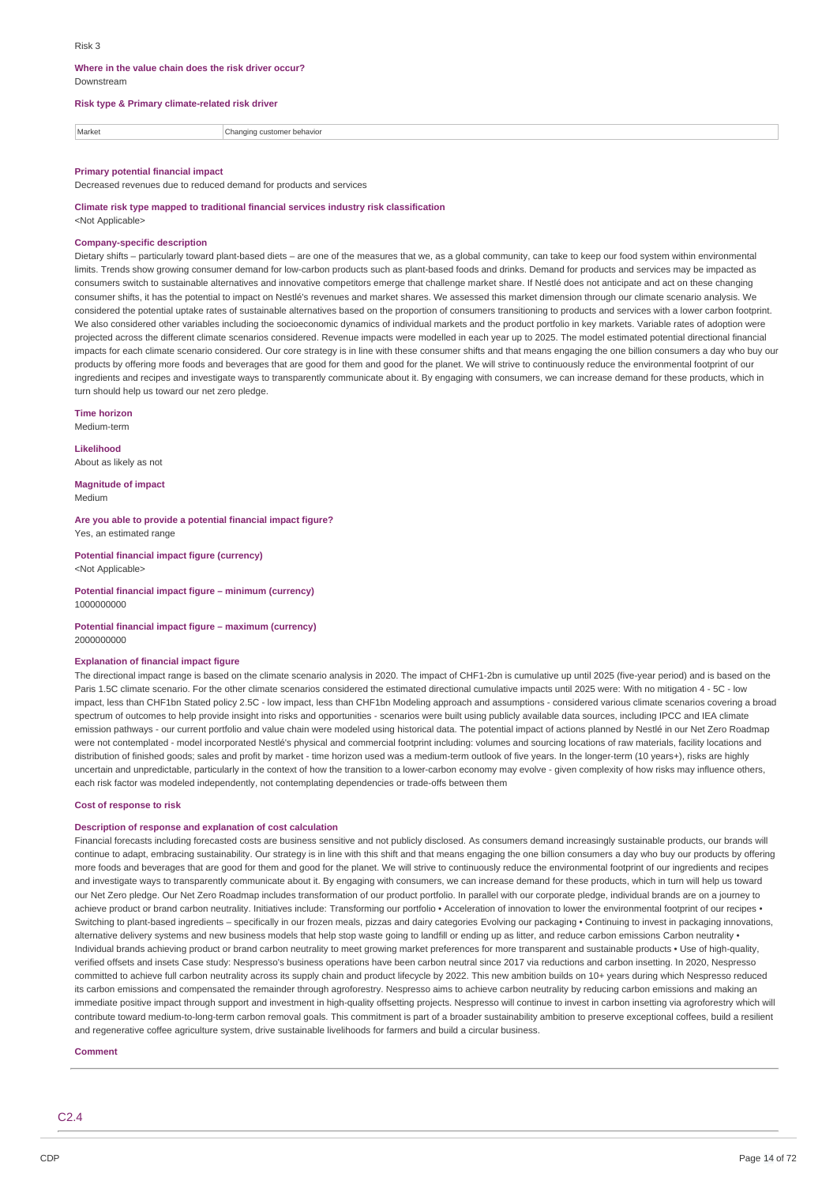Risk 3

**Where in the value chain does the risk driver occur?**

Downstream

**Risk type & Primary climate-related risk driver**

| Market | Changing customer behavior |
|---|---|

**Primary potential financial impact**

Decreased revenues due to reduced demand for products and services

**Climate risk type mapped to traditional financial services industry risk classification**

<Not Applicable>

**Company-specific description**

Dietary shifts – particularly toward plant-based diets – are one of the measures that we, as a global community, can take to keep our food system within environmental limits. Trends show growing consumer demand for low-carbon products such as plant-based foods and drinks. Demand for products and services may be impacted as consumers switch to sustainable alternatives and innovative competitors emerge that challenge market share. If Nestlé does not anticipate and act on these changing consumer shifts, it has the potential to impact on Nestlé's revenues and market shares. We assessed this market dimension through our climate scenario analysis. We considered the potential uptake rates of sustainable alternatives based on the proportion of consumers transitioning to products and services with a lower carbon footprint. We also considered other variables including the socioeconomic dynamics of individual markets and the product portfolio in key markets. Variable rates of adoption were projected across the different climate scenarios considered. Revenue impacts were modelled in each year up to 2025. The model estimated potential directional financial impacts for each climate scenario considered. Our core strategy is in line with these consumer shifts and that means engaging the one billion consumers a day who buy our products by offering more foods and beverages that are good for them and good for the planet. We will strive to continuously reduce the environmental footprint of our ingredients and recipes and investigate ways to transparently communicate about it. By engaging with consumers, we can increase demand for these products, which in turn should help us toward our net zero pledge.

**Time horizon**

Medium-term

**Likelihood**

About as likely as not

**Magnitude of impact**

Medium

**Are you able to provide a potential financial impact figure?**

Yes, an estimated range

**Potential financial impact figure (currency)**

<Not Applicable>

**Potential financial impact figure – minimum (currency)**

1000000000

**Potential financial impact figure – maximum (currency)**

2000000000

**Explanation of financial impact figure**

The directional impact range is based on the climate scenario analysis in 2020. The impact of CHF1-2bn is cumulative up until 2025 (five-year period) and is based on the Paris 1.5C climate scenario. For the other climate scenarios considered the estimated directional cumulative impacts until 2025 were: With no mitigation 4 - 5C - low impact, less than CHF1bn Stated policy 2.5C - low impact, less than CHF1bn Modeling approach and assumptions - considered various climate scenarios covering a broad spectrum of outcomes to help provide insight into risks and opportunities - scenarios were built using publicly available data sources, including IPCC and IEA climate emission pathways - our current portfolio and value chain were modeled using historical data. The potential impact of actions planned by Nestlé in our Net Zero Roadmap were not contemplated - model incorporated Nestlé's physical and commercial footprint including: volumes and sourcing locations of raw materials, facility locations and distribution of finished goods; sales and profit by market - time horizon used was a medium-term outlook of five years. In the longer-term (10 years+), risks are highly uncertain and unpredictable, particularly in the context of how the transition to a lower-carbon economy may evolve - given complexity of how risks may influence others, each risk factor was modeled independently, not contemplating dependencies or trade-offs between them

**Cost of response to risk**

**Description of response and explanation of cost calculation**

Financial forecasts including forecasted costs are business sensitive and not publicly disclosed. As consumers demand increasingly sustainable products, our brands will continue to adapt, embracing sustainability. Our strategy is in line with this shift and that means engaging the one billion consumers a day who buy our products by offering more foods and beverages that are good for them and good for the planet. We will strive to continuously reduce the environmental footprint of our ingredients and recipes and investigate ways to transparently communicate about it. By engaging with consumers, we can increase demand for these products, which in turn will help us toward our Net Zero pledge. Our Net Zero Roadmap includes transformation of our product portfolio. In parallel with our corporate pledge, individual brands are on a journey to achieve product or brand carbon neutrality. Initiatives include: Transforming our portfolio • Acceleration of innovation to lower the environmental footprint of our recipes • Switching to plant-based ingredients – specifically in our frozen meals, pizzas and dairy categories Evolving our packaging • Continuing to invest in packaging innovations, alternative delivery systems and new business models that help stop waste going to landfill or ending up as litter, and reduce carbon emissions Carbon neutrality • Individual brands achieving product or brand carbon neutrality to meet growing market preferences for more transparent and sustainable products • Use of high-quality, verified offsets and insets Case study: Nespresso's business operations have been carbon neutral since 2017 via reductions and carbon insetting. In 2020, Nespresso committed to achieve full carbon neutrality across its supply chain and product lifecycle by 2022. This new ambition builds on 10+ years during which Nespresso reduced its carbon emissions and compensated the remainder through agroforestry. Nespresso aims to achieve carbon neutrality by reducing carbon emissions and making an immediate positive impact through support and investment in high-quality offsetting projects. Nespresso will continue to invest in carbon insetting via agroforestry which will contribute toward medium-to-long-term carbon removal goals. This commitment is part of a broader sustainability ambition to preserve exceptional coffees, build a resilient and regenerative coffee agriculture system, drive sustainable livelihoods for farmers and build a circular business.

**Comment**

## C2.4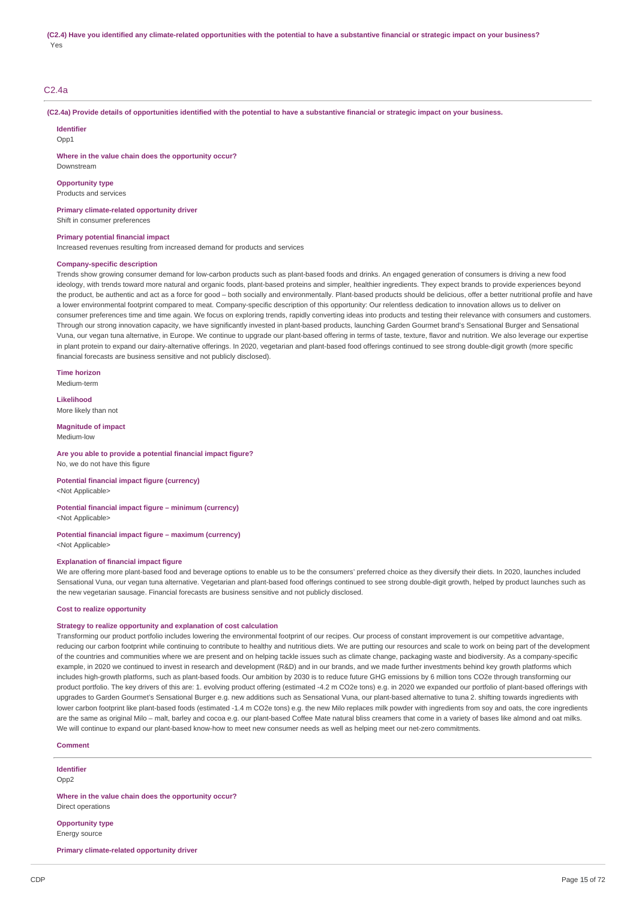**(C2.4) Have you identified any climate-related opportunities with the potential to have a substantive financial or strategic impact on your business?**

Yes

## C2.4a

**(C2.4a) Provide details of opportunities identified with the potential to have a substantive financial or strategic impact on your business.**

**Identifier**

Opp1

**Where in the value chain does the opportunity occur?**

Downstream

**Opportunity type**

Products and services

**Primary climate-related opportunity driver**

Shift in consumer preferences

**Primary potential financial impact**

Increased revenues resulting from increased demand for products and services

**Company-specific description**

Trends show growing consumer demand for low-carbon products such as plant-based foods and drinks. An engaged generation of consumers is driving a new food ideology, with trends toward more natural and organic foods, plant-based proteins and simpler, healthier ingredients. They expect brands to provide experiences beyond the product, be authentic and act as a force for good – both socially and environmentally. Plant-based products should be delicious, offer a better nutritional profile and have a lower environmental footprint compared to meat. Company-specific description of this opportunity: Our relentless dedication to innovation allows us to deliver on consumer preferences time and time again. We focus on exploring trends, rapidly converting ideas into products and testing their relevance with consumers and customers. Through our strong innovation capacity, we have significantly invested in plant-based products, launching Garden Gourmet brand's Sensational Burger and Sensational Vuna, our vegan tuna alternative, in Europe. We continue to upgrade our plant-based offering in terms of taste, texture, flavor and nutrition. We also leverage our expertise in plant protein to expand our dairy-alternative offerings. In 2020, vegetarian and plant-based food offerings continued to see strong double-digit growth (more specific financial forecasts are business sensitive and not publicly disclosed).

**Time horizon**

Medium-term

**Likelihood**

More likely than not

**Magnitude of impact**

Medium-low

**Are you able to provide a potential financial impact figure?**

No, we do not have this figure

**Potential financial impact figure (currency)**

<Not Applicable>

**Potential financial impact figure – minimum (currency)**

<Not Applicable>

**Potential financial impact figure – maximum (currency)**

<Not Applicable>

**Explanation of financial impact figure**

We are offering more plant-based food and beverage options to enable us to be the consumers' preferred choice as they diversify their diets. In 2020, launches included Sensational Vuna, our vegan tuna alternative. Vegetarian and plant-based food offerings continued to see strong double-digit growth, helped by product launches such as the new vegetarian sausage. Financial forecasts are business sensitive and not publicly disclosed.

**Cost to realize opportunity**

**Strategy to realize opportunity and explanation of cost calculation**

Transforming our product portfolio includes lowering the environmental footprint of our recipes. Our process of constant improvement is our competitive advantage, reducing our carbon footprint while continuing to contribute to healthy and nutritious diets. We are putting our resources and scale to work on being part of the development of the countries and communities where we are present and on helping tackle issues such as climate change, packaging waste and biodiversity. As a company-specific example, in 2020 we continued to invest in research and development (R&D) and in our brands, and we made further investments behind key growth platforms which includes high-growth platforms, such as plant-based foods. Our ambition by 2030 is to reduce future GHG emissions by 6 million tons CO2e through transforming our product portfolio. The key drivers of this are: 1. evolving product offering (estimated -4.2 m CO2e tons) e.g. in 2020 we expanded our portfolio of plant-based offerings with upgrades to Garden Gourmet's Sensational Burger e.g. new additions such as Sensational Vuna, our plant-based alternative to tuna 2. shifting towards ingredients with lower carbon footprint like plant-based foods (estimated -1.4 m CO2e tons) e.g. the new Milo replaces milk powder with ingredients from soy and oats, the core ingredients are the same as original Milo – malt, barley and cocoa e.g. our plant-based Coffee Mate natural bliss creamers that come in a variety of bases like almond and oat milks. We will continue to expand our plant-based know-how to meet new consumer needs as well as helping meet our net-zero commitments.

**Comment**

**Identifier**

Opp2

**Where in the value chain does the opportunity occur?**

Direct operations

**Opportunity type**

Energy source

**Primary climate-related opportunity driver**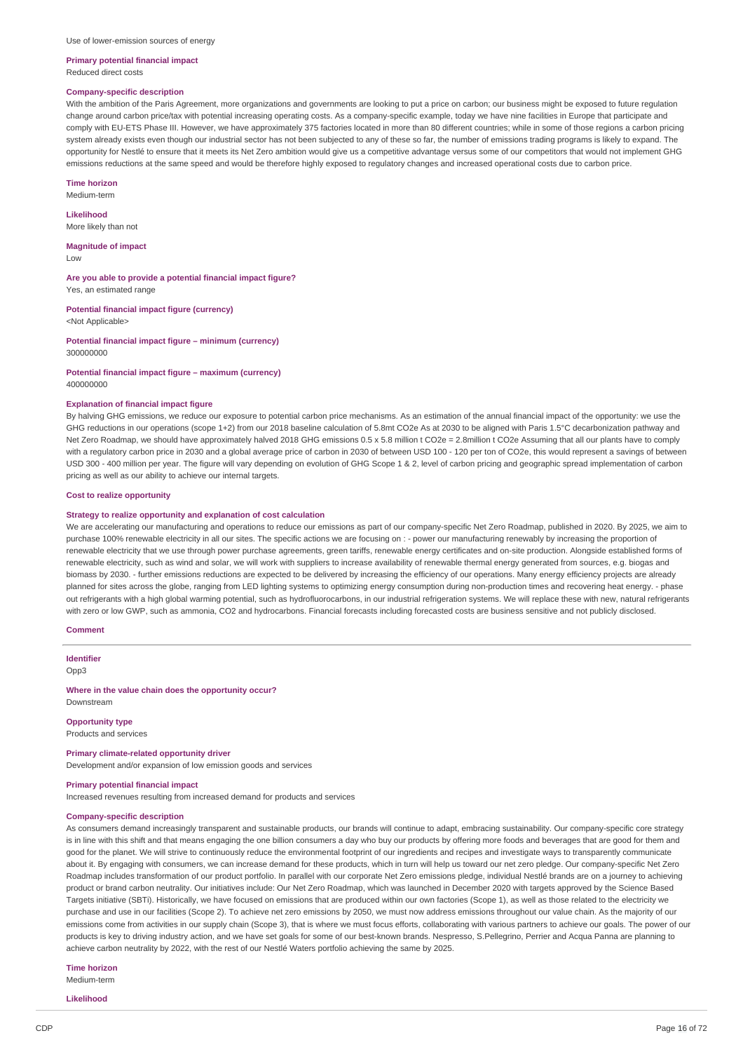Use of lower-emission sources of energy

**Primary potential financial impact**
Reduced direct costs

**Company-specific description**
With the ambition of the Paris Agreement, more organizations and governments are looking to put a price on carbon; our business might be exposed to future regulation change around carbon price/tax with potential increasing operating costs. As a company-specific example, today we have nine facilities in Europe that participate and comply with EU-ETS Phase III. However, we have approximately 375 factories located in more than 80 different countries; while in some of those regions a carbon pricing system already exists even though our industrial sector has not been subjected to any of these so far, the number of emissions trading programs is likely to expand. The opportunity for Nestlé to ensure that it meets its Net Zero ambition would give us a competitive advantage versus some of our competitors that would not implement GHG emissions reductions at the same speed and would be therefore highly exposed to regulatory changes and increased operational costs due to carbon price.

**Time horizon**
Medium-term

**Likelihood**
More likely than not

**Magnitude of impact**
Low

**Are you able to provide a potential financial impact figure?**
Yes, an estimated range

**Potential financial impact figure (currency)**
<Not Applicable>

**Potential financial impact figure – minimum (currency)**
300000000

**Potential financial impact figure – maximum (currency)**
400000000

**Explanation of financial impact figure**
By halving GHG emissions, we reduce our exposure to potential carbon price mechanisms. As an estimation of the annual financial impact of the opportunity: we use the GHG reductions in our operations (scope 1+2) from our 2018 baseline calculation of 5.8mt CO2e As at 2030 to be aligned with Paris 1.5°C decarbonization pathway and Net Zero Roadmap, we should have approximately halved 2018 GHG emissions 0.5 x 5.8 million t CO2e = 2.8million t CO2e Assuming that all our plants have to comply with a regulatory carbon price in 2030 and a global average price of carbon in 2030 of between USD 100 - 120 per ton of CO2e, this would represent a savings of between USD 300 - 400 million per year. The figure will vary depending on evolution of GHG Scope 1 & 2, level of carbon pricing and geographic spread implementation of carbon pricing as well as our ability to achieve our internal targets.

**Cost to realize opportunity**

**Strategy to realize opportunity and explanation of cost calculation**
We are accelerating our manufacturing and operations to reduce our emissions as part of our company-specific Net Zero Roadmap, published in 2020. By 2025, we aim to purchase 100% renewable electricity in all our sites. The specific actions we are focusing on : - power our manufacturing renewably by increasing the proportion of renewable electricity that we use through power purchase agreements, green tariffs, renewable energy certificates and on-site production. Alongside established forms of renewable electricity, such as wind and solar, we will work with suppliers to increase availability of renewable thermal energy generated from sources, e.g. biogas and biomass by 2030. - further emissions reductions are expected to be delivered by increasing the efficiency of our operations. Many energy efficiency projects are already planned for sites across the globe, ranging from LED lighting systems to optimizing energy consumption during non-production times and recovering heat energy. - phase out refrigerants with a high global warming potential, such as hydrofluorocarbons, in our industrial refrigeration systems. We will replace these with new, natural refrigerants with zero or low GWP, such as ammonia, CO2 and hydrocarbons. Financial forecasts including forecasted costs are business sensitive and not publicly disclosed.

**Comment**

---

**Identifier**
Opp3

**Where in the value chain does the opportunity occur?**
Downstream

**Opportunity type**
Products and services

**Primary climate-related opportunity driver**
Development and/or expansion of low emission goods and services

**Primary potential financial impact**
Increased revenues resulting from increased demand for products and services

**Company-specific description**
As consumers demand increasingly transparent and sustainable products, our brands will continue to adapt, embracing sustainability. Our company-specific core strategy is in line with this shift and that means engaging the one billion consumers a day who buy our products by offering more foods and beverages that are good for them and good for the planet. We will strive to continuously reduce the environmental footprint of our ingredients and recipes and investigate ways to transparently communicate about it. By engaging with consumers, we can increase demand for these products, which in turn will help us toward our net zero pledge. Our company-specific Net Zero Roadmap includes transformation of our product portfolio. In parallel with our corporate Net Zero emissions pledge, individual Nestlé brands are on a journey to achieving product or brand carbon neutrality. Our initiatives include: Our Net Zero Roadmap, which was launched in December 2020 with targets approved by the Science Based Targets initiative (SBTi). Historically, we have focused on emissions that are produced within our own factories (Scope 1), as well as those related to the electricity we purchase and use in our facilities (Scope 2). To achieve net zero emissions by 2050, we must now address emissions throughout our value chain. As the majority of our emissions come from activities in our supply chain (Scope 3), that is where we must focus efforts, collaborating with various partners to achieve our goals. The power of our products is key to driving industry action, and we have set goals for some of our best-known brands. Nespresso, S.Pellegrino, Perrier and Acqua Panna are planning to achieve carbon neutrality by 2022, with the rest of our Nestlé Waters portfolio achieving the same by 2025.

**Time horizon**
Medium-term

**Likelihood**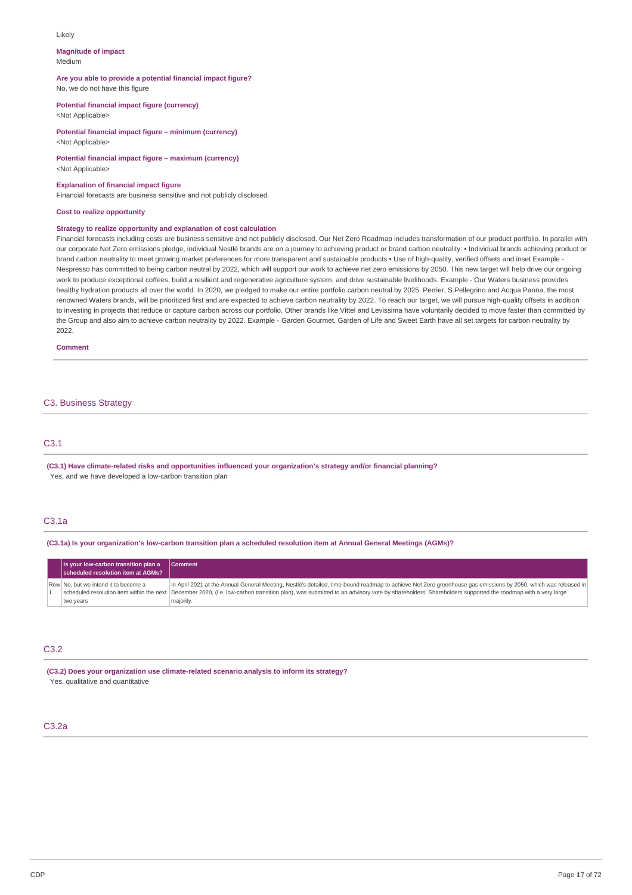Likely

**Magnitude of impact**
Medium

**Are you able to provide a potential financial impact figure?**
No, we do not have this figure

**Potential financial impact figure (currency)**
<Not Applicable>

**Potential financial impact figure – minimum (currency)**
<Not Applicable>

**Potential financial impact figure – maximum (currency)**
<Not Applicable>

**Explanation of financial impact figure**
Financial forecasts are business sensitive and not publicly disclosed.

**Cost to realize opportunity**

**Strategy to realize opportunity and explanation of cost calculation**
Financial forecasts including costs are business sensitive and not publicly disclosed. Our Net Zero Roadmap includes transformation of our product portfolio. In parallel with our corporate Net Zero emissions pledge, individual Nestlé brands are on a journey to achieving product or brand carbon neutrality: • Individual brands achieving product or brand carbon neutrality to meet growing market preferences for more transparent and sustainable products • Use of high-quality, verified offsets and inset Example - Nespresso has committed to being carbon neutral by 2022, which will support our work to achieve net zero emissions by 2050. This new target will help drive our ongoing work to produce exceptional coffees, build a resilient and regenerative agriculture system, and drive sustainable livelihoods. Example - Our Waters business provides healthy hydration products all over the world. In 2020, we pledged to make our entire portfolio carbon neutral by 2025. Perrier, S.Pellegrino and Acqua Panna, the most renowned Waters brands, will be prioritized first and are expected to achieve carbon neutrality by 2022. To reach our target, we will pursue high-quality offsets in addition to investing in projects that reduce or capture carbon across our portfolio. Other brands like Vittel and Levissima have voluntarily decided to move faster than committed by the Group and also aim to achieve carbon neutrality by 2022. Example - Garden Gourmet, Garden of Life and Sweet Earth have all set targets for carbon neutrality by 2022.

**Comment**

## C3. Business Strategy

### C3.1

**(C3.1) Have climate-related risks and opportunities influenced your organization's strategy and/or financial planning?**
Yes, and we have developed a low-carbon transition plan

### C3.1a

**(C3.1a) Is your organization's low-carbon transition plan a scheduled resolution item at Annual General Meetings (AGMs)?**

| | Is your low-carbon transition plan a scheduled resolution item at AGMs? | Comment |
|---|---|---|
| Row 1 | No, but we intend it to become a scheduled resolution item within the next two years | In April 2021 at the Annual General Meeting, Nestlé's detailed, time-bound roadmap to achieve Net Zero greenhouse gas emissions by 2050, which was released in December 2020, (i.e. low-carbon transition plan), was submitted to an advisory vote by shareholders. Shareholders supported the roadmap with a very large majority. |

### C3.2

**(C3.2) Does your organization use climate-related scenario analysis to inform its strategy?**
Yes, qualitative and quantitative

### C3.2a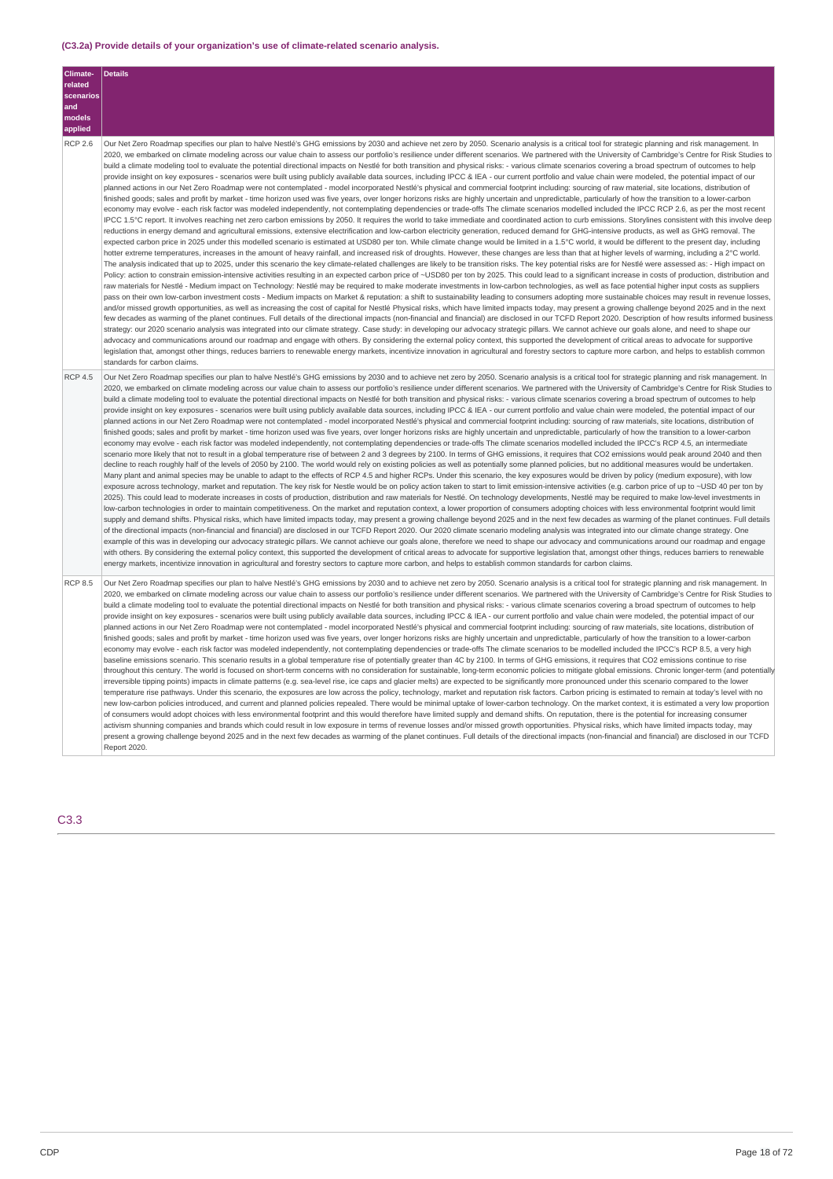### (C3.2a) Provide details of your organization's use of climate-related scenario analysis.

| Climate-related scenarios and models applied | Details |
|---|---|
| RCP 2.6 | Our Net Zero Roadmap specifies our plan to halve Nestlé's GHG emissions by 2030 and achieve net zero by 2050. Scenario analysis is a critical tool for strategic planning and risk management. In 2020, we embarked on climate modeling across our value chain to assess our portfolio's resilience under different scenarios. We partnered with the University of Cambridge's Centre for Risk Studies to build a climate modeling tool to evaluate the potential directional impacts on Nestlé for both transition and physical risks: - various climate scenarios covering a broad spectrum of outcomes to help provide insight on key exposures - scenarios were built using publicly available data sources, including IPCC & IEA - our current portfolio and value chain were modeled, the potential impact of our planned actions in our Net Zero Roadmap were not contemplated - model incorporated Nestlé's physical and commercial footprint including: sourcing of raw material, site locations, distribution of finished goods; sales and profit by market - time horizon used was five years, over longer horizons risks are highly uncertain and unpredictable, particularly of how the transition to a lower-carbon economy may evolve - each risk factor was modeled independently, not contemplating dependencies or trade-offs The climate scenarios modelled included the IPCC RCP 2.6, as per the most recent IPCC 1.5°C report. It involves reaching net zero carbon emissions by 2050. It requires the world to take immediate and coordinated action to curb emissions. Storylines consistent with this involve deep reductions in energy demand and agricultural emissions, extensive electrification and low-carbon electricity generation, reduced demand for GHG-intensive products, as well as GHG removal. The expected carbon price in 2025 under this modelled scenario is estimated at USD80 per ton. While climate change would be limited in a 1.5°C world, it would be different to the present day, including hotter extreme temperatures, increases in the amount of heavy rainfall, and increased risk of droughts. However, these changes are less than that at higher levels of warming, including a 2°C world. The analysis indicated that up to 2025, under this scenario the key climate-related challenges are likely to be transition risks. The key potential risks are for Nestlé were assessed as: - High impact on Policy: action to constrain emission-intensive activities resulting in an expected carbon price of ~USD80 per ton by 2025. This could lead to a significant increase in costs of production, distribution and raw materials for Nestlé - Medium impact on Technology: Nestlé may be required to make moderate investments in low-carbon technologies, as well as face potential higher input costs as suppliers pass on their own low-carbon investment costs - Medium impacts on Market & reputation: a shift to sustainability leading to consumers adopting more sustainable choices may result in revenue losses, and/or missed growth opportunities, as well as increasing the cost of capital for Nestlé Physical risks, which have limited impacts today, may present a growing challenge beyond 2025 and in the next few decades as warming of the planet continues. Full details of the directional impacts (non-financial and financial) are disclosed in our TCFD Report 2020. Description of how results informed business strategy: our 2020 scenario analysis was integrated into our climate strategy. Case study: in developing our advocacy strategic pillars. We cannot achieve our goals alone, and need to shape our advocacy and communications around our roadmap and engage with others. By considering the external policy context, this supported the development of critical areas to advocate for supportive legislation that, amongst other things, reduces barriers to renewable energy markets, incentivize innovation in agricultural and forestry sectors to capture more carbon, and helps to establish common standards for carbon claims. |
| RCP 4.5 | Our Net Zero Roadmap specifies our plan to halve Nestlé's GHG emissions by 2030 and to achieve net zero by 2050. Scenario analysis is a critical tool for strategic planning and risk management. In 2020, we embarked on climate modeling across our value chain to assess our portfolio's resilience under different scenarios. We partnered with the University of Cambridge's Centre for Risk Studies to build a climate modeling tool to evaluate the potential directional impacts on Nestlé for both transition and physical risks: - various climate scenarios covering a broad spectrum of outcomes to help provide insight on key exposures - scenarios were built using publicly available data sources, including IPCC & IEA - our current portfolio and value chain were modeled, the potential impact of our planned actions in our Net Zero Roadmap were not contemplated - model incorporated Nestlé's physical and commercial footprint including: sourcing of raw materials, site locations, distribution of finished goods; sales and profit by market - time horizon used was five years, over longer horizons risks are highly uncertain and unpredictable, particularly of how the transition to a lower-carbon economy may evolve - each risk factor was modeled independently, not contemplating dependencies or trade-offs The climate scenarios modelled included the IPCC's RCP 4.5, an intermediate scenario more likely that not to result in a global temperature rise of between 2 and 3 degrees by 2100. In terms of GHG emissions, it requires that CO2 emissions would peak around 2040 and then decline to reach roughly half of the levels of 2050 by 2100. The world would rely on existing policies as well as potentially some planned policies, but no additional measures would be undertaken. Many plant and animal species may be unable to adapt to the effects of RCP 4.5 and higher RCPs. Under this scenario, the key exposures would be driven by policy (medium exposure), with low exposure across technology, market and reputation. The key risk for Nestle would be on policy action taken to start to limit emission-intensive activities (e.g. carbon price of up to ~USD 40 per ton by 2025). This could lead to moderate increases in costs of production, distribution and raw materials for Nestlé. On technology developments, Nestlé may be required to make low-level investments in low-carbon technologies in order to maintain competitiveness. On the market and reputation context, a lower proportion of consumers adopting choices with less environmental footprint would limit supply and demand shifts. Physical risks, which have limited impacts today, may present a growing challenge beyond 2025 and in the next few decades as warming of the planet continues. Full details of the directional impacts (non-financial and financial) are disclosed in our TCFD Report 2020. Our 2020 climate scenario modeling analysis was integrated into our climate change strategy. One example of this was in developing our advocacy strategic pillars. We cannot achieve our goals alone, therefore we need to shape our advocacy and communications around our roadmap and engage with others. By considering the external policy context, this supported the development of critical areas to advocate for supportive legislation that, amongst other things, reduces barriers to renewable energy markets, incentivize innovation in agricultural and forestry sectors to capture more carbon, and helps to establish common standards for carbon claims. |
| RCP 8.5 | Our Net Zero Roadmap specifies our plan to halve Nestlé's GHG emissions by 2030 and to achieve net zero by 2050. Scenario analysis is a critical tool for strategic planning and risk management. In 2020, we embarked on climate modeling across our value chain to assess our portfolio's resilience under different scenarios. We partnered with the University of Cambridge's Centre for Risk Studies to build a climate modeling tool to evaluate the potential directional impacts on Nestlé for both transition and physical risks: - various climate scenarios covering a broad spectrum of outcomes to help provide insight on key exposures - scenarios were built using publicly available data sources, including IPCC & IEA - our current portfolio and value chain were modeled, the potential impact of our planned actions in our Net Zero Roadmap were not contemplated - model incorporated Nestlé's physical and commercial footprint including: sourcing of raw materials, site locations, distribution of finished goods; sales and profit by market - time horizon used was five years, over longer horizons risks are highly uncertain and unpredictable, particularly of how the transition to a lower-carbon economy may evolve - each risk factor was modeled independently, not contemplating dependencies or trade-offs The climate scenarios to be modelled included the IPCC's RCP 8.5, a very high baseline emissions scenario. This scenario results in a global temperature rise of potentially greater than 4C by 2100. In terms of GHG emissions, it requires that CO2 emissions continue to rise throughout this century. The world is focused on short-term concerns with no consideration for sustainable, long-term economic policies to mitigate global emissions. Chronic longer-term (and potentially irreversible tipping points) impacts in climate patterns (e.g. sea-level rise, ice caps and glacier melts) are expected to be significantly more pronounced under this scenario compared to the lower temperature rise pathways. Under this scenario, the exposures are low across the policy, technology, market and reputation risk factors. Carbon pricing is estimated to remain at today's level with no new low-carbon policies introduced, and current and planned policies repealed. There would be minimal uptake of lower-carbon technology. On the market context, it is estimated a very low proportion of consumers would adopt choices with less environmental footprint and this would therefore have limited supply and demand shifts. On reputation, there is the potential for increasing consumer activism shunning companies and brands which could result in low exposure in terms of revenue losses and/or missed growth opportunities. Physical risks, which have limited impacts today, may present a growing challenge beyond 2025 and in the next few decades as warming of the planet continues. Full details of the directional impacts (non-financial and financial) are disclosed in our TCFD Report 2020. |

## C3.3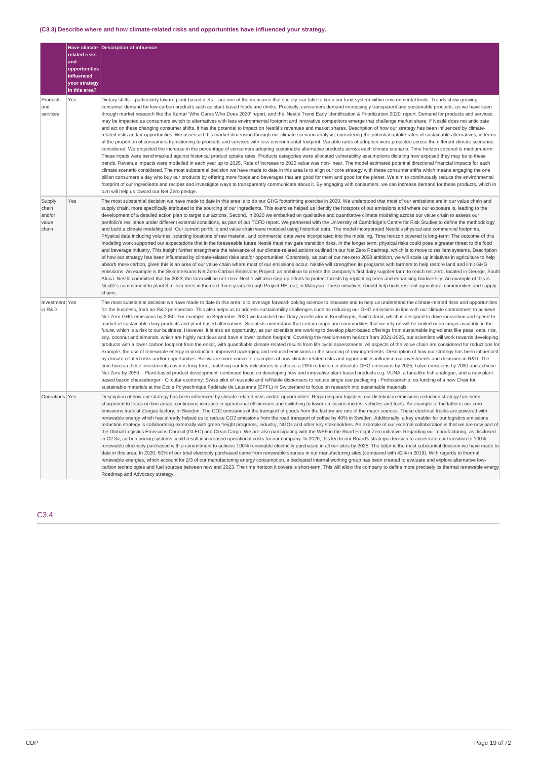### (C3.3) Describe where and how climate-related risks and opportunities have influenced your strategy.

| | Have climate-related risks and opportunities influenced your strategy in this area? | Description of influence |
|---|---|---|
| Products and services | Yes | Dietary shifts – particularly toward plant-based diets – are one of the measures that society can take to keep our food system within environmental limits. Trends show growing consumer demand for low-carbon products such as plant-based foods and drinks. Precisely, consumers demand increasingly transparent and sustainable products, as we have seen through market research like the Kantar 'Who Cares Who Does 2020' report, and the 'Nestlé Trend Early Identification & Prioritization 2020' report. Demand for products and services may be impacted as consumers switch to alternatives with less environmental footprint and innovative competitors emerge that challenge market share. If Nestlé does not anticipate and act on these changing consumer shifts, it has the potential to impact on Nestlé's revenues and market shares. Description of how our strategy has been influenced by climate-related risks and/or opportunities: We assessed this market dimension through our climate scenario analysis, considering the potential uptake rates of sustainable alternatives, in terms of the proportion of consumers transitioning to products and services with less environmental footprint. Variable rates of adoption were projected across the different climate scenarios considered. We projected the increase in the percentage of consumers adopting sustainable alternative products across each climate scenario. Time horizon covered is medium-term: These inputs were benchmarked against historical product uptake rates. Products categories were allocated vulnerability assumptions dictating how exposed they may be to these trends. Revenue impacts were modelled in each year up to 2025. Rate of increase to 2025 value was non-linear. The model estimated potential directional financial impacts for each climate scenario considered. The most substantial decision we have made to date in this area is to align our core strategy with these consumer shifts which means engaging the one billion consumers a day who buy our products by offering more foods and beverages that are good for them and good for the planet. We aim to continuously reduce the environmental footprint of our ingredients and recipes and investigate ways to transparently communicate about it. By engaging with consumers, we can increase demand for these products, which in turn will help us toward our Net Zero pledge. |
| Supply chain and/or value chain | Yes | The most substantial decision we have made to date in this area is to do our GHG footprinting exercise in 2020. We understood that most of our emissions are in our value chain and supply chain, more specifically attributed to the sourcing of our ingredients. This exercise helped us identify the hotspots of our emissions and where our exposure is, leading to the development of a detailed action plan to target our actions. Second, in 2020 we embarked on qualitative and quantitative climate modeling across our value chain to assess our portfolio's resilience under different external conditions, as part of our TCFD report. We partnered with the University of Cambridge's Centre for Risk Studies to define the methodology and build a climate modeling tool. Our current portfolio and value chain were modeled using historical data. The model incorporated Nestlé's physical and commercial footprints. Physical data including volumes, sourcing locations of raw material, and commercial data were incorporated into the modeling. Time horizon covered is long-term: The outcome of this modeling work supported our expectations that in the foreseeable future Nestlé must navigate transition risks. In the longer term, physical risks could pose a greater threat to the food and beverage industry. This insight further strengthens the relevance of our climate-related actions outlined in our Net Zero Roadmap, which is to move to resilient systems. Description of how our strategy has been influenced by climate-related risks and/or opportunities: Concretely, as part of our net-zero 2050 ambition, we will scale up initiatives in agriculture to help absorb more carbon, given this is an area of our value chain where most of our emissions occur. Nestlé will strengthen its programs with farmers to help restore land and limit GHG emissions. An example is the Skimmelkrans Net Zero Carbon Emissions Project: an ambition to create the company's first dairy supplier farm to reach net zero, located in George, South Africa. Nestlé committed that by 2023, the farm will be net zero. Nestlé will also step-up efforts to protect forests by replanting trees and enhancing biodiversity. An example of this is Nestlé's commitment to plant 3 million trees in the next three years through Project RELeaf, in Malaysia. These initiatives should help build resilient agricultural communities and supply chains. |
| Investment in R&D | Yes | The most substantial decision we have made to date in this area is to leverage forward-looking science to innovate and to help us understand the climate-related risks and opportunities for the business, from an R&D perspective. This also helps us to address sustainability challenges such as reducing our GHG emissions in line with our climate commitment to achieve Net Zero GHG emissions by 2050. For example, in September 2020 we launched our Dairy accelerator in Konolfingen, Switzerland, which is designed to drive innovation and speed-to-market of sustainable dairy products and plant-based alternatives. Scientists understand that certain crops and commodities that we rely on will be limited or no longer available in the future, which is a risk to our business. However, it is also an opportunity, as our scientists are working to develop plant-based offerings from sustainable ingredients like peas, oats, rice, soy, coconut and almonds, which are highly nutritious and have a lower carbon footprint. Covering the medium-term horizon from 2021-2025, our scientists will work towards developing products with a lower carbon footprint from the onset, with quantifiable climate-related results from life cycle assessments. All aspects of the value chain are considered for reductions for example, the use of renewable energy in production, improved packaging and reduced emissions in the sourcing of raw ingredients. Description of how our strategy has been influenced by climate-related risks and/or opportunities: Below are more concrete examples of how climate-related risks and opportunities influence our investments and decisions in R&D. The time horizon these investments cover is long-term, matching our key milestones to achieve a 20% reduction in absolute GHG emissions by 2025, halve emissions by 2030 and achieve Net Zero by 2050. - Plant-based product development: continued focus on developing new and innovative plant-based products e.g. VUNA, a tuna-like fish analogue, and a new plant-based bacon cheeseburger - Circular economy: Swiss pilot of reusable and refillable dispensers to reduce single use packaging - Professorship: co-funding of a new Chair for sustainable materials at the École Polytechnique Fédérale de Lausanne (EPFL) in Switzerland to focus on research into sustainable materials. |
| Operations | Yes | Description of how our strategy has been influenced by climate-related risks and/or opportunities: Regarding our logistics, our distribution emissions reduction strategy has been sharpened to focus on two areas: continuous increase in operational efficiencies and switching to lower emissions modes, vehicles and fuels. An example of the latter is our zero emissions truck at Zoegas factory, in Sweden. The CO2 emissions of the transport of goods from the factory are one of the major sources. These electrical trucks are powered with renewable energy which has already helped us to reduce CO2 emissions from the road transport of coffee by 40% in Sweden. Additionally, a key enabler for our logistics emissions reduction strategy is collaborating externally with green freight programs, industry, NGOs and other key stakeholders. An example of our external collaboration is that we are now part of the Global Logistics Emissions Council (GLEC) and Clean Cargo. We are also participating with the WEF in the Road Freight Zero initiative. Regarding our manufacturing, as disclosed in C2.3a, carbon pricing systems could result in increased operational costs for our company. In 2020, this led to our Board's strategic decision to accelerate our transition to 100% renewable electricity purchased with a commitment to achieve 100% renewable electricity purchased in all our sites by 2025. The latter is the most substantial decision we have made to date in this area. In 2020, 50% of our total electricity purchased came from renewable sources in our manufacturing sites (compared with 42% in 2019). With regards to thermal renewable energies, which account for 2/3 of our manufacturing energy consumption, a dedicated internal working group has been created to evaluate and explore alternative low-carbon technologies and fuel sources between now and 2023. The time horizon it covers is short-term. This will allow the company to define more precisely its thermal renewable energy Roadmap and Advocacy strategy. |

## C3.4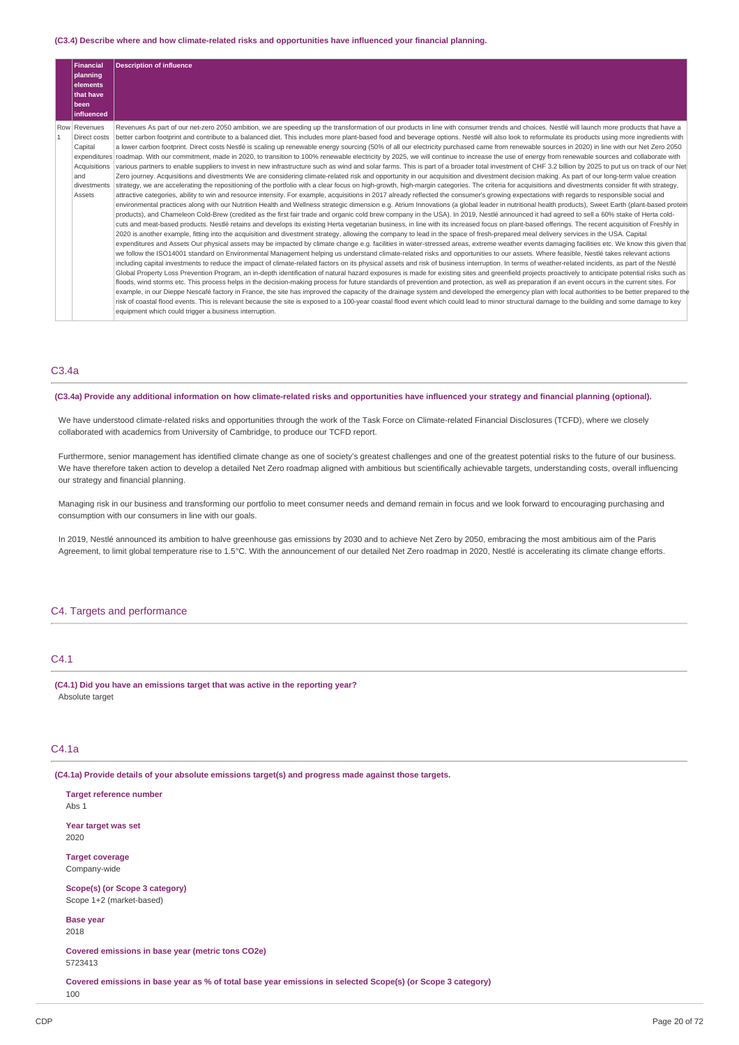(C3.4) Describe where and how climate-related risks and opportunities have influenced your financial planning.

| | Financial planning elements that have been influenced | Description of influence |
|---|---|---|
| Row 1 | Revenues Direct costs Capital expenditures Acquisitions and divestments Assets | Revenues As part of our net-zero 2050 ambition, we are speeding up the transformation of our products in line with consumer trends and choices. Nestlé will launch more products that have a better carbon footprint and contribute to a balanced diet. This includes more plant-based food and beverage options. Nestlé will also look to reformulate its products using more ingredients with a lower carbon footprint. Direct costs Nestlé is scaling up renewable energy sourcing (50% of all our electricity purchased came from renewable sources in 2020) in line with our Net Zero 2050 roadmap. With our commitment, made in 2020, to transition to 100% renewable electricity by 2025, we will continue to increase the use of energy from renewable sources and collaborate with various partners to enable suppliers to invest in new infrastructure such as wind and solar farms. This is part of a broader total investment of CHF 3.2 billion by 2025 to put us on track of our Net Zero journey. Acquisitions and divestments We are considering climate-related risk and opportunity in our acquisition and divestment decision making. As part of our long-term value creation strategy, we are accelerating the repositioning of the portfolio with a clear focus on high-growth, high-margin categories. The criteria for acquisitions and divestments consider fit with strategy, attractive categories, ability to win and resource intensity. For example, acquisitions in 2017 already reflected the consumer's growing expectations with regards to responsible social and environmental practices along with our Nutrition Health and Wellness strategic dimension e.g. Atrium Innovations (a global leader in nutritional health products), Sweet Earth (plant-based protein products), and Chameleon Cold-Brew (credited as the first fair trade and organic cold brew company in the USA). In 2019, Nestlé announced it had agreed to sell a 60% stake of Herta cold-cuts and meat-based products. Nestlé retains and develops its existing Herta vegetarian business, in line with its increased focus on plant-based offerings. The recent acquisition of Freshly in 2020 is another example, fitting into the acquisition and divestment strategy, allowing the company to lead in the space of fresh-prepared meal delivery services in the USA. Capital expenditures and Assets Our physical assets may be impacted by climate change e.g. facilities in water-stressed areas, extreme weather events damaging facilities etc. We know this given that we follow the ISO14001 standard on Environmental Management helping us understand climate-related risks and opportunities to our assets. Where feasible, Nestlé takes relevant actions including capital investments to reduce the impact of climate-related factors on its physical assets and risk of business interruption. In terms of weather-related incidents, as part of the Nestlé Global Property Loss Prevention Program, an in-depth identification of natural hazard exposures is made for existing sites and greenfield projects proactively to anticipate potential risks such as floods, wind storms etc. This process helps in the decision-making process for future standards of prevention and protection, as well as preparation if an event occurs in the current sites. For example, in our Dieppe Nescafé factory in France, the site has improved the capacity of the drainage system and developed the emergency plan with local authorities to be better prepared to the risk of coastal flood events. This is relevant because the site is exposed to a 100-year coastal flood event which could lead to minor structural damage to the building and some damage to key equipment which could trigger a business interruption. |

## C3.4a

(C3.4a) Provide any additional information on how climate-related risks and opportunities have influenced your strategy and financial planning (optional).

We have understood climate-related risks and opportunities through the work of the Task Force on Climate-related Financial Disclosures (TCFD), where we closely collaborated with academics from University of Cambridge, to produce our TCFD report.

Furthermore, senior management has identified climate change as one of society's greatest challenges and one of the greatest potential risks to the future of our business. We have therefore taken action to develop a detailed Net Zero roadmap aligned with ambitious but scientifically achievable targets, understanding costs, overall influencing our strategy and financial planning.

Managing risk in our business and transforming our portfolio to meet consumer needs and demand remain in focus and we look forward to encouraging purchasing and consumption with our consumers in line with our goals.

In 2019, Nestlé announced its ambition to halve greenhouse gas emissions by 2030 and to achieve Net Zero by 2050, embracing the most ambitious aim of the Paris Agreement, to limit global temperature rise to 1.5°C. With the announcement of our detailed Net Zero roadmap in 2020, Nestlé is accelerating its climate change efforts.

# C4. Targets and performance

## C4.1

(C4.1) Did you have an emissions target that was active in the reporting year?

Absolute target

## C4.1a

(C4.1a) Provide details of your absolute emissions target(s) and progress made against those targets.

**Target reference number**
Abs 1

**Year target was set**
2020

**Target coverage**
Company-wide

**Scope(s) (or Scope 3 category)**
Scope 1+2 (market-based)

**Base year**
2018

**Covered emissions in base year (metric tons CO2e)**
5723413

**Covered emissions in base year as % of total base year emissions in selected Scope(s) (or Scope 3 category)**
100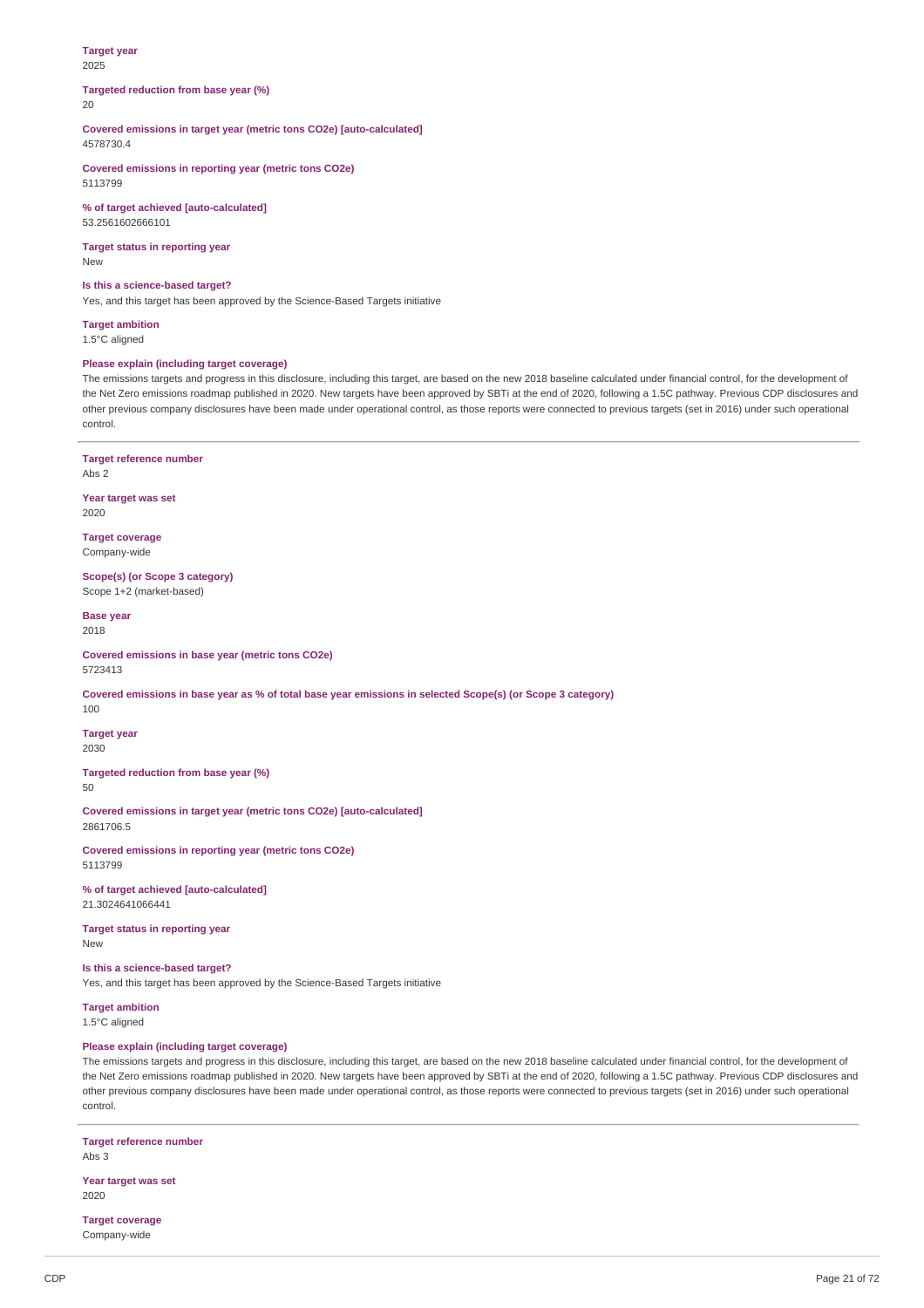**Target year**
2025

**Targeted reduction from base year (%)**
20

**Covered emissions in target year (metric tons CO2e) [auto-calculated]**
4578730.4

**Covered emissions in reporting year (metric tons CO2e)**
5113799

**% of target achieved [auto-calculated]**
53.2561602666101

**Target status in reporting year**
New

**Is this a science-based target?**
Yes, and this target has been approved by the Science-Based Targets initiative

**Target ambition**
1.5°C aligned

**Please explain (including target coverage)**
The emissions targets and progress in this disclosure, including this target, are based on the new 2018 baseline calculated under financial control, for the development of the Net Zero emissions roadmap published in 2020. New targets have been approved by SBTi at the end of 2020, following a 1.5C pathway. Previous CDP disclosures and other previous company disclosures have been made under operational control, as those reports were connected to previous targets (set in 2016) under such operational control.

---

**Target reference number**
Abs 2

**Year target was set**
2020

**Target coverage**
Company-wide

**Scope(s) (or Scope 3 category)**
Scope 1+2 (market-based)

**Base year**
2018

**Covered emissions in base year (metric tons CO2e)**
5723413

**Covered emissions in base year as % of total base year emissions in selected Scope(s) (or Scope 3 category)**
100

**Target year**
2030

**Targeted reduction from base year (%)**
50

**Covered emissions in target year (metric tons CO2e) [auto-calculated]**
2861706.5

**Covered emissions in reporting year (metric tons CO2e)**
5113799

**% of target achieved [auto-calculated]**
21.3024641066441

**Target status in reporting year**
New

**Is this a science-based target?**
Yes, and this target has been approved by the Science-Based Targets initiative

**Target ambition**
1.5°C aligned

**Please explain (including target coverage)**
The emissions targets and progress in this disclosure, including this target, are based on the new 2018 baseline calculated under financial control, for the development of the Net Zero emissions roadmap published in 2020. New targets have been approved by SBTi at the end of 2020, following a 1.5C pathway. Previous CDP disclosures and other previous company disclosures have been made under operational control, as those reports were connected to previous targets (set in 2016) under such operational control.

---

**Target reference number**
Abs 3

**Year target was set**
2020

**Target coverage**
Company-wide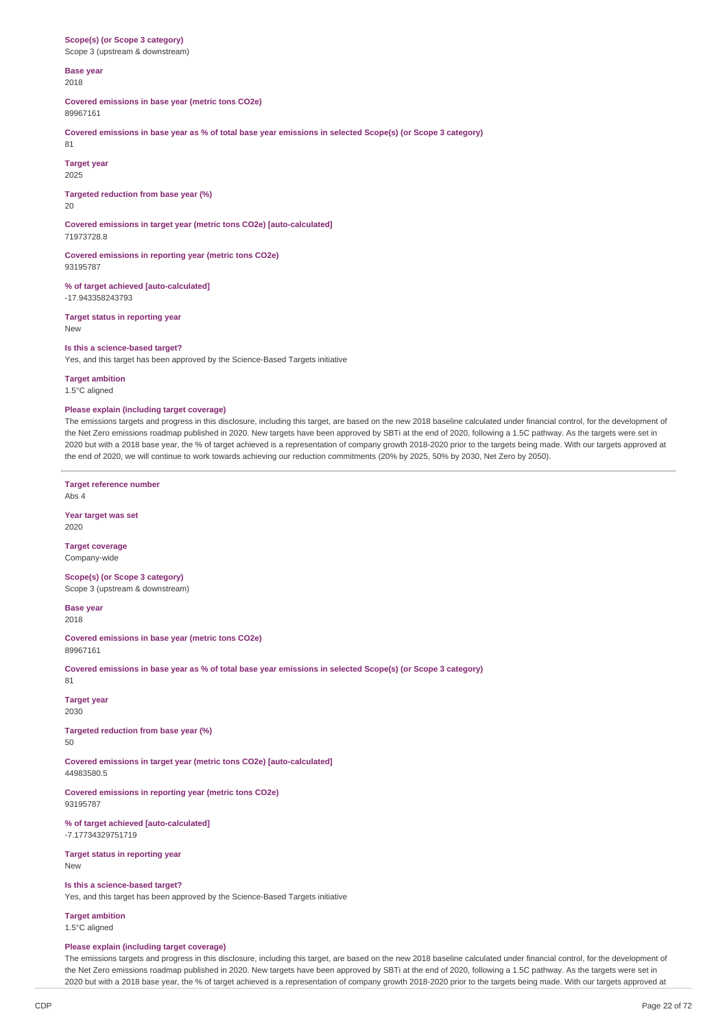**Scope(s) (or Scope 3 category)**
Scope 3 (upstream & downstream)

**Base year**
2018

**Covered emissions in base year (metric tons CO2e)**
89967161

**Covered emissions in base year as % of total base year emissions in selected Scope(s) (or Scope 3 category)**
81

**Target year**
2025

**Targeted reduction from base year (%)**
20

**Covered emissions in target year (metric tons CO2e) [auto-calculated]**
71973728.8

**Covered emissions in reporting year (metric tons CO2e)**
93195787

**% of target achieved [auto-calculated]**
-17.943358243793

**Target status in reporting year**
New

**Is this a science-based target?**
Yes, and this target has been approved by the Science-Based Targets initiative

**Target ambition**
1.5°C aligned

**Please explain (including target coverage)**
The emissions targets and progress in this disclosure, including this target, are based on the new 2018 baseline calculated under financial control, for the development of the Net Zero emissions roadmap published in 2020. New targets have been approved by SBTi at the end of 2020, following a 1.5C pathway. As the targets were set in 2020 but with a 2018 base year, the % of target achieved is a representation of company growth 2018-2020 prior to the targets being made. With our targets approved at the end of 2020, we will continue to work towards achieving our reduction commitments (20% by 2025, 50% by 2030, Net Zero by 2050).

---

**Target reference number**
Abs 4

**Year target was set**
2020

**Target coverage**
Company-wide

**Scope(s) (or Scope 3 category)**
Scope 3 (upstream & downstream)

**Base year**
2018

**Covered emissions in base year (metric tons CO2e)**
89967161

**Covered emissions in base year as % of total base year emissions in selected Scope(s) (or Scope 3 category)**
81

**Target year**
2030

**Targeted reduction from base year (%)**
50

**Covered emissions in target year (metric tons CO2e) [auto-calculated]**
44983580.5

**Covered emissions in reporting year (metric tons CO2e)**
93195787

**% of target achieved [auto-calculated]**
-7.17734329751719

**Target status in reporting year**
New

**Is this a science-based target?**
Yes, and this target has been approved by the Science-Based Targets initiative

**Target ambition**
1.5°C aligned

**Please explain (including target coverage)**
The emissions targets and progress in this disclosure, including this target, are based on the new 2018 baseline calculated under financial control, for the development of the Net Zero emissions roadmap published in 2020. New targets have been approved by SBTi at the end of 2020, following a 1.5C pathway. As the targets were set in 2020 but with a 2018 base year, the % of target achieved is a representation of company growth 2018-2020 prior to the targets being made. With our targets approved at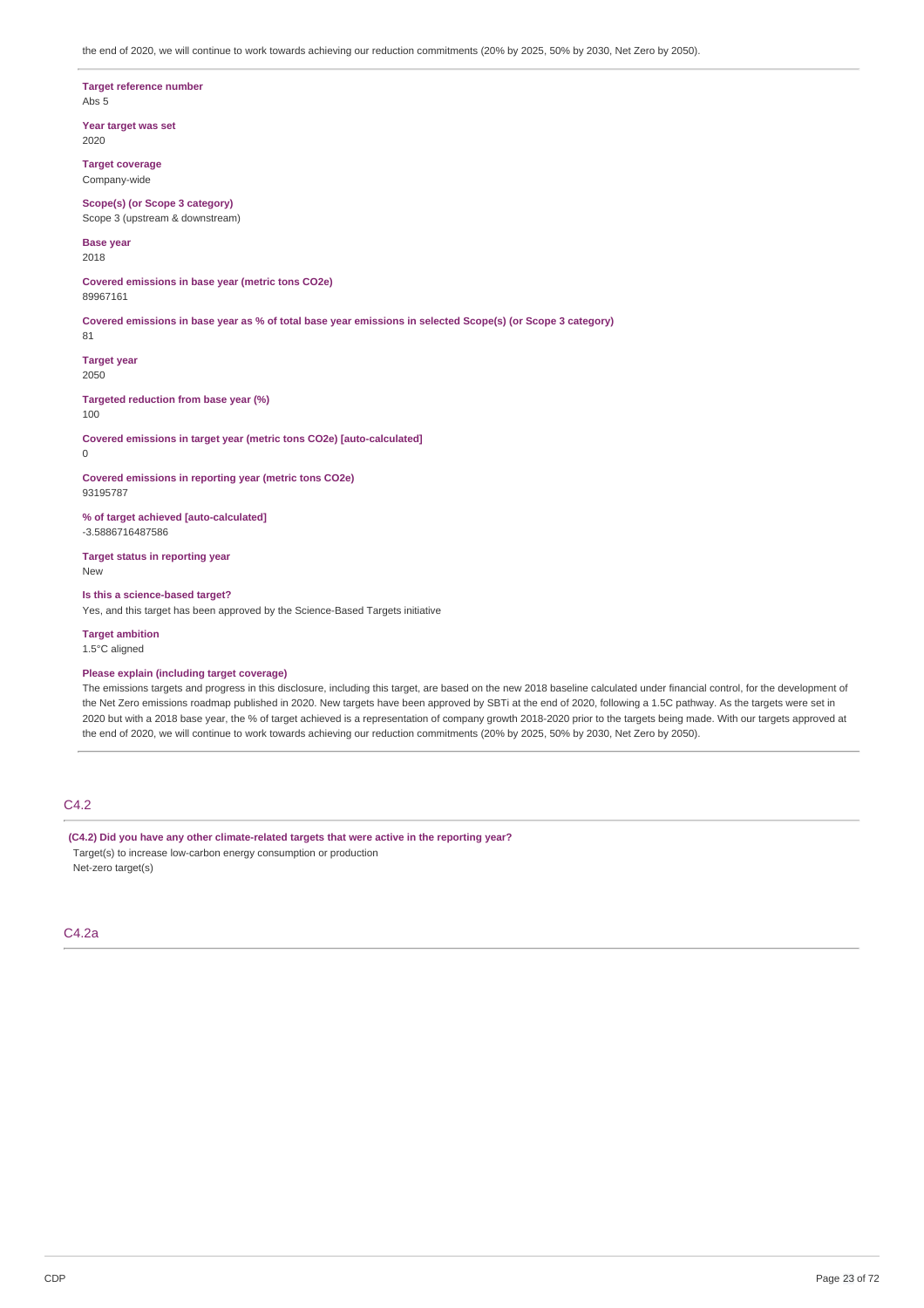the end of 2020, we will continue to work towards achieving our reduction commitments (20% by 2025, 50% by 2030, Net Zero by 2050).

**Target reference number**
Abs 5

**Year target was set**
2020

**Target coverage**
Company-wide

**Scope(s) (or Scope 3 category)**
Scope 3 (upstream & downstream)

**Base year**
2018

**Covered emissions in base year (metric tons CO2e)**
89967161

**Covered emissions in base year as % of total base year emissions in selected Scope(s) (or Scope 3 category)**
81

**Target year**
2050

**Targeted reduction from base year (%)**
100

**Covered emissions in target year (metric tons CO2e) [auto-calculated]**
0

**Covered emissions in reporting year (metric tons CO2e)**
93195787

**% of target achieved [auto-calculated]**
-3.5886716487586

**Target status in reporting year**
New

**Is this a science-based target?**
Yes, and this target has been approved by the Science-Based Targets initiative

**Target ambition**
1.5°C aligned

**Please explain (including target coverage)**
The emissions targets and progress in this disclosure, including this target, are based on the new 2018 baseline calculated under financial control, for the development of the Net Zero emissions roadmap published in 2020. New targets have been approved by SBTi at the end of 2020, following a 1.5C pathway. As the targets were set in 2020 but with a 2018 base year, the % of target achieved is a representation of company growth 2018-2020 prior to the targets being made. With our targets approved at the end of 2020, we will continue to work towards achieving our reduction commitments (20% by 2025, 50% by 2030, Net Zero by 2050).

## C4.2

**(C4.2) Did you have any other climate-related targets that were active in the reporting year?**
Target(s) to increase low-carbon energy consumption or production
Net-zero target(s)

## C4.2a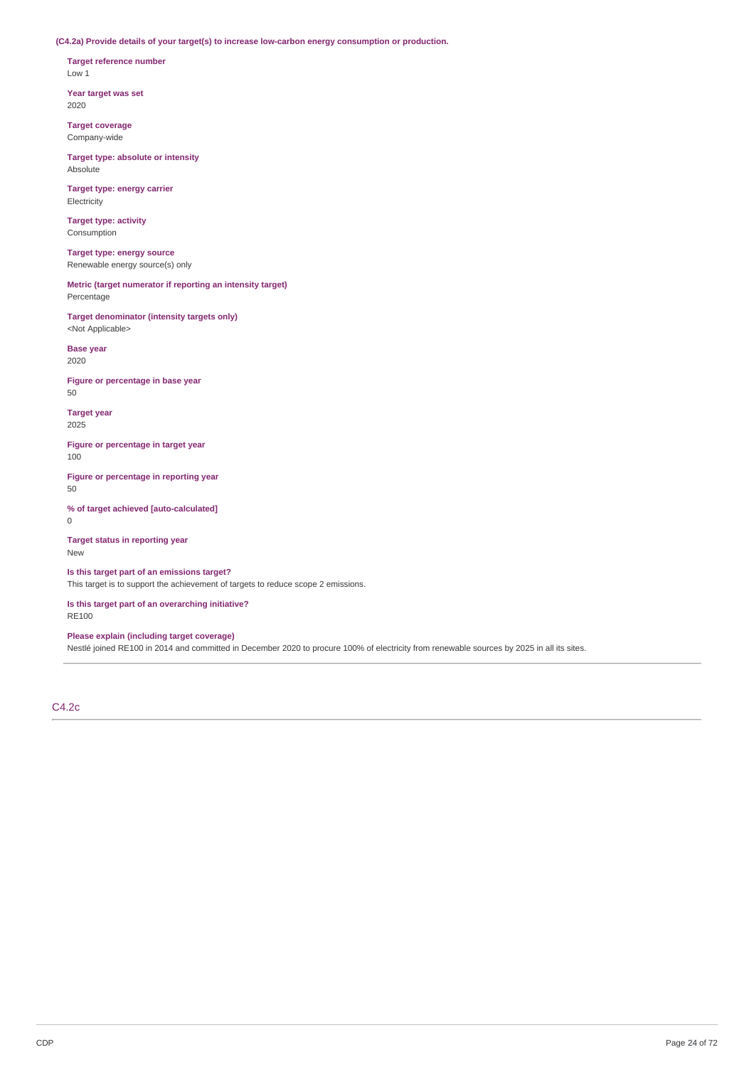**(C4.2a) Provide details of your target(s) to increase low-carbon energy consumption or production.**

**Target reference number**
Low 1

**Year target was set**
2020

**Target coverage**
Company-wide

**Target type: absolute or intensity**
Absolute

**Target type: energy carrier**
Electricity

**Target type: activity**
Consumption

**Target type: energy source**
Renewable energy source(s) only

**Metric (target numerator if reporting an intensity target)**
Percentage

**Target denominator (intensity targets only)**
<Not Applicable>

**Base year**
2020

**Figure or percentage in base year**
50

**Target year**
2025

**Figure or percentage in target year**
100

**Figure or percentage in reporting year**
50

**% of target achieved [auto-calculated]**
0

**Target status in reporting year**
New

**Is this target part of an emissions target?**
This target is to support the achievement of targets to reduce scope 2 emissions.

**Is this target part of an overarching initiative?**
RE100

**Please explain (including target coverage)**
Nestlé joined RE100 in 2014 and committed in December 2020 to procure 100% of electricity from renewable sources by 2025 in all its sites.

---

## C4.2c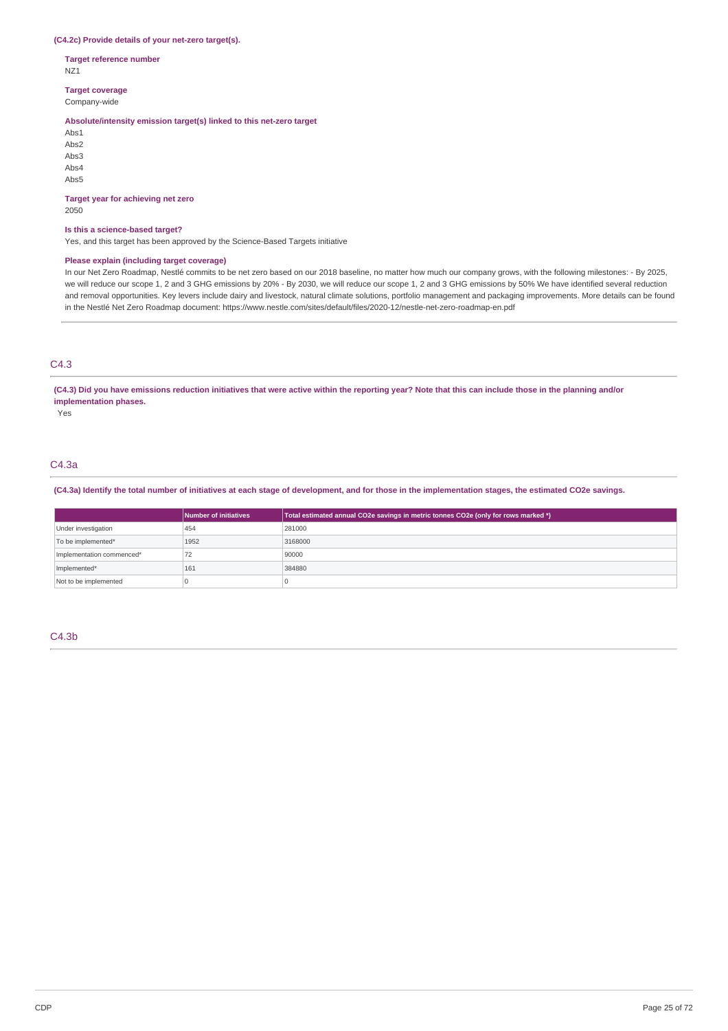**(C4.2c) Provide details of your net-zero target(s).**

**Target reference number**
NZ1

**Target coverage**
Company-wide

**Absolute/intensity emission target(s) linked to this net-zero target**
Abs1
Abs2
Abs3
Abs4
Abs5

**Target year for achieving net zero**
2050

**Is this a science-based target?**
Yes, and this target has been approved by the Science-Based Targets initiative

**Please explain (including target coverage)**
In our Net Zero Roadmap, Nestlé commits to be net zero based on our 2018 baseline, no matter how much our company grows, with the following milestones: - By 2025, we will reduce our scope 1, 2 and 3 GHG emissions by 20% - By 2030, we will reduce our scope 1, 2 and 3 GHG emissions by 50% We have identified several reduction and removal opportunities. Key levers include dairy and livestock, natural climate solutions, portfolio management and packaging improvements. More details can be found in the Nestlé Net Zero Roadmap document: https://www.nestle.com/sites/default/files/2020-12/nestle-net-zero-roadmap-en.pdf

## C4.3

**(C4.3) Did you have emissions reduction initiatives that were active within the reporting year? Note that this can include those in the planning and/or implementation phases.**

Yes

## C4.3a

**(C4.3a) Identify the total number of initiatives at each stage of development, and for those in the implementation stages, the estimated CO2e savings.**

| | Number of initiatives | Total estimated annual CO2e savings in metric tonnes CO2e (only for rows marked *) |
|---|---|---|
| Under investigation | 454 | 281000 |
| To be implemented* | 1952 | 3168000 |
| Implementation commenced* | 72 | 90000 |
| Implemented* | 161 | 384880 |
| Not to be implemented | 0 | 0 |

## C4.3b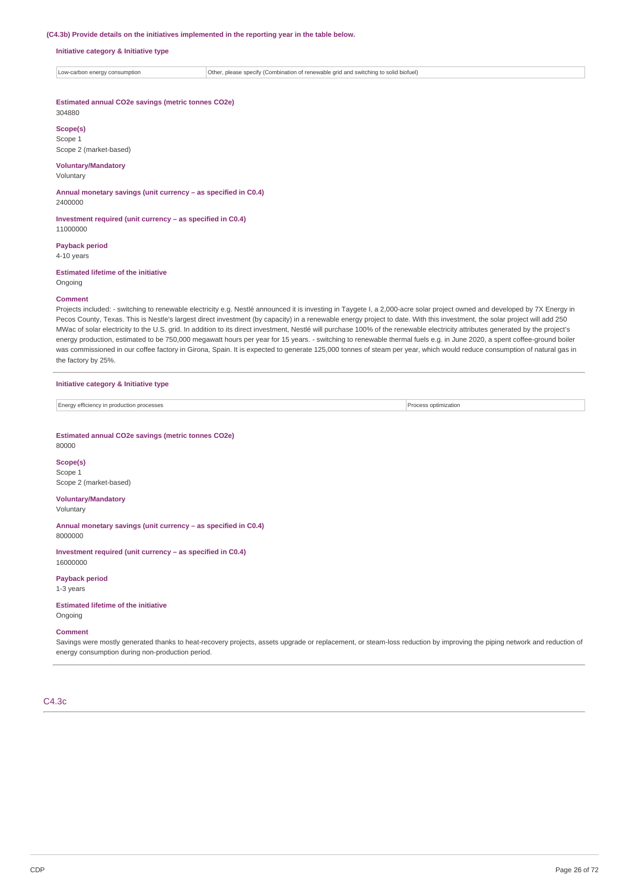**(C4.3b) Provide details on the initiatives implemented in the reporting year in the table below.**

**Initiative category & Initiative type**

| Low-carbon energy consumption | Other, please specify (Combination of renewable grid and switching to solid biofuel) |
|---|---|

**Estimated annual CO2e savings (metric tonnes CO2e)**
304880

**Scope(s)**
Scope 1
Scope 2 (market-based)

**Voluntary/Mandatory**
Voluntary

**Annual monetary savings (unit currency – as specified in C0.4)**
2400000

**Investment required (unit currency – as specified in C0.4)**
11000000

**Payback period**
4-10 years

**Estimated lifetime of the initiative**
Ongoing

**Comment**
Projects included: - switching to renewable electricity e.g. Nestlé announced it is investing in Taygete I, a 2,000-acre solar project owned and developed by 7X Energy in Pecos County, Texas. This is Nestle's largest direct investment (by capacity) in a renewable energy project to date. With this investment, the solar project will add 250 MWac of solar electricity to the U.S. grid. In addition to its direct investment, Nestlé will purchase 100% of the renewable electricity attributes generated by the project's energy production, estimated to be 750,000 megawatt hours per year for 15 years. - switching to renewable thermal fuels e.g. in June 2020, a spent coffee-ground boiler was commissioned in our coffee factory in Girona, Spain. It is expected to generate 125,000 tonnes of steam per year, which would reduce consumption of natural gas in the factory by 25%.

**Initiative category & Initiative type**

| Energy efficiency in production processes | Process optimization |
|---|---|

**Estimated annual CO2e savings (metric tonnes CO2e)**
80000

**Scope(s)**
Scope 1
Scope 2 (market-based)

**Voluntary/Mandatory**
Voluntary

**Annual monetary savings (unit currency – as specified in C0.4)**
8000000

**Investment required (unit currency – as specified in C0.4)**
16000000

**Payback period**
1-3 years

**Estimated lifetime of the initiative**
Ongoing

**Comment**
Savings were mostly generated thanks to heat-recovery projects, assets upgrade or replacement, or steam-loss reduction by improving the piping network and reduction of energy consumption during non-production period.

## C4.3c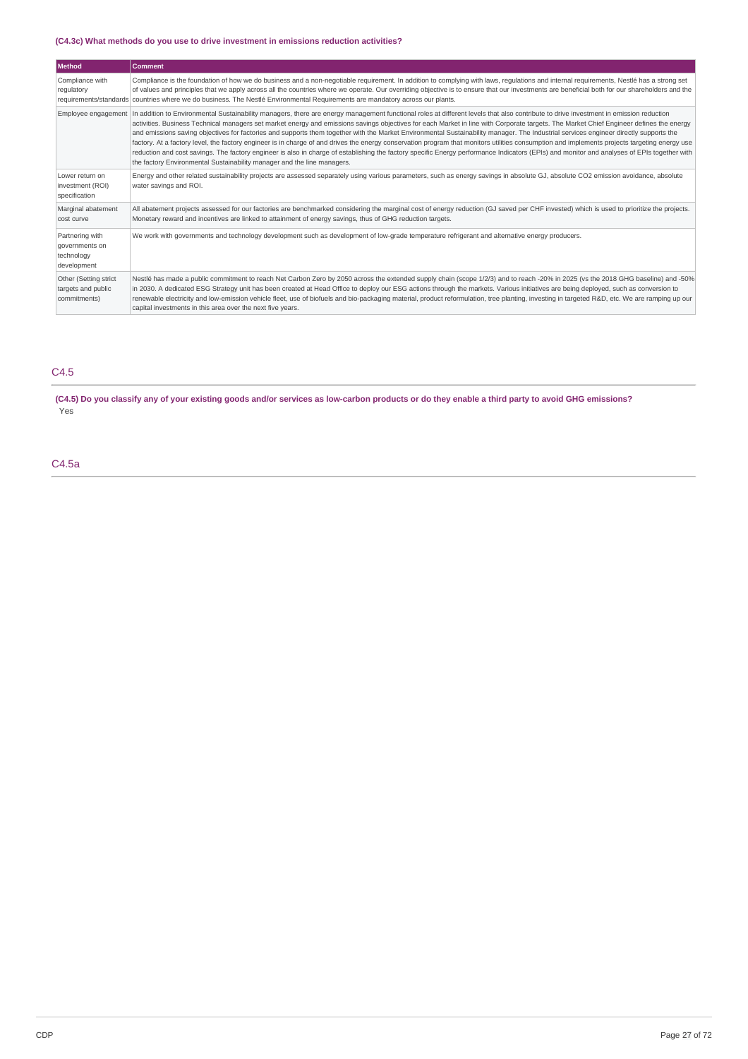### (C4.3c) What methods do you use to drive investment in emissions reduction activities?

| Method | Comment |
| --- | --- |
| Compliance with regulatory requirements/standards | Compliance is the foundation of how we do business and a non-negotiable requirement. In addition to complying with laws, regulations and internal requirements, Nestlé has a strong set of values and principles that we apply across all the countries where we operate. Our overriding objective is to ensure that our investments are beneficial both for our shareholders and the countries where we do business. The Nestlé Environmental Requirements are mandatory across our plants. |
| Employee engagement | In addition to Environmental Sustainability managers, there are energy management functional roles at different levels that also contribute to drive investment in emission reduction activities. Business Technical managers set market energy and emissions savings objectives for each Market in line with Corporate targets. The Market Chief Engineer defines the energy and emissions saving objectives for factories and supports them together with the Market Environmental Sustainability manager. The Industrial services engineer directly supports the factory. At a factory level, the factory engineer is in charge of and drives the energy conservation program that monitors utilities consumption and implements projects targeting energy use reduction and cost savings. The factory engineer is also in charge of establishing the factory specific Energy performance Indicators (EPIs) and monitor and analyses of EPIs together with the factory Environmental Sustainability manager and the line managers. |
| Lower return on investment (ROI) specification | Energy and other related sustainability projects are assessed separately using various parameters, such as energy savings in absolute GJ, absolute CO2 emission avoidance, absolute water savings and ROI. |
| Marginal abatement cost curve | All abatement projects assessed for our factories are benchmarked considering the marginal cost of energy reduction (GJ saved per CHF invested) which is used to prioritize the projects. Monetary reward and incentives are linked to attainment of energy savings, thus of GHG reduction targets. |
| Partnering with governments on technology development | We work with governments and technology development such as development of low-grade temperature refrigerant and alternative energy producers. |
| Other (Setting strict targets and public commitments) | Nestlé has made a public commitment to reach Net Carbon Zero by 2050 across the extended supply chain (scope 1/2/3) and to reach -20% in 2025 (vs the 2018 GHG baseline) and -50% in 2030. A dedicated ESG Strategy unit has been created at Head Office to deploy our ESG actions through the markets. Various initiatives are being deployed, such as conversion to renewable electricity and low-emission vehicle fleet, use of biofuels and bio-packaging material, product reformulation, tree planting, investing in targeted R&D, etc. We are ramping up our capital investments in this area over the next five years. |

## C4.5

**(C4.5) Do you classify any of your existing goods and/or services as low-carbon products or do they enable a third party to avoid GHG emissions?**

Yes

## C4.5a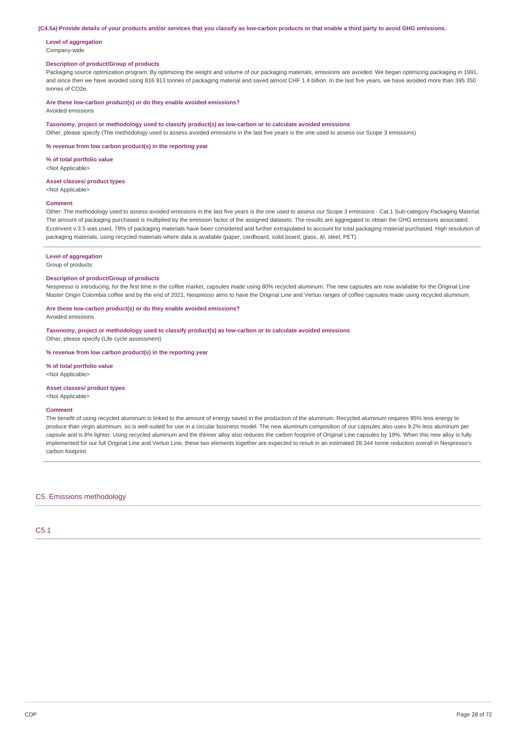**(C4.5a) Provide details of your products and/or services that you classify as low-carbon products or that enable a third party to avoid GHG emissions.**

**Level of aggregation**
Company-wide

**Description of product/Group of products**
Packaging source optimization program. By optimizing the weight and volume of our packaging materials, emissions are avoided. We began optimizing packaging in 1991, and since then we have avoided using 816 913 tonnes of packaging material and saved almost CHF 1.4 billion. In the last five years, we have avoided more than 395 350 tonnes of CO2e.

**Are these low-carbon product(s) or do they enable avoided emissions?**
Avoided emissions

**Taxonomy, project or methodology used to classify product(s) as low-carbon or to calculate avoided emissions**
Other, please specify (The methodology used to assess avoided emissions in the last five years is the one used to assess our Scope 3 emissions)

**% revenue from low carbon product(s) in the reporting year**

**% of total portfolio value**
<Not Applicable>

**Asset classes/ product types**
<Not Applicable>

**Comment**
Other: The methodology used to assess avoided emissions in the last five years is the one used to assess our Scope 3 emissions - Cat.1 Sub-category Packaging Material. The amount of packaging purchased is multiplied by the emission factor of the assigned datasets. The results are aggregated to obtain the GHG emissions associated. EcoInvent v.3.5 was used, 78% of packaging materials have been considered and further extrapolated to account for total packaging material purchased. High resolution of packaging materials, using recycled materials where data is available (paper, cardboard, solid board, glass, Al, steel, PET).

---

**Level of aggregation**
Group of products

**Description of product/Group of products**
Nespresso is introducing, for the first time in the coffee market, capsules made using 80% recycled aluminum. The new capsules are now available for the Original Line Master Origin Colombia coffee and by the end of 2021, Nespresso aims to have the Original Line and Vertuo ranges of coffee capsules made using recycled aluminum.

**Are these low-carbon product(s) or do they enable avoided emissions?**
Avoided emissions

**Taxonomy, project or methodology used to classify product(s) as low-carbon or to calculate avoided emissions**
Other, please specify (Life cycle assessment)

**% revenue from low carbon product(s) in the reporting year**

**% of total portfolio value**
<Not Applicable>

**Asset classes/ product types**
<Not Applicable>

**Comment**
The benefit of using recycled aluminum is linked to the amount of energy saved in the production of the aluminum. Recycled aluminum requires 95% less energy to produce than virgin aluminum, so is well-suited for use in a circular business model. The new aluminum composition of our capsules also uses 9.2% less aluminum per capsule and is 8% lighter. Using recycled aluminum and the thinner alloy also reduces the carbon footprint of Original Line capsules by 19%. When this new alloy is fully implemented for our full Original Line and Vertuo Line, these two elements together are expected to result in an estimated 28.344 tonne reduction overall in Nespresso's carbon footprint.

## C5. Emissions methodology

### C5.1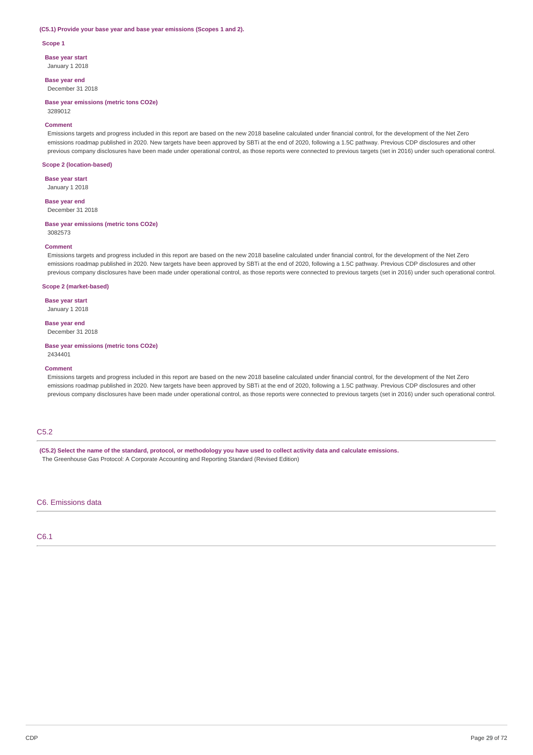**(C5.1) Provide your base year and base year emissions (Scopes 1 and 2).**

**Scope 1**

**Base year start**

January 1 2018

**Base year end**

December 31 2018

**Base year emissions (metric tons CO2e)**

3289012

**Comment**

Emissions targets and progress included in this report are based on the new 2018 baseline calculated under financial control, for the development of the Net Zero emissions roadmap published in 2020. New targets have been approved by SBTi at the end of 2020, following a 1.5C pathway. Previous CDP disclosures and other previous company disclosures have been made under operational control, as those reports were connected to previous targets (set in 2016) under such operational control.

**Scope 2 (location-based)**

**Base year start**

January 1 2018

**Base year end**

December 31 2018

**Base year emissions (metric tons CO2e)**

3082573

**Comment**

Emissions targets and progress included in this report are based on the new 2018 baseline calculated under financial control, for the development of the Net Zero emissions roadmap published in 2020. New targets have been approved by SBTi at the end of 2020, following a 1.5C pathway. Previous CDP disclosures and other previous company disclosures have been made under operational control, as those reports were connected to previous targets (set in 2016) under such operational control.

**Scope 2 (market-based)**

**Base year start**

January 1 2018

**Base year end**

December 31 2018

**Base year emissions (metric tons CO2e)**

2434401

**Comment**

Emissions targets and progress included in this report are based on the new 2018 baseline calculated under financial control, for the development of the Net Zero emissions roadmap published in 2020. New targets have been approved by SBTi at the end of 2020, following a 1.5C pathway. Previous CDP disclosures and other previous company disclosures have been made under operational control, as those reports were connected to previous targets (set in 2016) under such operational control.

## C5.2

**(C5.2) Select the name of the standard, protocol, or methodology you have used to collect activity data and calculate emissions.**

The Greenhouse Gas Protocol: A Corporate Accounting and Reporting Standard (Revised Edition)

# C6. Emissions data

## C6.1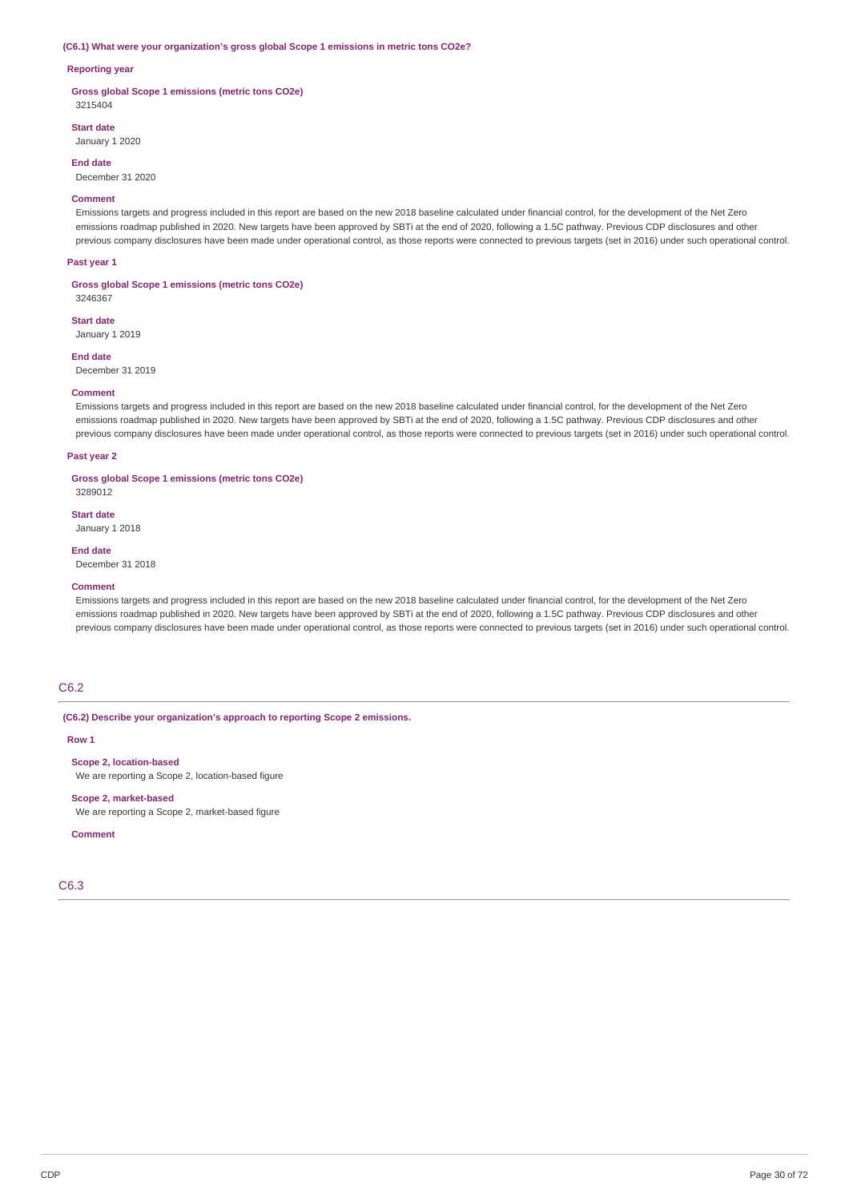**(C6.1) What were your organization's gross global Scope 1 emissions in metric tons CO2e?**

**Reporting year**

**Gross global Scope 1 emissions (metric tons CO2e)**
3215404

**Start date**
January 1 2020

**End date**
December 31 2020

**Comment**
Emissions targets and progress included in this report are based on the new 2018 baseline calculated under financial control, for the development of the Net Zero emissions roadmap published in 2020. New targets have been approved by SBTi at the end of 2020, following a 1.5C pathway. Previous CDP disclosures and other previous company disclosures have been made under operational control, as those reports were connected to previous targets (set in 2016) under such operational control.

**Past year 1**

**Gross global Scope 1 emissions (metric tons CO2e)**
3246367

**Start date**
January 1 2019

**End date**
December 31 2019

**Comment**
Emissions targets and progress included in this report are based on the new 2018 baseline calculated under financial control, for the development of the Net Zero emissions roadmap published in 2020. New targets have been approved by SBTi at the end of 2020, following a 1.5C pathway. Previous CDP disclosures and other previous company disclosures have been made under operational control, as those reports were connected to previous targets (set in 2016) under such operational control.

**Past year 2**

**Gross global Scope 1 emissions (metric tons CO2e)**
3289012

**Start date**
January 1 2018

**End date**
December 31 2018

**Comment**
Emissions targets and progress included in this report are based on the new 2018 baseline calculated under financial control, for the development of the Net Zero emissions roadmap published in 2020. New targets have been approved by SBTi at the end of 2020, following a 1.5C pathway. Previous CDP disclosures and other previous company disclosures have been made under operational control, as those reports were connected to previous targets (set in 2016) under such operational control.

## C6.2

**(C6.2) Describe your organization's approach to reporting Scope 2 emissions.**

**Row 1**

**Scope 2, location-based**
We are reporting a Scope 2, location-based figure

**Scope 2, market-based**
We are reporting a Scope 2, market-based figure

**Comment**

## C6.3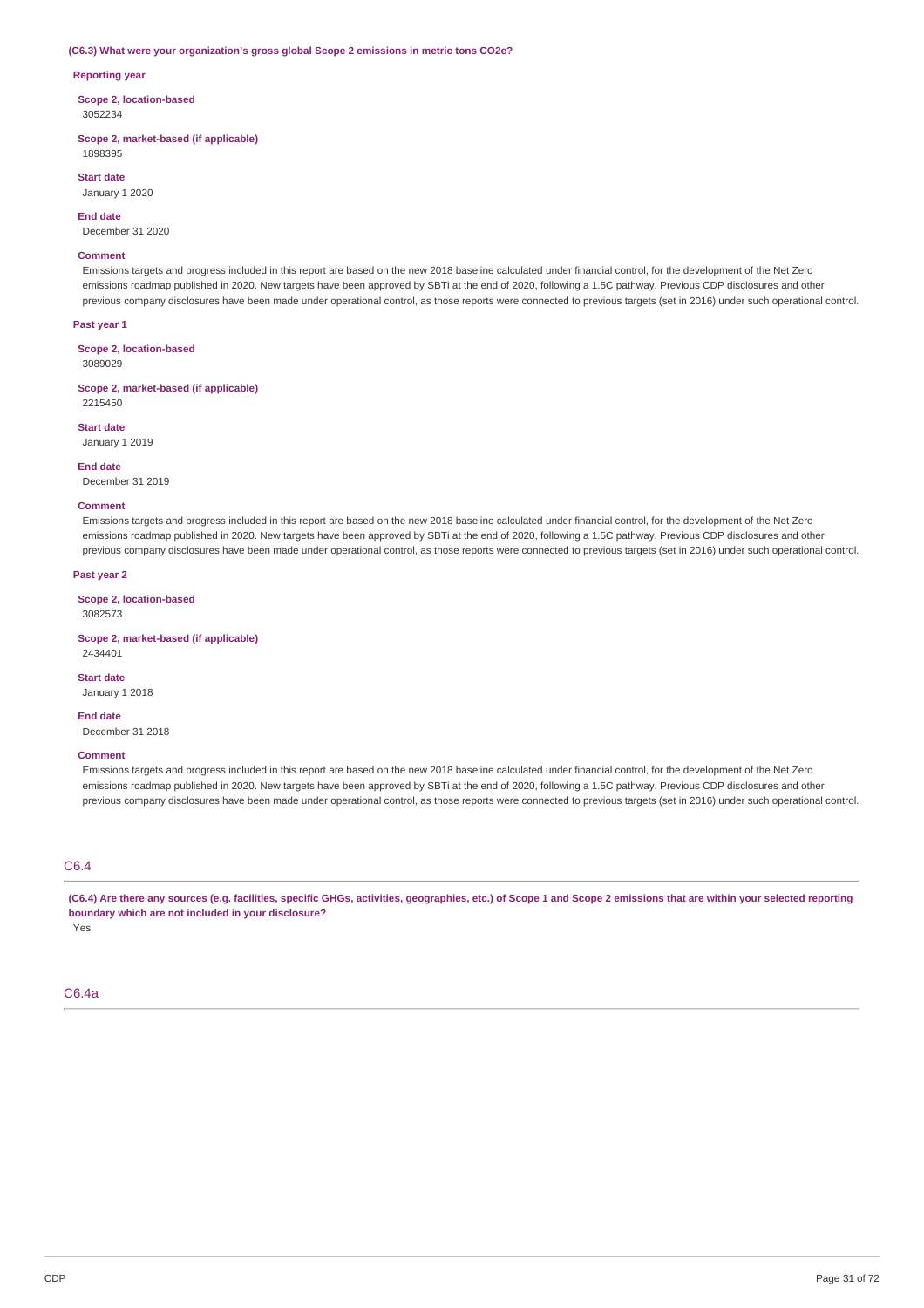**(C6.3) What were your organization's gross global Scope 2 emissions in metric tons CO2e?**

**Reporting year**

**Scope 2, location-based**
3052234

**Scope 2, market-based (if applicable)**
1898395

**Start date**
January 1 2020

**End date**
December 31 2020

**Comment**
Emissions targets and progress included in this report are based on the new 2018 baseline calculated under financial control, for the development of the Net Zero emissions roadmap published in 2020. New targets have been approved by SBTi at the end of 2020, following a 1.5C pathway. Previous CDP disclosures and other previous company disclosures have been made under operational control, as those reports were connected to previous targets (set in 2016) under such operational control.

**Past year 1**

**Scope 2, location-based**
3089029

**Scope 2, market-based (if applicable)**
2215450

**Start date**
January 1 2019

**End date**
December 31 2019

**Comment**
Emissions targets and progress included in this report are based on the new 2018 baseline calculated under financial control, for the development of the Net Zero emissions roadmap published in 2020. New targets have been approved by SBTi at the end of 2020, following a 1.5C pathway. Previous CDP disclosures and other previous company disclosures have been made under operational control, as those reports were connected to previous targets (set in 2016) under such operational control.

**Past year 2**

**Scope 2, location-based**
3082573

**Scope 2, market-based (if applicable)**
2434401

**Start date**
January 1 2018

**End date**
December 31 2018

**Comment**
Emissions targets and progress included in this report are based on the new 2018 baseline calculated under financial control, for the development of the Net Zero emissions roadmap published in 2020. New targets have been approved by SBTi at the end of 2020, following a 1.5C pathway. Previous CDP disclosures and other previous company disclosures have been made under operational control, as those reports were connected to previous targets (set in 2016) under such operational control.

## C6.4

**(C6.4) Are there any sources (e.g. facilities, specific GHGs, activities, geographies, etc.) of Scope 1 and Scope 2 emissions that are within your selected reporting boundary which are not included in your disclosure?**
Yes

## C6.4a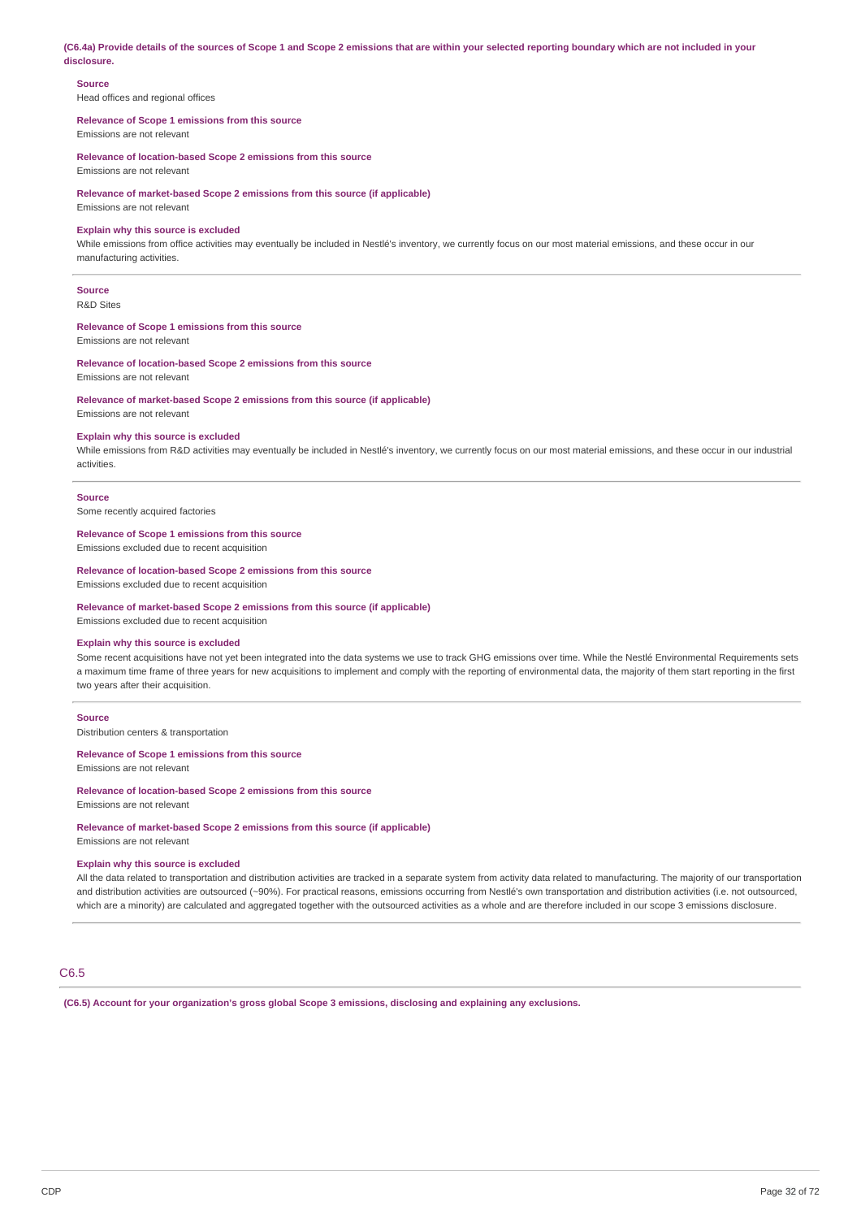**(C6.4a) Provide details of the sources of Scope 1 and Scope 2 emissions that are within your selected reporting boundary which are not included in your disclosure.**

**Source**
Head offices and regional offices

**Relevance of Scope 1 emissions from this source**
Emissions are not relevant

**Relevance of location-based Scope 2 emissions from this source**
Emissions are not relevant

**Relevance of market-based Scope 2 emissions from this source (if applicable)**
Emissions are not relevant

**Explain why this source is excluded**
While emissions from office activities may eventually be included in Nestlé's inventory, we currently focus on our most material emissions, and these occur in our manufacturing activities.

---

**Source**
R&D Sites

**Relevance of Scope 1 emissions from this source**
Emissions are not relevant

**Relevance of location-based Scope 2 emissions from this source**
Emissions are not relevant

**Relevance of market-based Scope 2 emissions from this source (if applicable)**
Emissions are not relevant

**Explain why this source is excluded**
While emissions from R&D activities may eventually be included in Nestlé's inventory, we currently focus on our most material emissions, and these occur in our industrial activities.

---

**Source**
Some recently acquired factories

**Relevance of Scope 1 emissions from this source**
Emissions excluded due to recent acquisition

**Relevance of location-based Scope 2 emissions from this source**
Emissions excluded due to recent acquisition

**Relevance of market-based Scope 2 emissions from this source (if applicable)**
Emissions excluded due to recent acquisition

**Explain why this source is excluded**
Some recent acquisitions have not yet been integrated into the data systems we use to track GHG emissions over time. While the Nestlé Environmental Requirements sets a maximum time frame of three years for new acquisitions to implement and comply with the reporting of environmental data, the majority of them start reporting in the first two years after their acquisition.

---

**Source**
Distribution centers & transportation

**Relevance of Scope 1 emissions from this source**
Emissions are not relevant

**Relevance of location-based Scope 2 emissions from this source**
Emissions are not relevant

**Relevance of market-based Scope 2 emissions from this source (if applicable)**
Emissions are not relevant

**Explain why this source is excluded**
All the data related to transportation and distribution activities are tracked in a separate system from activity data related to manufacturing. The majority of our transportation and distribution activities are outsourced (~90%). For practical reasons, emissions occurring from Nestlé's own transportation and distribution activities (i.e. not outsourced, which are a minority) are calculated and aggregated together with the outsourced activities as a whole and are therefore included in our scope 3 emissions disclosure.

---

## C6.5

**(C6.5) Account for your organization's gross global Scope 3 emissions, disclosing and explaining any exclusions.**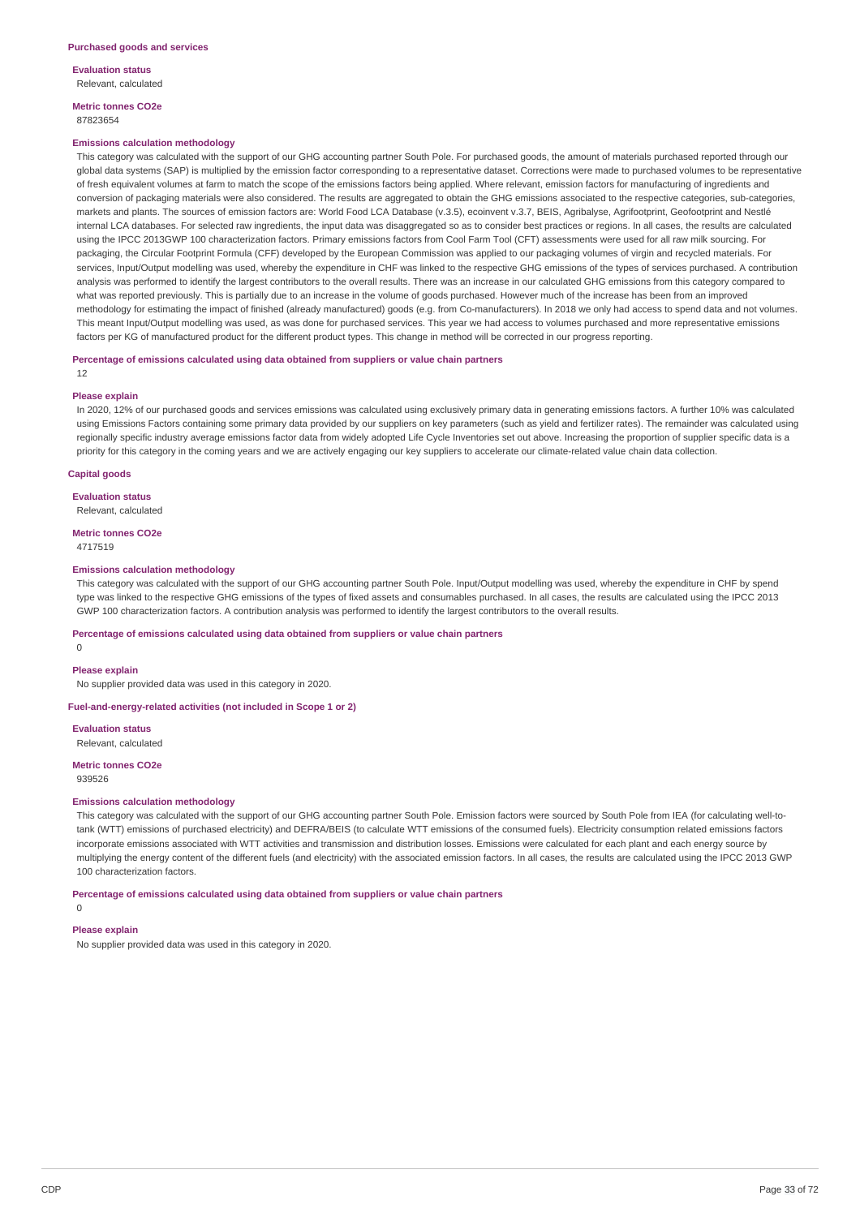### Purchased goods and services

**Evaluation status**

Relevant, calculated

**Metric tonnes CO2e**

87823654

**Emissions calculation methodology**

This category was calculated with the support of our GHG accounting partner South Pole. For purchased goods, the amount of materials purchased reported through our global data systems (SAP) is multiplied by the emission factor corresponding to a representative dataset. Corrections were made to purchased volumes to be representative of fresh equivalent volumes at farm to match the scope of the emissions factors being applied. Where relevant, emission factors for manufacturing of ingredients and conversion of packaging materials were also considered. The results are aggregated to obtain the GHG emissions associated to the respective categories, sub-categories, markets and plants. The sources of emission factors are: World Food LCA Database (v.3.5), ecoinvent v.3.7, BEIS, Agribalyse, Agrifootprint, Geofootprint and Nestlé internal LCA databases. For selected raw ingredients, the input data was disaggregated so as to consider best practices or regions. In all cases, the results are calculated using the IPCC 2013GWP 100 characterization factors. Primary emissions factors from Cool Farm Tool (CFT) assessments were used for all raw milk sourcing. For packaging, the Circular Footprint Formula (CFF) developed by the European Commission was applied to our packaging volumes of virgin and recycled materials. For services, Input/Output modelling was used, whereby the expenditure in CHF was linked to the respective GHG emissions of the types of services purchased. A contribution analysis was performed to identify the largest contributors to the overall results. There was an increase in our calculated GHG emissions from this category compared to what was reported previously. This is partially due to an increase in the volume of goods purchased. However much of the increase has been from an improved methodology for estimating the impact of finished (already manufactured) goods (e.g. from Co-manufacturers). In 2018 we only had access to spend data and not volumes. This meant Input/Output modelling was used, as was done for purchased services. This year we had access to volumes purchased and more representative emissions factors per KG of manufactured product for the different product types. This change in method will be corrected in our progress reporting.

**Percentage of emissions calculated using data obtained from suppliers or value chain partners**

12

**Please explain**

In 2020, 12% of our purchased goods and services emissions was calculated using exclusively primary data in generating emissions factors. A further 10% was calculated using Emissions Factors containing some primary data provided by our suppliers on key parameters (such as yield and fertilizer rates). The remainder was calculated using regionally specific industry average emissions factor data from widely adopted Life Cycle Inventories set out above. Increasing the proportion of supplier specific data is a priority for this category in the coming years and we are actively engaging our key suppliers to accelerate our climate-related value chain data collection.

### Capital goods

**Evaluation status**

Relevant, calculated

**Metric tonnes CO2e**

4717519

**Emissions calculation methodology**

This category was calculated with the support of our GHG accounting partner South Pole. Input/Output modelling was used, whereby the expenditure in CHF by spend type was linked to the respective GHG emissions of the types of fixed assets and consumables purchased. In all cases, the results are calculated using the IPCC 2013 GWP 100 characterization factors. A contribution analysis was performed to identify the largest contributors to the overall results.

**Percentage of emissions calculated using data obtained from suppliers or value chain partners**

0

**Please explain**

No supplier provided data was used in this category in 2020.

### Fuel-and-energy-related activities (not included in Scope 1 or 2)

**Evaluation status**

Relevant, calculated

**Metric tonnes CO2e**

939526

**Emissions calculation methodology**

This category was calculated with the support of our GHG accounting partner South Pole. Emission factors were sourced by South Pole from IEA (for calculating well-to-tank (WTT) emissions of purchased electricity) and DEFRA/BEIS (to calculate WTT emissions of the consumed fuels). Electricity consumption related emissions factors incorporate emissions associated with WTT activities and transmission and distribution losses. Emissions were calculated for each plant and each energy source by multiplying the energy content of the different fuels (and electricity) with the associated emission factors. In all cases, the results are calculated using the IPCC 2013 GWP 100 characterization factors.

**Percentage of emissions calculated using data obtained from suppliers or value chain partners**

0

**Please explain**

No supplier provided data was used in this category in 2020.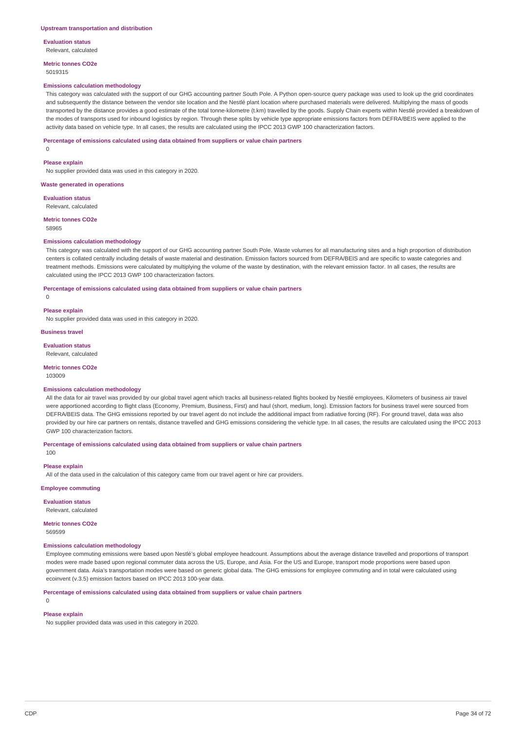### Upstream transportation and distribution

**Evaluation status**

Relevant, calculated

**Metric tonnes CO2e**

5019315

**Emissions calculation methodology**

This category was calculated with the support of our GHG accounting partner South Pole. A Python open-source query package was used to look up the grid coordinates and subsequently the distance between the vendor site location and the Nestlé plant location where purchased materials were delivered. Multiplying the mass of goods transported by the distance provides a good estimate of the total tonne-kilometre (t.km) travelled by the goods. Supply Chain experts within Nestlé provided a breakdown of the modes of transports used for inbound logistics by region. Through these splits by vehicle type appropriate emissions factors from DEFRA/BEIS were applied to the activity data based on vehicle type. In all cases, the results are calculated using the IPCC 2013 GWP 100 characterization factors.

**Percentage of emissions calculated using data obtained from suppliers or value chain partners**

0

**Please explain**

No supplier provided data was used in this category in 2020.

### Waste generated in operations

**Evaluation status**

Relevant, calculated

**Metric tonnes CO2e**

58965

**Emissions calculation methodology**

This category was calculated with the support of our GHG accounting partner South Pole. Waste volumes for all manufacturing sites and a high proportion of distribution centers is collated centrally including details of waste material and destination. Emission factors sourced from DEFRA/BEIS and are specific to waste categories and treatment methods. Emissions were calculated by multiplying the volume of the waste by destination, with the relevant emission factor. In all cases, the results are calculated using the IPCC 2013 GWP 100 characterization factors.

**Percentage of emissions calculated using data obtained from suppliers or value chain partners**

0

**Please explain**

No supplier provided data was used in this category in 2020.

### Business travel

**Evaluation status**

Relevant, calculated

**Metric tonnes CO2e**

103009

**Emissions calculation methodology**

All the data for air travel was provided by our global travel agent which tracks all business-related flights booked by Nestlé employees. Kilometers of business air travel were apportioned according to flight class (Economy, Premium, Business, First) and haul (short, medium, long). Emission factors for business travel were sourced from DEFRA/BEIS data. The GHG emissions reported by our travel agent do not include the additional impact from radiative forcing (RF). For ground travel, data was also provided by our hire car partners on rentals, distance travelled and GHG emissions considering the vehicle type. In all cases, the results are calculated using the IPCC 2013 GWP 100 characterization factors.

**Percentage of emissions calculated using data obtained from suppliers or value chain partners**

100

**Please explain**

All of the data used in the calculation of this category came from our travel agent or hire car providers.

### Employee commuting

**Evaluation status**

Relevant, calculated

**Metric tonnes CO2e**

569599

**Emissions calculation methodology**

Employee commuting emissions were based upon Nestlé's global employee headcount. Assumptions about the average distance travelled and proportions of transport modes were made based upon regional commuter data across the US, Europe, and Asia. For the US and Europe, transport mode proportions were based upon government data. Asia's transportation modes were based on generic global data. The GHG emissions for employee commuting and in total were calculated using ecoinvent (v.3.5) emission factors based on IPCC 2013 100-year data.

**Percentage of emissions calculated using data obtained from suppliers or value chain partners**

0

**Please explain**

No supplier provided data was used in this category in 2020.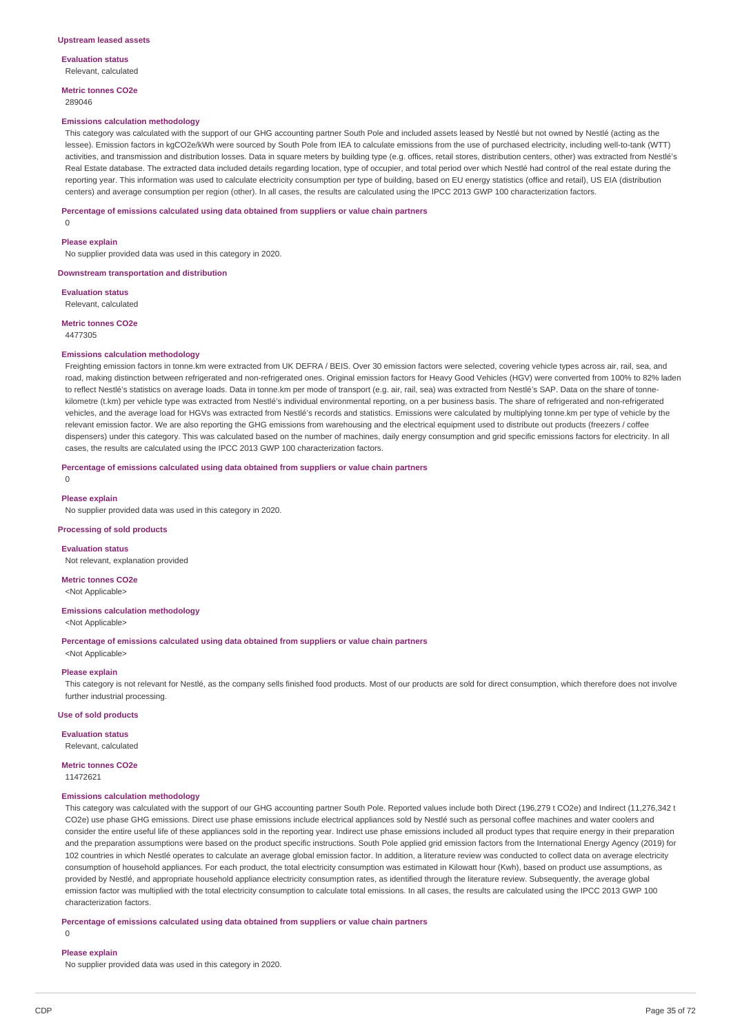### Upstream leased assets

**Evaluation status**

Relevant, calculated

**Metric tonnes CO2e**

289046

**Emissions calculation methodology**

This category was calculated with the support of our GHG accounting partner South Pole and included assets leased by Nestlé but not owned by Nestlé (acting as the lessee). Emission factors in kgCO2e/kWh were sourced by South Pole from IEA to calculate emissions from the use of purchased electricity, including well-to-tank (WTT) activities, and transmission and distribution losses. Data in square meters by building type (e.g. offices, retail stores, distribution centers, other) was extracted from Nestlé's Real Estate database. The extracted data included details regarding location, type of occupier, and total period over which Nestlé had control of the real estate during the reporting year. This information was used to calculate electricity consumption per type of building, based on EU energy statistics (office and retail), US EIA (distribution centers) and average consumption per region (other). In all cases, the results are calculated using the IPCC 2013 GWP 100 characterization factors.

**Percentage of emissions calculated using data obtained from suppliers or value chain partners**

0

**Please explain**

No supplier provided data was used in this category in 2020.

### Downstream transportation and distribution

**Evaluation status**

Relevant, calculated

**Metric tonnes CO2e**

4477305

**Emissions calculation methodology**

Freighting emission factors in tonne.km were extracted from UK DEFRA / BEIS. Over 30 emission factors were selected, covering vehicle types across air, rail, sea, and road, making distinction between refrigerated and non-refrigerated ones. Original emission factors for Heavy Good Vehicles (HGV) were converted from 100% to 82% laden to reflect Nestlé's statistics on average loads. Data in tonne.km per mode of transport (e.g. air, rail, sea) was extracted from Nestlé's SAP. Data on the share of tonne-kilometre (t.km) per vehicle type was extracted from Nestlé's individual environmental reporting, on a per business basis. The share of refrigerated and non-refrigerated vehicles, and the average load for HGVs was extracted from Nestlé's records and statistics. Emissions were calculated by multiplying tonne.km per type of vehicle by the relevant emission factor. We are also reporting the GHG emissions from warehousing and the electrical equipment used to distribute out products (freezers / coffee dispensers) under this category. This was calculated based on the number of machines, daily energy consumption and grid specific emissions factors for electricity. In all cases, the results are calculated using the IPCC 2013 GWP 100 characterization factors.

**Percentage of emissions calculated using data obtained from suppliers or value chain partners**

0

**Please explain**

No supplier provided data was used in this category in 2020.

### Processing of sold products

**Evaluation status**

Not relevant, explanation provided

**Metric tonnes CO2e**

<Not Applicable>

**Emissions calculation methodology**

<Not Applicable>

**Percentage of emissions calculated using data obtained from suppliers or value chain partners**

<Not Applicable>

**Please explain**

This category is not relevant for Nestlé, as the company sells finished food products. Most of our products are sold for direct consumption, which therefore does not involve further industrial processing.

### Use of sold products

**Evaluation status**

Relevant, calculated

**Metric tonnes CO2e**

11472621

**Emissions calculation methodology**

This category was calculated with the support of our GHG accounting partner South Pole. Reported values include both Direct (196,279 t CO2e) and Indirect (11,276,342 t CO2e) use phase GHG emissions. Direct use phase emissions include electrical appliances sold by Nestlé such as personal coffee machines and water coolers and consider the entire useful life of these appliances sold in the reporting year. Indirect use phase emissions included all product types that require energy in their preparation and the preparation assumptions were based on the product specific instructions. South Pole applied grid emission factors from the International Energy Agency (2019) for 102 countries in which Nestlé operates to calculate an average global emission factor. In addition, a literature review was conducted to collect data on average electricity consumption of household appliances. For each product, the total electricity consumption was estimated in Kilowatt hour (Kwh), based on product use assumptions, as provided by Nestlé, and appropriate household appliance electricity consumption rates, as identified through the literature review. Subsequently, the average global emission factor was multiplied with the total electricity consumption to calculate total emissions. In all cases, the results are calculated using the IPCC 2013 GWP 100 characterization factors.

**Percentage of emissions calculated using data obtained from suppliers or value chain partners**

0

**Please explain**

No supplier provided data was used in this category in 2020.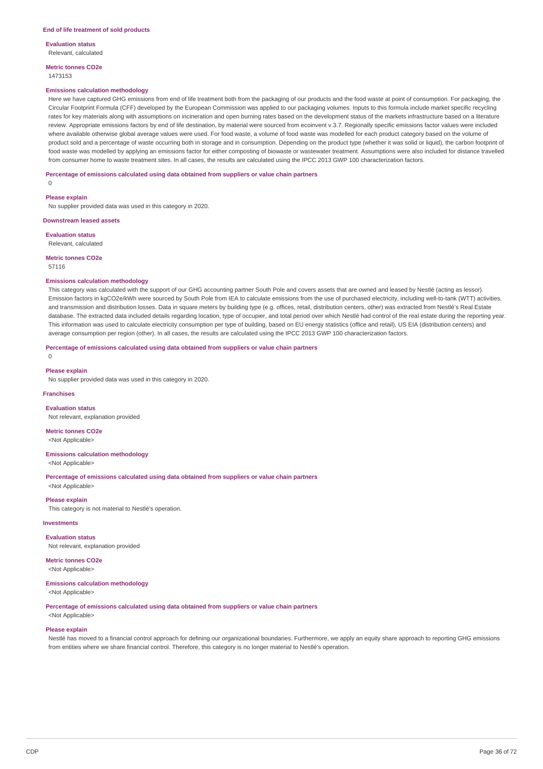#### End of life treatment of sold products

**Evaluation status**

Relevant, calculated

**Metric tonnes CO2e**

1473153

**Emissions calculation methodology**

Here we have captured GHG emissions from end of life treatment both from the packaging of our products and the food waste at point of consumption. For packaging, the Circular Footprint Formula (CFF) developed by the European Commission was applied to our packaging volumes. Inputs to this formula include market specific recycling rates for key materials along with assumptions on incineration and open burning rates based on the development status of the markets infrastructure based on a literature review. Appropriate emissions factors by end of life destination, by material were sourced from ecoinvent v.3.7. Regionally specific emissions factor values were included where available otherwise global average values were used. For food waste, a volume of food waste was modelled for each product category based on the volume of product sold and a percentage of waste occurring both in storage and in consumption. Depending on the product type (whether it was solid or liquid), the carbon footprint of food waste was modelled by applying an emissions factor for either composting of biowaste or wastewater treatment. Assumptions were also included for distance travelled from consumer home to waste treatment sites. In all cases, the results are calculated using the IPCC 2013 GWP 100 characterization factors.

**Percentage of emissions calculated using data obtained from suppliers or value chain partners**

0

**Please explain**

No supplier provided data was used in this category in 2020.

#### Downstream leased assets

**Evaluation status**

Relevant, calculated

**Metric tonnes CO2e**

57116

**Emissions calculation methodology**

This category was calculated with the support of our GHG accounting partner South Pole and covers assets that are owned and leased by Nestlé (acting as lessor). Emission factors in kgCO2e/kWh were sourced by South Pole from IEA to calculate emissions from the use of purchased electricity, including well-to-tank (WTT) activities, and transmission and distribution losses. Data in square meters by building type (e.g. offices, retail, distribution centers, other) was extracted from Nestlé's Real Estate database. The extracted data included details regarding location, type of occupier, and total period over which Nestlé had control of the real estate during the reporting year. This information was used to calculate electricity consumption per type of building, based on EU energy statistics (office and retail), US EIA (distribution centers) and average consumption per region (other). In all cases, the results are calculated using the IPCC 2013 GWP 100 characterization factors.

**Percentage of emissions calculated using data obtained from suppliers or value chain partners**

0

**Please explain**

No supplier provided data was used in this category in 2020.

#### Franchises

**Evaluation status**

Not relevant, explanation provided

**Metric tonnes CO2e**

<Not Applicable>

**Emissions calculation methodology**

<Not Applicable>

**Percentage of emissions calculated using data obtained from suppliers or value chain partners**

<Not Applicable>

**Please explain**

This category is not material to Nestlé's operation.

#### Investments

**Evaluation status**

Not relevant, explanation provided

**Metric tonnes CO2e**

<Not Applicable>

**Emissions calculation methodology**

<Not Applicable>

**Percentage of emissions calculated using data obtained from suppliers or value chain partners**

<Not Applicable>

**Please explain**

Nestlé has moved to a financial control approach for defining our organizational boundaries. Furthermore, we apply an equity share approach to reporting GHG emissions from entities where we share financial control. Therefore, this category is no longer material to Nestlé's operation.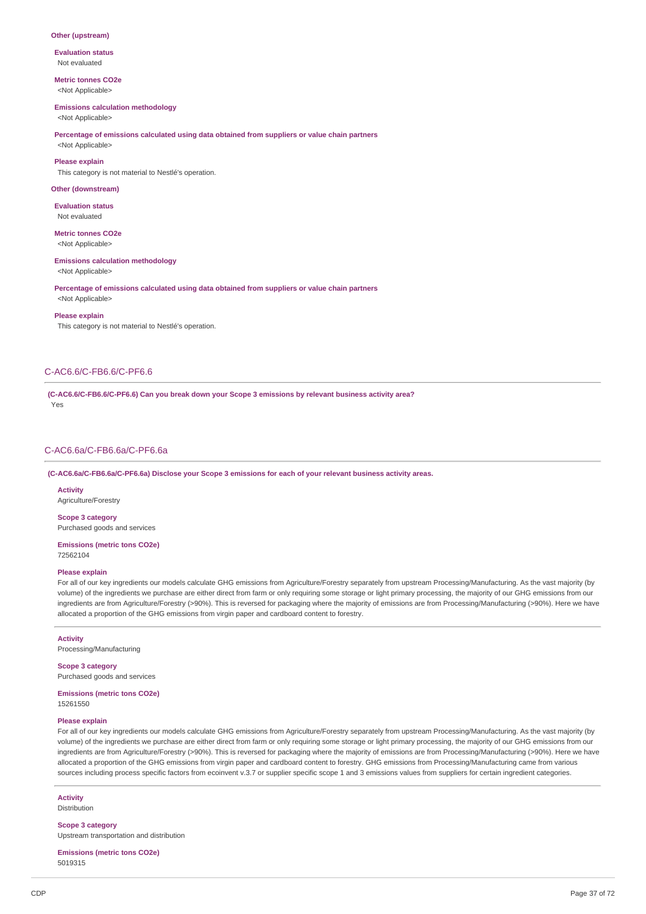**Other (upstream)**

**Evaluation status**
Not evaluated

**Metric tonnes CO2e**
<Not Applicable>

**Emissions calculation methodology**
<Not Applicable>

**Percentage of emissions calculated using data obtained from suppliers or value chain partners**
<Not Applicable>

**Please explain**
This category is not material to Nestlé's operation.

**Other (downstream)**

**Evaluation status**
Not evaluated

**Metric tonnes CO2e**
<Not Applicable>

**Emissions calculation methodology**
<Not Applicable>

**Percentage of emissions calculated using data obtained from suppliers or value chain partners**
<Not Applicable>

**Please explain**
This category is not material to Nestlé's operation.

## C-AC6.6/C-FB6.6/C-PF6.6

**(C-AC6.6/C-FB6.6/C-PF6.6) Can you break down your Scope 3 emissions by relevant business activity area?**
Yes

## C-AC6.6a/C-FB6.6a/C-PF6.6a

**(C-AC6.6a/C-FB6.6a/C-PF6.6a) Disclose your Scope 3 emissions for each of your relevant business activity areas.**

**Activity**
Agriculture/Forestry

**Scope 3 category**
Purchased goods and services

**Emissions (metric tons CO2e)**
72562104

**Please explain**
For all of our key ingredients our models calculate GHG emissions from Agriculture/Forestry separately from upstream Processing/Manufacturing. As the vast majority (by volume) of the ingredients we purchase are either direct from farm or only requiring some storage or light primary processing, the majority of our GHG emissions from our ingredients are from Agriculture/Forestry (>90%). This is reversed for packaging where the majority of emissions are from Processing/Manufacturing (>90%). Here we have allocated a proportion of the GHG emissions from virgin paper and cardboard content to forestry.

---

**Activity**
Processing/Manufacturing

**Scope 3 category**
Purchased goods and services

**Emissions (metric tons CO2e)**
15261550

**Please explain**
For all of our key ingredients our models calculate GHG emissions from Agriculture/Forestry separately from upstream Processing/Manufacturing. As the vast majority (by volume) of the ingredients we purchase are either direct from farm or only requiring some storage or light primary processing, the majority of our GHG emissions from our ingredients are from Agriculture/Forestry (>90%). This is reversed for packaging where the majority of emissions are from Processing/Manufacturing (>90%). Here we have allocated a proportion of the GHG emissions from virgin paper and cardboard content to forestry. GHG emissions from Processing/Manufacturing came from various sources including process specific factors from ecoinvent v.3.7 or supplier specific scope 1 and 3 emissions values from suppliers for certain ingredient categories.

---

**Activity**
Distribution

**Scope 3 category**
Upstream transportation and distribution

**Emissions (metric tons CO2e)**
5019315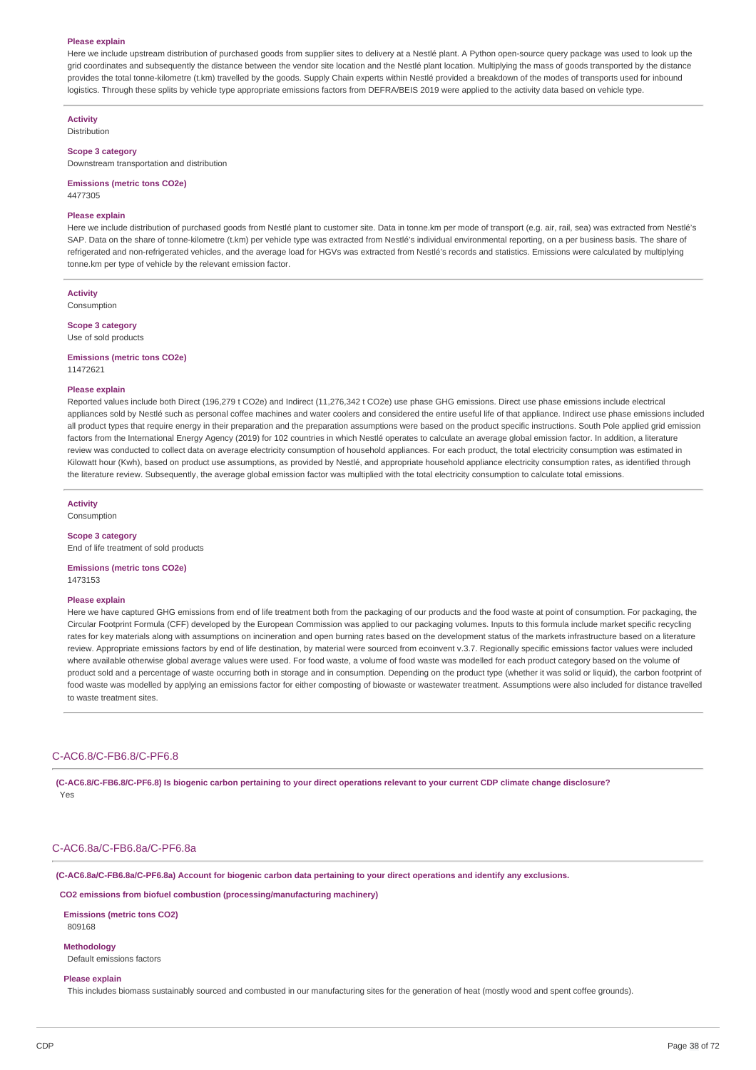**Please explain**

Here we include upstream distribution of purchased goods from supplier sites to delivery at a Nestlé plant. A Python open-source query package was used to look up the grid coordinates and subsequently the distance between the vendor site location and the Nestlé plant location. Multiplying the mass of goods transported by the distance provides the total tonne-kilometre (t.km) travelled by the goods. Supply Chain experts within Nestlé provided a breakdown of the modes of transports used for inbound logistics. Through these splits by vehicle type appropriate emissions factors from DEFRA/BEIS 2019 were applied to the activity data based on vehicle type.

**Activity**

Distribution

**Scope 3 category**

Downstream transportation and distribution

**Emissions (metric tons CO2e)**

4477305

**Please explain**

Here we include distribution of purchased goods from Nestlé plant to customer site. Data in tonne.km per mode of transport (e.g. air, rail, sea) was extracted from Nestlé's SAP. Data on the share of tonne-kilometre (t.km) per vehicle type was extracted from Nestlé's individual environmental reporting, on a per business basis. The share of refrigerated and non-refrigerated vehicles, and the average load for HGVs was extracted from Nestlé's records and statistics. Emissions were calculated by multiplying tonne.km per type of vehicle by the relevant emission factor.

**Activity**

Consumption

**Scope 3 category**

Use of sold products

**Emissions (metric tons CO2e)**

11472621

**Please explain**

Reported values include both Direct (196,279 t CO2e) and Indirect (11,276,342 t CO2e) use phase GHG emissions. Direct use phase emissions include electrical appliances sold by Nestlé such as personal coffee machines and water coolers and considered the entire useful life of that appliance. Indirect use phase emissions included all product types that require energy in their preparation and the preparation assumptions were based on the product specific instructions. South Pole applied grid emission factors from the International Energy Agency (2019) for 102 countries in which Nestlé operates to calculate an average global emission factor. In addition, a literature review was conducted to collect data on average electricity consumption of household appliances. For each product, the total electricity consumption was estimated in Kilowatt hour (Kwh), based on product use assumptions, as provided by Nestlé, and appropriate household appliance electricity consumption rates, as identified through the literature review. Subsequently, the average global emission factor was multiplied with the total electricity consumption to calculate total emissions.

**Activity**

Consumption

**Scope 3 category**

End of life treatment of sold products

**Emissions (metric tons CO2e)**

1473153

**Please explain**

Here we have captured GHG emissions from end of life treatment both from the packaging of our products and the food waste at point of consumption. For packaging, the Circular Footprint Formula (CFF) developed by the European Commission was applied to our packaging volumes. Inputs to this formula include market specific recycling rates for key materials along with assumptions on incineration and open burning rates based on the development status of the markets infrastructure based on a literature review. Appropriate emissions factors by end of life destination, by material were sourced from ecoinvent v.3.7. Regionally specific emissions factor values were included where available otherwise global average values were used. For food waste, a volume of food waste was modelled for each product category based on the volume of product sold and a percentage of waste occurring both in storage and in consumption. Depending on the product type (whether it was solid or liquid), the carbon footprint of food waste was modelled by applying an emissions factor for either composting of biowaste or wastewater treatment. Assumptions were also included for distance travelled to waste treatment sites.

## C-AC6.8/C-FB6.8/C-PF6.8

**(C-AC6.8/C-FB6.8/C-PF6.8) Is biogenic carbon pertaining to your direct operations relevant to your current CDP climate change disclosure?**

Yes

## C-AC6.8a/C-FB6.8a/C-PF6.8a

**(C-AC6.8a/C-FB6.8a/C-PF6.8a) Account for biogenic carbon data pertaining to your direct operations and identify any exclusions.**

**CO2 emissions from biofuel combustion (processing/manufacturing machinery)**

**Emissions (metric tons CO2)**

809168

**Methodology**

Default emissions factors

**Please explain**

This includes biomass sustainably sourced and combusted in our manufacturing sites for the generation of heat (mostly wood and spent coffee grounds).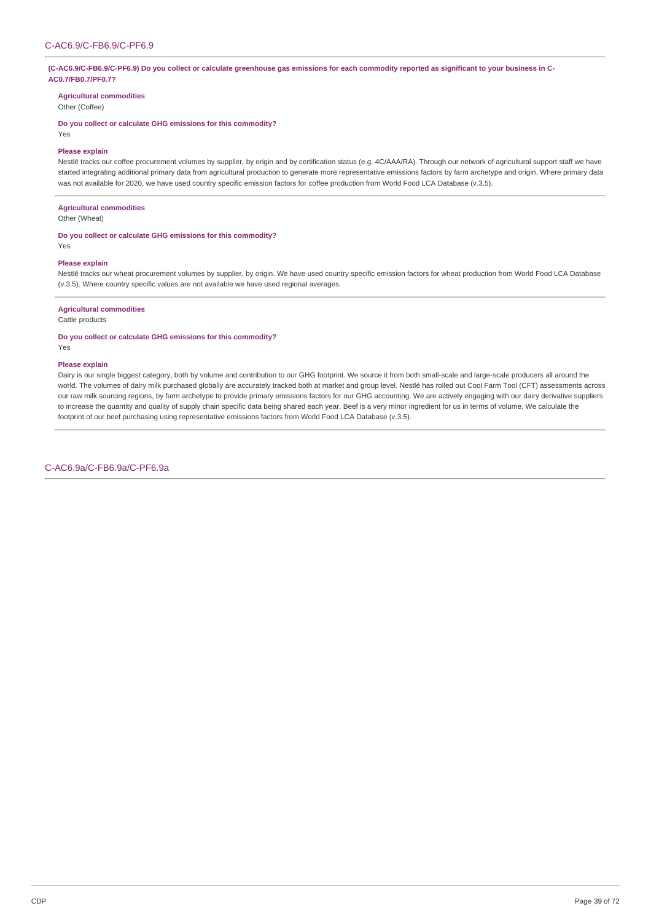## C-AC6.9/C-FB6.9/C-PF6.9

**(C-AC6.9/C-FB6.9/C-PF6.9) Do you collect or calculate greenhouse gas emissions for each commodity reported as significant to your business in C-AC0.7/FB0.7/PF0.7?**

**Agricultural commodities**

Other (Coffee)

**Do you collect or calculate GHG emissions for this commodity?**

Yes

**Please explain**

Nestlé tracks our coffee procurement volumes by supplier, by origin and by certification status (e.g. 4C/AAA/RA). Through our network of agricultural support staff we have started integrating additional primary data from agricultural production to generate more representative emissions factors by farm archetype and origin. Where primary data was not available for 2020, we have used country specific emission factors for coffee production from World Food LCA Database (v.3.5).

**Agricultural commodities**

Other (Wheat)

**Do you collect or calculate GHG emissions for this commodity?**

Yes

**Please explain**

Nestlé tracks our wheat procurement volumes by supplier, by origin. We have used country specific emission factors for wheat production from World Food LCA Database (v.3.5). Where country specific values are not available we have used regional averages.

**Agricultural commodities**

Cattle products

**Do you collect or calculate GHG emissions for this commodity?**

Yes

**Please explain**

Dairy is our single biggest category, both by volume and contribution to our GHG footprint. We source it from both small-scale and large-scale producers all around the world. The volumes of dairy milk purchased globally are accurately tracked both at market and group level. Nestlé has rolled out Cool Farm Tool (CFT) assessments across our raw milk sourcing regions, by farm archetype to provide primary emissions factors for our GHG accounting. We are actively engaging with our dairy derivative suppliers to increase the quantity and quality of supply chain specific data being shared each year. Beef is a very minor ingredient for us in terms of volume. We calculate the footprint of our beef purchasing using representative emissions factors from World Food LCA Database (v.3.5).

## C-AC6.9a/C-FB6.9a/C-PF6.9a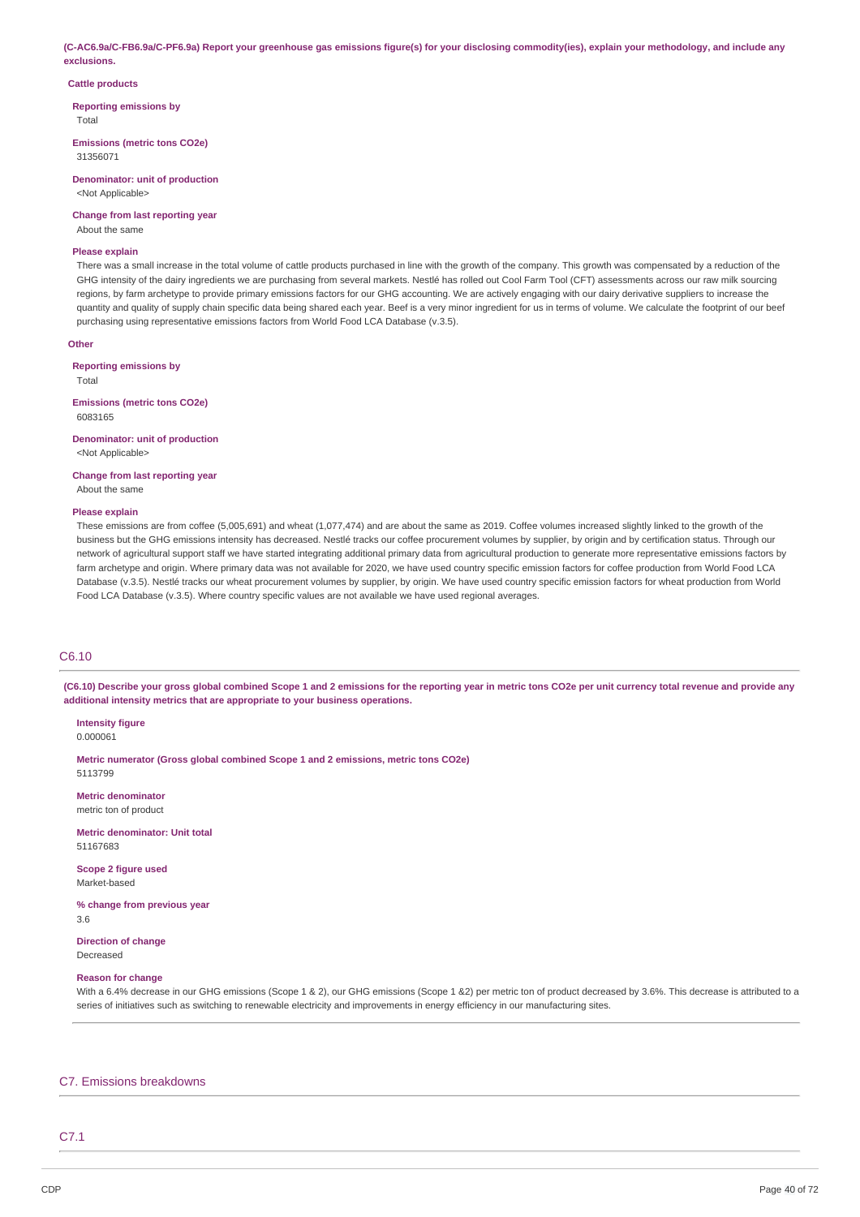**(C-AC6.9a/C-FB6.9a/C-PF6.9a) Report your greenhouse gas emissions figure(s) for your disclosing commodity(ies), explain your methodology, and include any exclusions.**

**Cattle products**

**Reporting emissions by**
Total

**Emissions (metric tons CO2e)**
31356071

**Denominator: unit of production**
<Not Applicable>

**Change from last reporting year**
About the same

**Please explain**
There was a small increase in the total volume of cattle products purchased in line with the growth of the company. This growth was compensated by a reduction of the GHG intensity of the dairy ingredients we are purchasing from several markets. Nestlé has rolled out Cool Farm Tool (CFT) assessments across our raw milk sourcing regions, by farm archetype to provide primary emissions factors for our GHG accounting. We are actively engaging with our dairy derivative suppliers to increase the quantity and quality of supply chain specific data being shared each year. Beef is a very minor ingredient for us in terms of volume. We calculate the footprint of our beef purchasing using representative emissions factors from World Food LCA Database (v.3.5).

**Other**

**Reporting emissions by**
Total

**Emissions (metric tons CO2e)**
6083165

**Denominator: unit of production**
<Not Applicable>

**Change from last reporting year**
About the same

**Please explain**
These emissions are from coffee (5,005,691) and wheat (1,077,474) and are about the same as 2019. Coffee volumes increased slightly linked to the growth of the business but the GHG emissions intensity has decreased. Nestlé tracks our coffee procurement volumes by supplier, by origin and by certification status. Through our network of agricultural support staff we have started integrating additional primary data from agricultural production to generate more representative emissions factors by farm archetype and origin. Where primary data was not available for 2020, we have used country specific emission factors for coffee production from World Food LCA Database (v.3.5). Nestlé tracks our wheat procurement volumes by supplier, by origin. We have used country specific emission factors for wheat production from World Food LCA Database (v.3.5). Where country specific values are not available we have used regional averages.

## C6.10

**(C6.10) Describe your gross global combined Scope 1 and 2 emissions for the reporting year in metric tons CO2e per unit currency total revenue and provide any additional intensity metrics that are appropriate to your business operations.**

**Intensity figure**
0.000061

**Metric numerator (Gross global combined Scope 1 and 2 emissions, metric tons CO2e)**
5113799

**Metric denominator**
metric ton of product

**Metric denominator: Unit total**
51167683

**Scope 2 figure used**
Market-based

**% change from previous year**
3.6

**Direction of change**
Decreased

**Reason for change**
With a 6.4% decrease in our GHG emissions (Scope 1 & 2), our GHG emissions (Scope 1 &2) per metric ton of product decreased by 3.6%. This decrease is attributed to a series of initiatives such as switching to renewable electricity and improvements in energy efficiency in our manufacturing sites.

# C7. Emissions breakdowns

## C7.1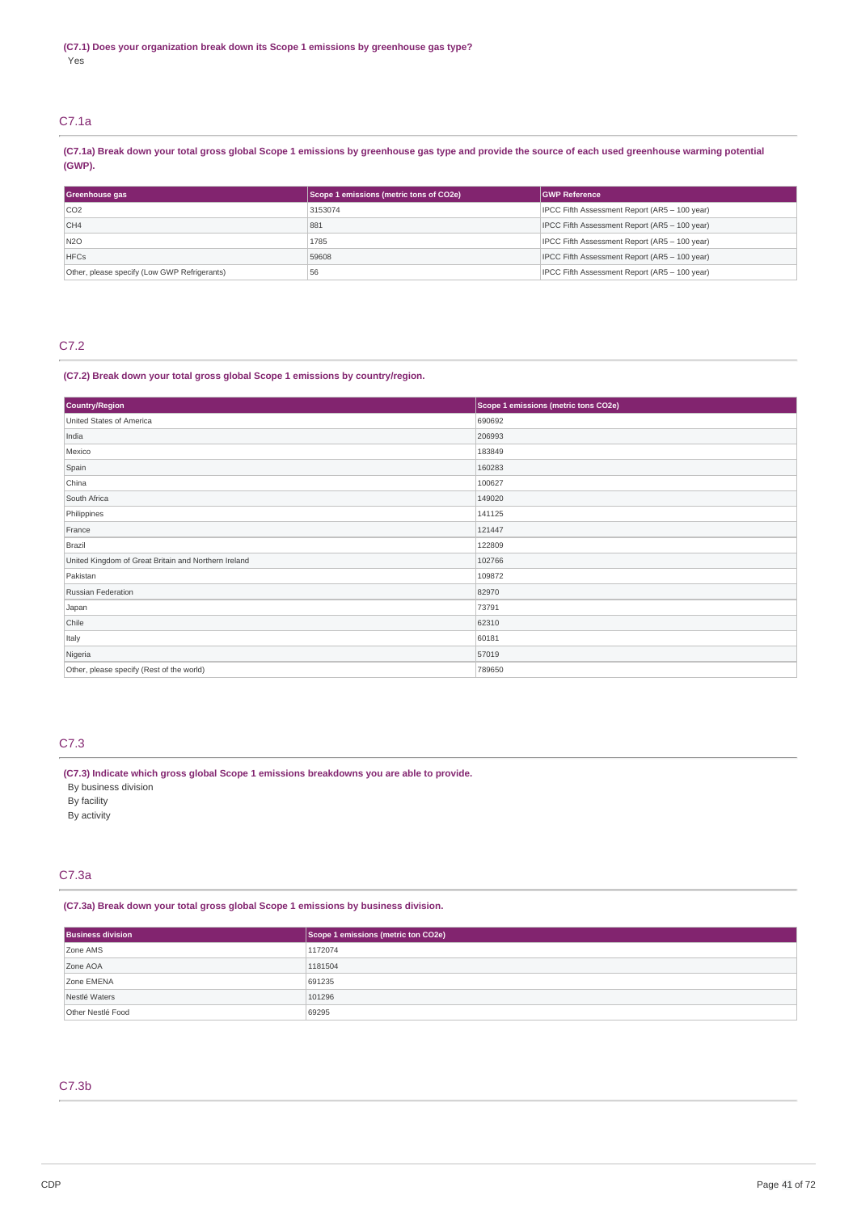**(C7.1) Does your organization break down its Scope 1 emissions by greenhouse gas type?**

Yes

## C7.1a

**(C7.1a) Break down your total gross global Scope 1 emissions by greenhouse gas type and provide the source of each used greenhouse warming potential (GWP).**

| Greenhouse gas | Scope 1 emissions (metric tons of CO2e) | GWP Reference |
|---|---|---|
| CO2 | 3153074 | IPCC Fifth Assessment Report (AR5 – 100 year) |
| CH4 | 881 | IPCC Fifth Assessment Report (AR5 – 100 year) |
| N2O | 1785 | IPCC Fifth Assessment Report (AR5 – 100 year) |
| HFCs | 59608 | IPCC Fifth Assessment Report (AR5 – 100 year) |
| Other, please specify (Low GWP Refrigerants) | 56 | IPCC Fifth Assessment Report (AR5 – 100 year) |

## C7.2

**(C7.2) Break down your total gross global Scope 1 emissions by country/region.**

| Country/Region | Scope 1 emissions (metric tons CO2e) |
|---|---|
| United States of America | 690692 |
| India | 206993 |
| Mexico | 183849 |
| Spain | 160283 |
| China | 100627 |
| South Africa | 149020 |
| Philippines | 141125 |
| France | 121447 |
| Brazil | 122809 |
| United Kingdom of Great Britain and Northern Ireland | 102766 |
| Pakistan | 109872 |
| Russian Federation | 82970 |
| Japan | 73791 |
| Chile | 62310 |
| Italy | 60181 |
| Nigeria | 57019 |
| Other, please specify (Rest of the world) | 789650 |

## C7.3

**(C7.3) Indicate which gross global Scope 1 emissions breakdowns you are able to provide.**

By business division

By facility

By activity

## C7.3a

**(C7.3a) Break down your total gross global Scope 1 emissions by business division.**

| Business division | Scope 1 emissions (metric ton CO2e) |
|---|---|
| Zone AMS | 1172074 |
| Zone AOA | 1181504 |
| Zone EMENA | 691235 |
| Nestlé Waters | 101296 |
| Other Nestlé Food | 69295 |

## C7.3b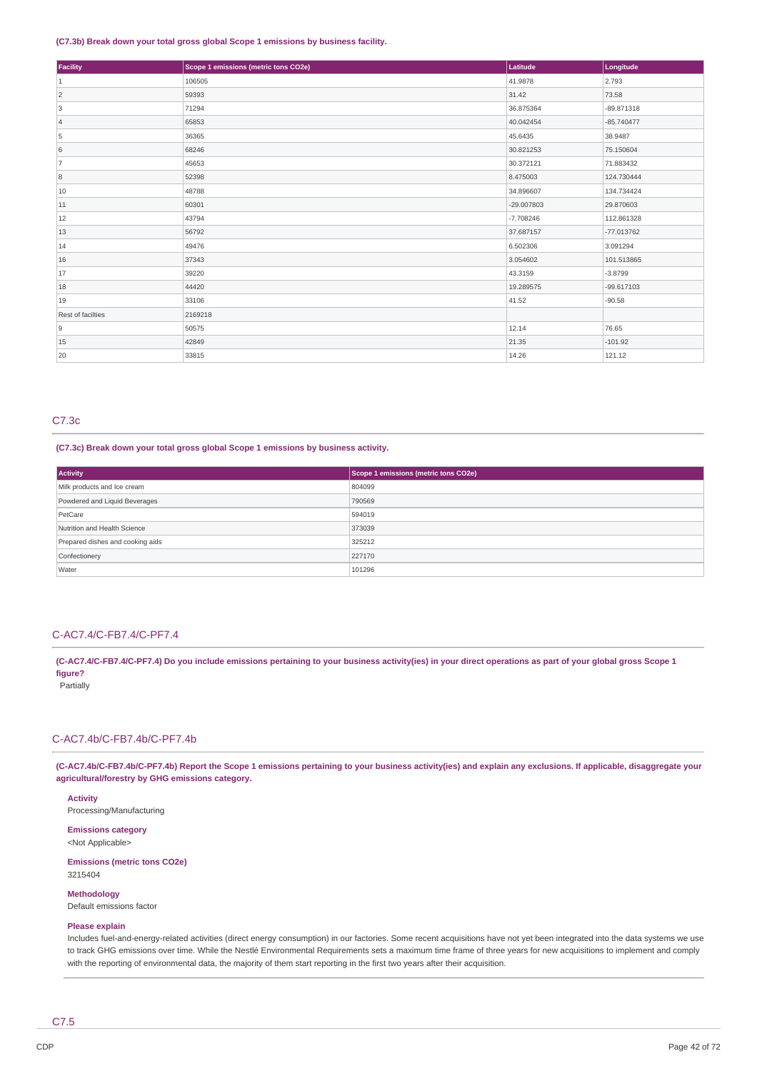**(C7.3b) Break down your total gross global Scope 1 emissions by business facility.**

| Facility | Scope 1 emissions (metric tons CO2e) | Latitude | Longitude |
|---|---|---|---|
| 1 | 106505 | 41.9878 | 2.793 |
| 2 | 59393 | 31.42 | 73.58 |
| 3 | 71294 | 36.875364 | -89.871318 |
| 4 | 65853 | 40.042454 | -85.740477 |
| 5 | 36365 | 45.6435 | 38.9487 |
| 6 | 68246 | 30.821253 | 75.150604 |
| 7 | 45653 | 30.372121 | 71.883432 |
| 8 | 52398 | 8.475003 | 124.730444 |
| 10 | 48788 | 34.896607 | 134.734424 |
| 11 | 60301 | -29.007803 | 29.870603 |
| 12 | 43794 | -7.708246 | 112.861328 |
| 13 | 56792 | 37.687157 | -77.013762 |
| 14 | 49476 | 6.502306 | 3.091294 |
| 16 | 37343 | 3.054602 | 101.513865 |
| 17 | 39220 | 43.3159 | -3.8799 |
| 18 | 44420 | 19.289575 | -99.617103 |
| 19 | 33106 | 41.52 | -90.58 |
| Rest of facilties | 2169218 | | |
| 9 | 50575 | 12.14 | 76.65 |
| 15 | 42849 | 21.35 | -101.92 |
| 20 | 33815 | 14.26 | 121.12 |

## C7.3c

**(C7.3c) Break down your total gross global Scope 1 emissions by business activity.**

| Activity | Scope 1 emissions (metric tons CO2e) |
|---|---|
| Milk products and Ice cream | 804099 |
| Powdered and Liquid Beverages | 790569 |
| PetCare | 594019 |
| Nutrition and Health Science | 373039 |
| Prepared dishes and cooking aids | 325212 |
| Confectionery | 227170 |
| Water | 101296 |

## C-AC7.4/C-FB7.4/C-PF7.4

**(C-AC7.4/C-FB7.4/C-PF7.4) Do you include emissions pertaining to your business activity(ies) in your direct operations as part of your global gross Scope 1 figure?**

Partially

## C-AC7.4b/C-FB7.4b/C-PF7.4b

**(C-AC7.4b/C-FB7.4b/C-PF7.4b) Report the Scope 1 emissions pertaining to your business activity(ies) and explain any exclusions. If applicable, disaggregate your agricultural/forestry by GHG emissions category.**

**Activity**
Processing/Manufacturing

**Emissions category**
<Not Applicable>

**Emissions (metric tons CO2e)**
3215404

**Methodology**
Default emissions factor

**Please explain**
Includes fuel-and-energy-related activities (direct energy consumption) in our factories. Some recent acquisitions have not yet been integrated into the data systems we use to track GHG emissions over time. While the Nestlé Environmental Requirements sets a maximum time frame of three years for new acquisitions to implement and comply with the reporting of environmental data, the majority of them start reporting in the first two years after their acquisition.

## C7.5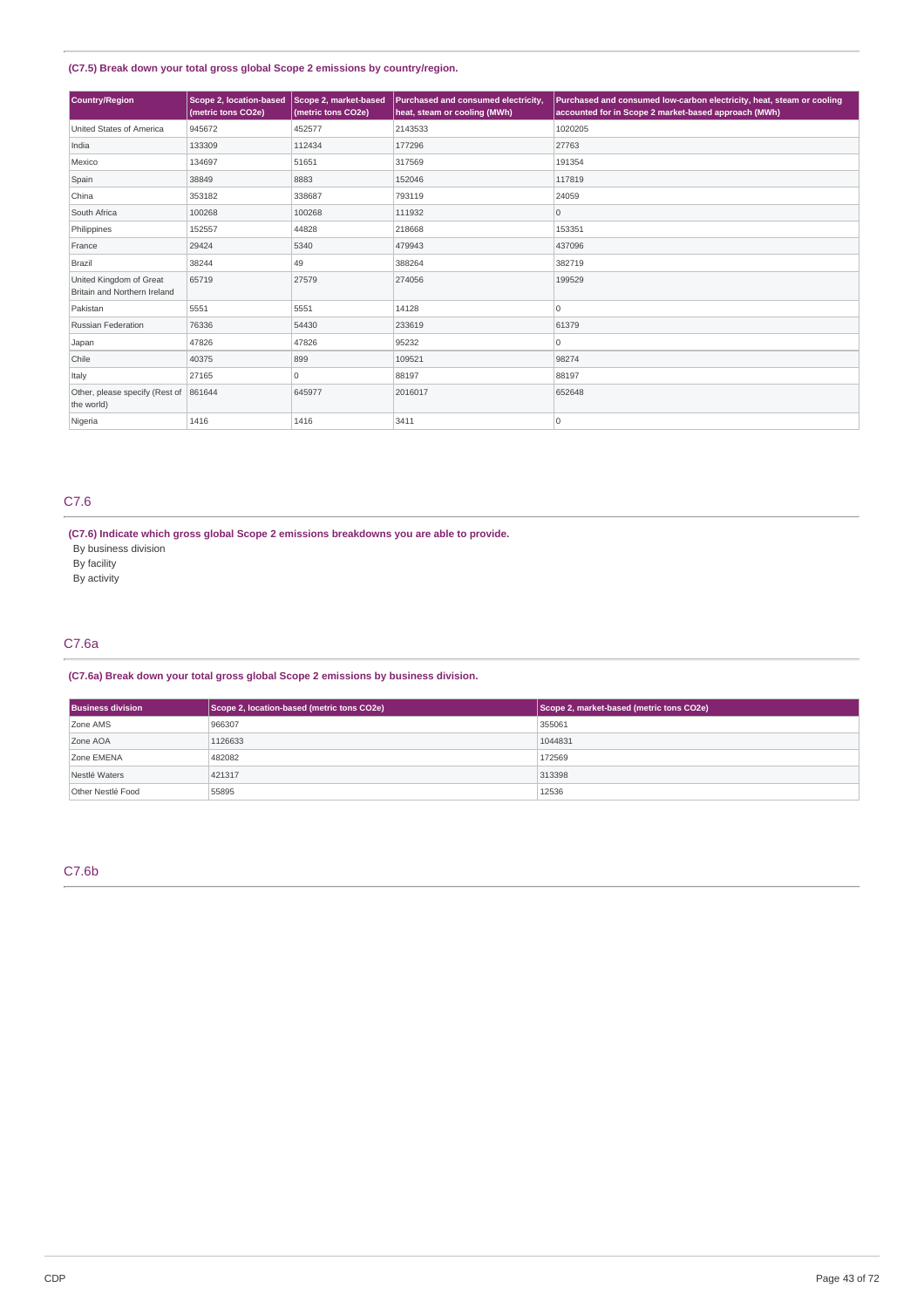**(C7.5) Break down your total gross global Scope 2 emissions by country/region.**

| Country/Region | Scope 2, location-based (metric tons CO2e) | Scope 2, market-based (metric tons CO2e) | Purchased and consumed electricity, heat, steam or cooling (MWh) | Purchased and consumed low-carbon electricity, heat, steam or cooling accounted for in Scope 2 market-based approach (MWh) |
|---|---|---|---|---|
| United States of America | 945672 | 452577 | 2143533 | 1020205 |
| India | 133309 | 112434 | 177296 | 27763 |
| Mexico | 134697 | 51651 | 317569 | 191354 |
| Spain | 38849 | 8883 | 152046 | 117819 |
| China | 353182 | 338687 | 793119 | 24059 |
| South Africa | 100268 | 100268 | 111932 | 0 |
| Philippines | 152557 | 44828 | 218668 | 153351 |
| France | 29424 | 5340 | 479943 | 437096 |
| Brazil | 38244 | 49 | 388264 | 382719 |
| United Kingdom of Great Britain and Northern Ireland | 65719 | 27579 | 274056 | 199529 |
| Pakistan | 5551 | 5551 | 14128 | 0 |
| Russian Federation | 76336 | 54430 | 233619 | 61379 |
| Japan | 47826 | 47826 | 95232 | 0 |
| Chile | 40375 | 899 | 109521 | 98274 |
| Italy | 27165 | 0 | 88197 | 88197 |
| Other, please specify (Rest of the world) | 861644 | 645977 | 2016017 | 652648 |
| Nigeria | 1416 | 1416 | 3411 | 0 |

## C7.6

**(C7.6) Indicate which gross global Scope 2 emissions breakdowns you are able to provide.**

By business division
By facility
By activity

## C7.6a

**(C7.6a) Break down your total gross global Scope 2 emissions by business division.**

| Business division | Scope 2, location-based (metric tons CO2e) | Scope 2, market-based (metric tons CO2e) |
|---|---|---|
| Zone AMS | 966307 | 355061 |
| Zone AOA | 1126633 | 1044831 |
| Zone EMENA | 482082 | 172569 |
| Nestlé Waters | 421317 | 313398 |
| Other Nestlé Food | 55895 | 12536 |

## C7.6b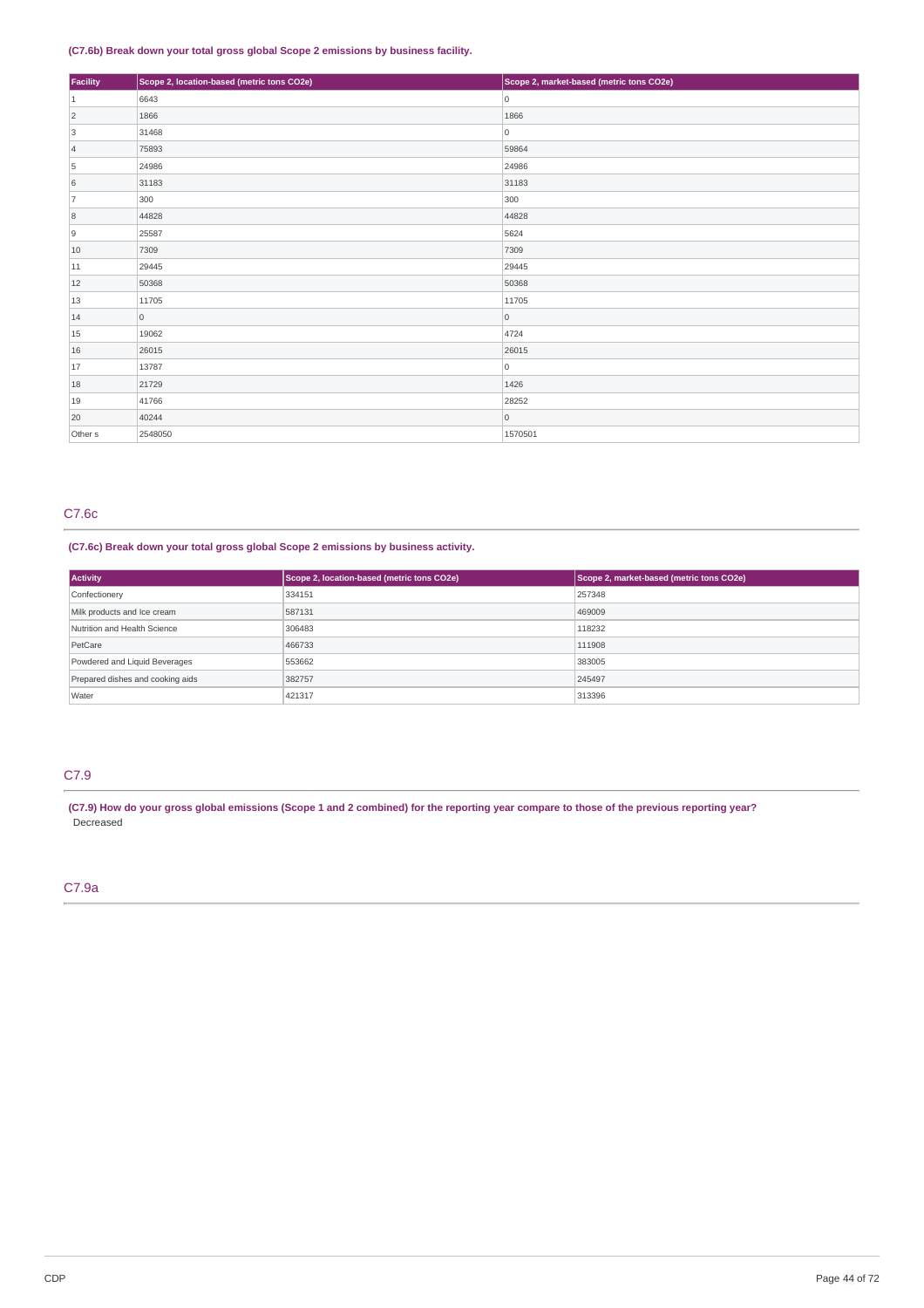**(C7.6b) Break down your total gross global Scope 2 emissions by business facility.**

| Facility | Scope 2, location-based (metric tons CO2e) | Scope 2, market-based (metric tons CO2e) |
|---|---|---|
| 1 | 6643 | 0 |
| 2 | 1866 | 1866 |
| 3 | 31468 | 0 |
| 4 | 75893 | 59864 |
| 5 | 24986 | 24986 |
| 6 | 31183 | 31183 |
| 7 | 300 | 300 |
| 8 | 44828 | 44828 |
| 9 | 25587 | 5624 |
| 10 | 7309 | 7309 |
| 11 | 29445 | 29445 |
| 12 | 50368 | 50368 |
| 13 | 11705 | 11705 |
| 14 | 0 | 0 |
| 15 | 19062 | 4724 |
| 16 | 26015 | 26015 |
| 17 | 13787 | 0 |
| 18 | 21729 | 1426 |
| 19 | 41766 | 28252 |
| 20 | 40244 | 0 |
| Other s | 2548050 | 1570501 |

## C7.6c

**(C7.6c) Break down your total gross global Scope 2 emissions by business activity.**

| Activity | Scope 2, location-based (metric tons CO2e) | Scope 2, market-based (metric tons CO2e) |
|---|---|---|
| Confectionery | 334151 | 257348 |
| Milk products and Ice cream | 587131 | 469009 |
| Nutrition and Health Science | 306483 | 118232 |
| PetCare | 466733 | 111908 |
| Powdered and Liquid Beverages | 553662 | 383005 |
| Prepared dishes and cooking aids | 382757 | 245497 |
| Water | 421317 | 313396 |

## C7.9

**(C7.9) How do your gross global emissions (Scope 1 and 2 combined) for the reporting year compare to those of the previous reporting year?**

Decreased

## C7.9a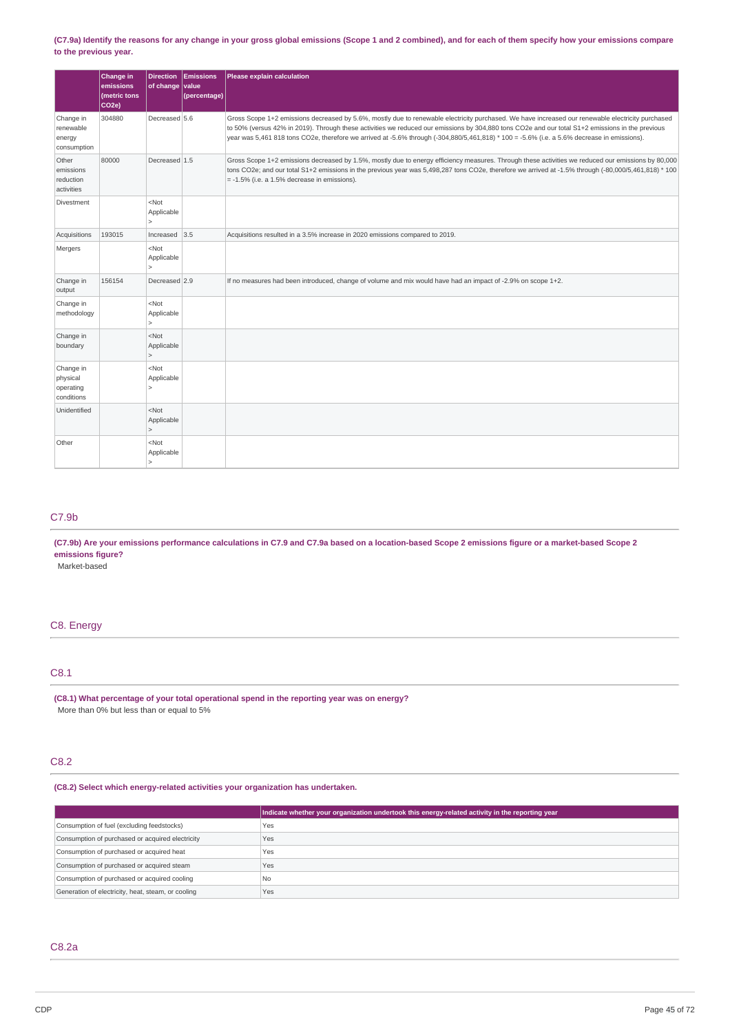**(C7.9a) Identify the reasons for any change in your gross global emissions (Scope 1 and 2 combined), and for each of them specify how your emissions compare to the previous year.**

| | Change in emissions (metric tons CO2e) | Direction of change | Emissions value (percentage) | Please explain calculation |
|---|---|---|---|---|
| Change in renewable energy consumption | 304880 | Decreased | 5.6 | Gross Scope 1+2 emissions decreased by 5.6%, mostly due to renewable electricity purchased. We have increased our renewable electricity purchased to 50% (versus 42% in 2019). Through these activities we reduced our emissions by 304,880 tons CO2e and our total S1+2 emissions in the previous year was 5,461 818 tons CO2e, therefore we arrived at -5.6% through (-304,880/5,461,818) * 100 = -5.6% (i.e. a 5.6% decrease in emissions). |
| Other emissions reduction activities | 80000 | Decreased | 1.5 | Gross Scope 1+2 emissions decreased by 1.5%, mostly due to energy efficiency measures. Through these activities we reduced our emissions by 80,000 tons CO2e; and our total S1+2 emissions in the previous year was 5,498,287 tons CO2e, therefore we arrived at -1.5% through (-80,000/5,461,818) * 100 = -1.5% (i.e. a 1.5% decrease in emissions). |
| Divestment | | <Not Applicable> | | |
| Acquisitions | 193015 | Increased | 3.5 | Acquisitions resulted in a 3.5% increase in 2020 emissions compared to 2019. |
| Mergers | | <Not Applicable> | | |
| Change in output | 156154 | Decreased | 2.9 | If no measures had been introduced, change of volume and mix would have had an impact of -2.9% on scope 1+2. |
| Change in methodology | | <Not Applicable> | | |
| Change in boundary | | <Not Applicable> | | |
| Change in physical operating conditions | | <Not Applicable> | | |
| Unidentified | | <Not Applicable> | | |
| Other | | <Not Applicable> | | |

## C7.9b

**(C7.9b) Are your emissions performance calculations in C7.9 and C7.9a based on a location-based Scope 2 emissions figure or a market-based Scope 2 emissions figure?**

Market-based

# C8. Energy

## C8.1

**(C8.1) What percentage of your total operational spend in the reporting year was on energy?**

More than 0% but less than or equal to 5%

## C8.2

**(C8.2) Select which energy-related activities your organization has undertaken.**

| | Indicate whether your organization undertook this energy-related activity in the reporting year |
|---|---|
| Consumption of fuel (excluding feedstocks) | Yes |
| Consumption of purchased or acquired electricity | Yes |
| Consumption of purchased or acquired heat | Yes |
| Consumption of purchased or acquired steam | Yes |
| Consumption of purchased or acquired cooling | No |
| Generation of electricity, heat, steam, or cooling | Yes |

## C8.2a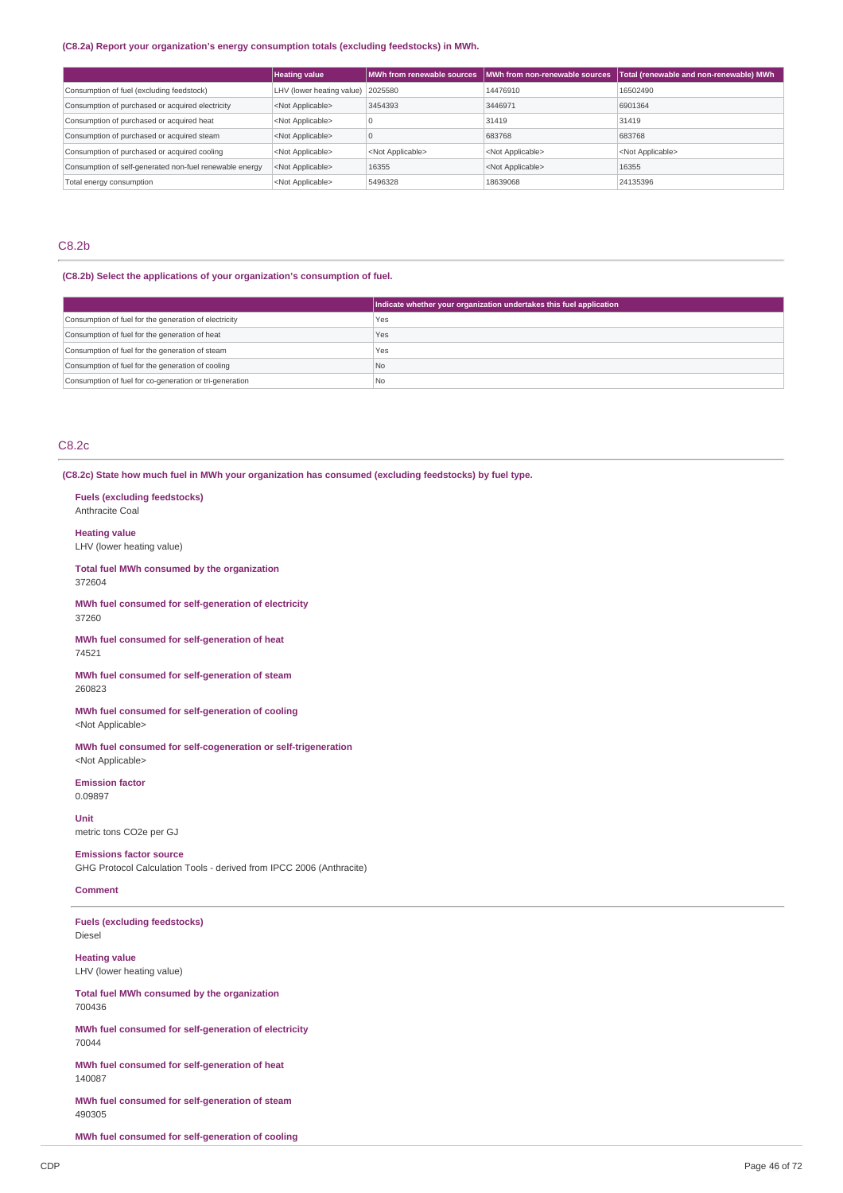**(C8.2a) Report your organization's energy consumption totals (excluding feedstocks) in MWh.**

| | Heating value | MWh from renewable sources | MWh from non-renewable sources | Total (renewable and non-renewable) MWh |
|---|---|---|---|---|
| Consumption of fuel (excluding feedstock) | LHV (lower heating value) | 2025580 | 14476910 | 16502490 |
| Consumption of purchased or acquired electricity | <Not Applicable> | 3454393 | 3446971 | 6901364 |
| Consumption of purchased or acquired heat | <Not Applicable> | 0 | 31419 | 31419 |
| Consumption of purchased or acquired steam | <Not Applicable> | 0 | 683768 | 683768 |
| Consumption of purchased or acquired cooling | <Not Applicable> | <Not Applicable> | <Not Applicable> | <Not Applicable> |
| Consumption of self-generated non-fuel renewable energy | <Not Applicable> | 16355 | <Not Applicable> | 16355 |
| Total energy consumption | <Not Applicable> | 5496328 | 18639068 | 24135396 |

## C8.2b

**(C8.2b) Select the applications of your organization's consumption of fuel.**

| | Indicate whether your organization undertakes this fuel application |
|---|---|
| Consumption of fuel for the generation of electricity | Yes |
| Consumption of fuel for the generation of heat | Yes |
| Consumption of fuel for the generation of steam | Yes |
| Consumption of fuel for the generation of cooling | No |
| Consumption of fuel for co-generation or tri-generation | No |

## C8.2c

**(C8.2c) State how much fuel in MWh your organization has consumed (excluding feedstocks) by fuel type.**

**Fuels (excluding feedstocks)**
Anthracite Coal

**Heating value**
LHV (lower heating value)

**Total fuel MWh consumed by the organization**
372604

**MWh fuel consumed for self-generation of electricity**
37260

**MWh fuel consumed for self-generation of heat**
74521

**MWh fuel consumed for self-generation of steam**
260823

**MWh fuel consumed for self-generation of cooling**
<Not Applicable>

**MWh fuel consumed for self-cogeneration or self-trigeneration**
<Not Applicable>

**Emission factor**
0.09897

**Unit**
metric tons CO2e per GJ

**Emissions factor source**
GHG Protocol Calculation Tools - derived from IPCC 2006 (Anthracite)

**Comment**

---

**Fuels (excluding feedstocks)**
Diesel

**Heating value**
LHV (lower heating value)

**Total fuel MWh consumed by the organization**
700436

**MWh fuel consumed for self-generation of electricity**
70044

**MWh fuel consumed for self-generation of heat**
140087

**MWh fuel consumed for self-generation of steam**
490305

**MWh fuel consumed for self-generation of cooling**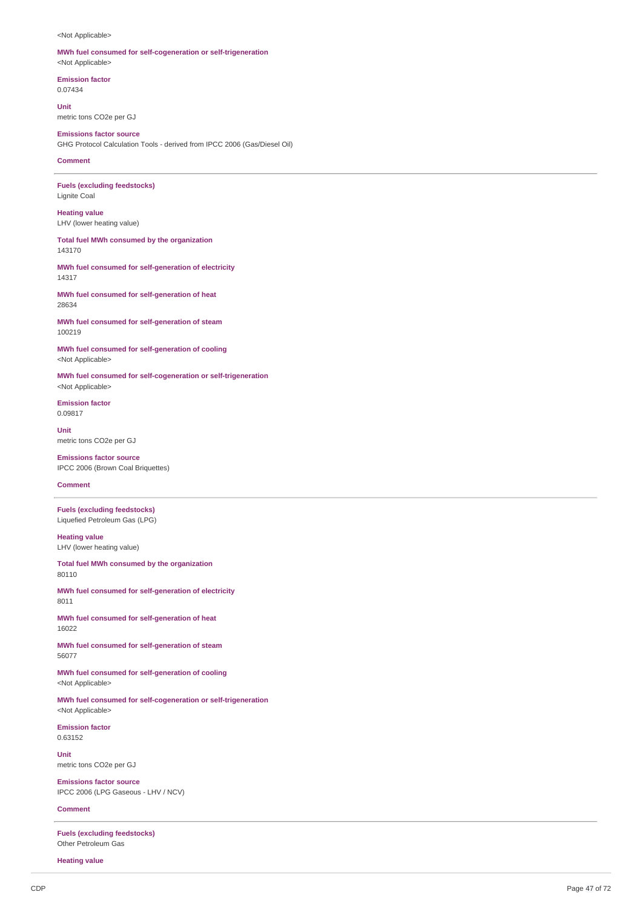<Not Applicable>

**MWh fuel consumed for self-cogeneration or self-trigeneration**
<Not Applicable>

**Emission factor**
0.07434

**Unit**
metric tons CO2e per GJ

**Emissions factor source**
GHG Protocol Calculation Tools - derived from IPCC 2006 (Gas/Diesel Oil)

**Comment**

---

**Fuels (excluding feedstocks)**
Lignite Coal

**Heating value**
LHV (lower heating value)

**Total fuel MWh consumed by the organization**
143170

**MWh fuel consumed for self-generation of electricity**
14317

**MWh fuel consumed for self-generation of heat**
28634

**MWh fuel consumed for self-generation of steam**
100219

**MWh fuel consumed for self-generation of cooling**
<Not Applicable>

**MWh fuel consumed for self-cogeneration or self-trigeneration**
<Not Applicable>

**Emission factor**
0.09817

**Unit**
metric tons CO2e per GJ

**Emissions factor source**
IPCC 2006 (Brown Coal Briquettes)

**Comment**

---

**Fuels (excluding feedstocks)**
Liquefied Petroleum Gas (LPG)

**Heating value**
LHV (lower heating value)

**Total fuel MWh consumed by the organization**
80110

**MWh fuel consumed for self-generation of electricity**
8011

**MWh fuel consumed for self-generation of heat**
16022

**MWh fuel consumed for self-generation of steam**
56077

**MWh fuel consumed for self-generation of cooling**
<Not Applicable>

**MWh fuel consumed for self-cogeneration or self-trigeneration**
<Not Applicable>

**Emission factor**
0.63152

**Unit**
metric tons CO2e per GJ

**Emissions factor source**
IPCC 2006 (LPG Gaseous - LHV / NCV)

**Comment**

---

**Fuels (excluding feedstocks)**
Other Petroleum Gas

**Heating value**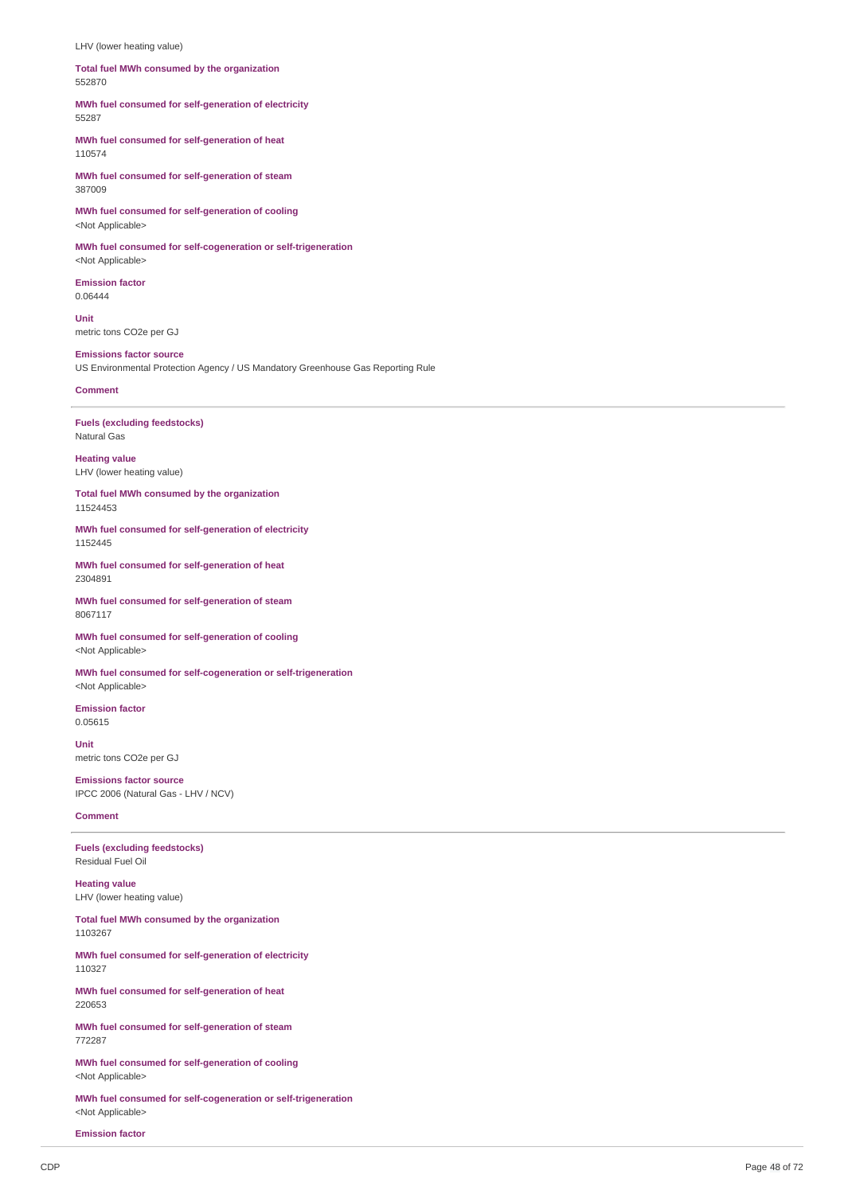LHV (lower heating value)

**Total fuel MWh consumed by the organization**
552870

**MWh fuel consumed for self-generation of electricity**
55287

**MWh fuel consumed for self-generation of heat**
110574

**MWh fuel consumed for self-generation of steam**
387009

**MWh fuel consumed for self-generation of cooling**
<Not Applicable>

**MWh fuel consumed for self-cogeneration or self-trigeneration**
<Not Applicable>

**Emission factor**
0.06444

**Unit**
metric tons CO2e per GJ

**Emissions factor source**
US Environmental Protection Agency / US Mandatory Greenhouse Gas Reporting Rule

**Comment**

---

**Fuels (excluding feedstocks)**
Natural Gas

**Heating value**
LHV (lower heating value)

**Total fuel MWh consumed by the organization**
11524453

**MWh fuel consumed for self-generation of electricity**
1152445

**MWh fuel consumed for self-generation of heat**
2304891

**MWh fuel consumed for self-generation of steam**
8067117

**MWh fuel consumed for self-generation of cooling**
<Not Applicable>

**MWh fuel consumed for self-cogeneration or self-trigeneration**
<Not Applicable>

**Emission factor**
0.05615

**Unit**
metric tons CO2e per GJ

**Emissions factor source**
IPCC 2006 (Natural Gas - LHV / NCV)

**Comment**

---

**Fuels (excluding feedstocks)**
Residual Fuel Oil

**Heating value**
LHV (lower heating value)

**Total fuel MWh consumed by the organization**
1103267

**MWh fuel consumed for self-generation of electricity**
110327

**MWh fuel consumed for self-generation of heat**
220653

**MWh fuel consumed for self-generation of steam**
772287

**MWh fuel consumed for self-generation of cooling**
<Not Applicable>

**MWh fuel consumed for self-cogeneration or self-trigeneration**
<Not Applicable>

**Emission factor**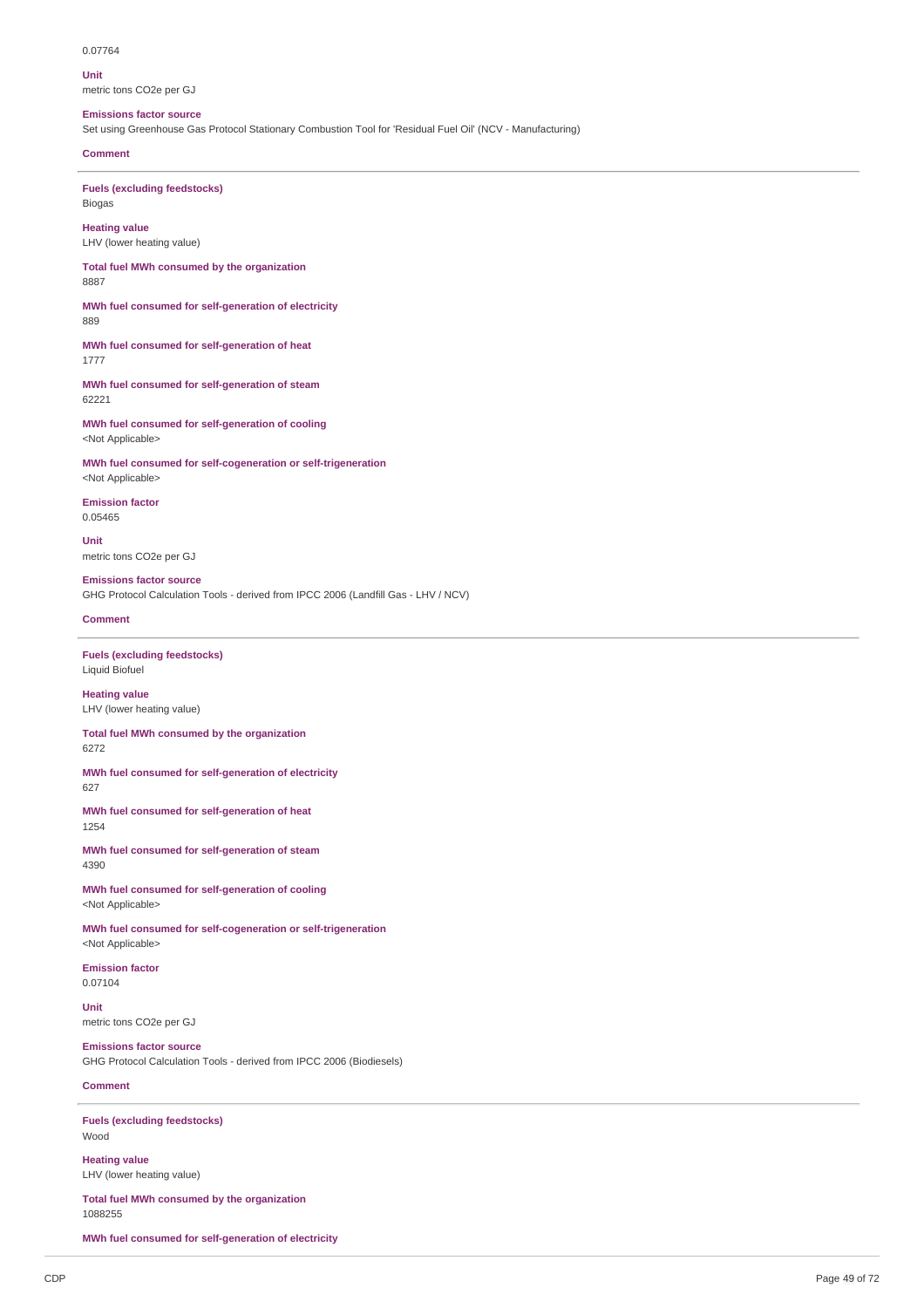0.07764

**Unit**
metric tons CO2e per GJ

**Emissions factor source**
Set using Greenhouse Gas Protocol Stationary Combustion Tool for 'Residual Fuel Oil' (NCV - Manufacturing)

**Comment**

---

**Fuels (excluding feedstocks)**
Biogas

**Heating value**
LHV (lower heating value)

**Total fuel MWh consumed by the organization**
8887

**MWh fuel consumed for self-generation of electricity**
889

**MWh fuel consumed for self-generation of heat**
1777

**MWh fuel consumed for self-generation of steam**
62221

**MWh fuel consumed for self-generation of cooling**
<Not Applicable>

**MWh fuel consumed for self-cogeneration or self-trigeneration**
<Not Applicable>

**Emission factor**
0.05465

**Unit**
metric tons CO2e per GJ

**Emissions factor source**
GHG Protocol Calculation Tools - derived from IPCC 2006 (Landfill Gas - LHV / NCV)

**Comment**

---

**Fuels (excluding feedstocks)**
Liquid Biofuel

**Heating value**
LHV (lower heating value)

**Total fuel MWh consumed by the organization**
6272

**MWh fuel consumed for self-generation of electricity**
627

**MWh fuel consumed for self-generation of heat**
1254

**MWh fuel consumed for self-generation of steam**
4390

**MWh fuel consumed for self-generation of cooling**
<Not Applicable>

**MWh fuel consumed for self-cogeneration or self-trigeneration**
<Not Applicable>

**Emission factor**
0.07104

**Unit**
metric tons CO2e per GJ

**Emissions factor source**
GHG Protocol Calculation Tools - derived from IPCC 2006 (Biodiesels)

**Comment**

---

**Fuels (excluding feedstocks)**
Wood

**Heating value**
LHV (lower heating value)

**Total fuel MWh consumed by the organization**
1088255

**MWh fuel consumed for self-generation of electricity**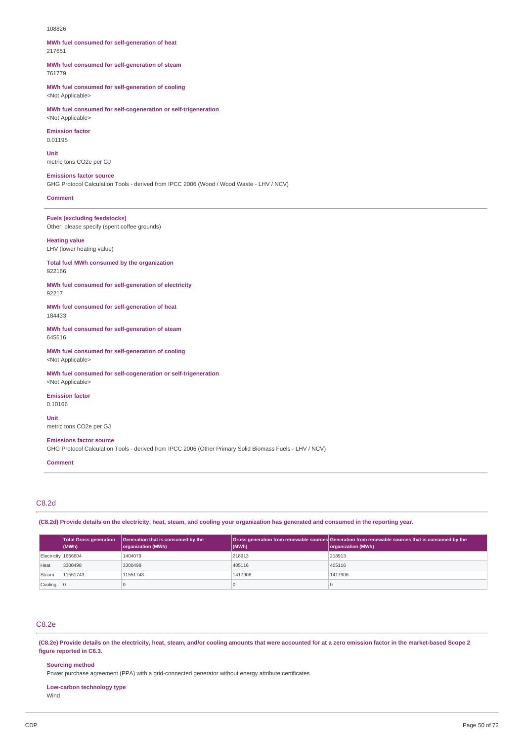108826

**MWh fuel consumed for self-generation of heat**
217651

**MWh fuel consumed for self-generation of steam**
761779

**MWh fuel consumed for self-generation of cooling**
<Not Applicable>

**MWh fuel consumed for self-cogeneration or self-trigeneration**
<Not Applicable>

**Emission factor**
0.01195

**Unit**
metric tons CO2e per GJ

**Emissions factor source**
GHG Protocol Calculation Tools - derived from IPCC 2006 (Wood / Wood Waste - LHV / NCV)

**Comment**

---

**Fuels (excluding feedstocks)**
Other, please specify (spent coffee grounds)

**Heating value**
LHV (lower heating value)

**Total fuel MWh consumed by the organization**
922166

**MWh fuel consumed for self-generation of electricity**
92217

**MWh fuel consumed for self-generation of heat**
184433

**MWh fuel consumed for self-generation of steam**
645516

**MWh fuel consumed for self-generation of cooling**
<Not Applicable>

**MWh fuel consumed for self-cogeneration or self-trigeneration**
<Not Applicable>

**Emission factor**
0.10166

**Unit**
metric tons CO2e per GJ

**Emissions factor source**
GHG Protocol Calculation Tools - derived from IPCC 2006 (Other Primary Solid Biomass Fuels - LHV / NCV)

**Comment**

---

## C8.2d

**(C8.2d) Provide details on the electricity, heat, steam, and cooling your organization has generated and consumed in the reporting year.**

| | Total Gross generation (MWh) | Generation that is consumed by the organization (MWh) | Gross generation from renewable sources (MWh) | Generation from renewable sources that is consumed by the organization (MWh) |
|---|---|---|---|---|
| Electricity | 1666604 | 1404079 | 218913 | 218913 |
| Heat | 3300498 | 3300498 | 405116 | 405116 |
| Steam | 11551743 | 11551743 | 1417906 | 1417906 |
| Cooling | 0 | 0 | 0 | 0 |

## C8.2e

**(C8.2e) Provide details on the electricity, heat, steam, and/or cooling amounts that were accounted for at a zero emission factor in the market-based Scope 2 figure reported in C6.3.**

**Sourcing method**
Power purchase agreement (PPA) with a grid-connected generator without energy attribute certificates

**Low-carbon technology type**
Wind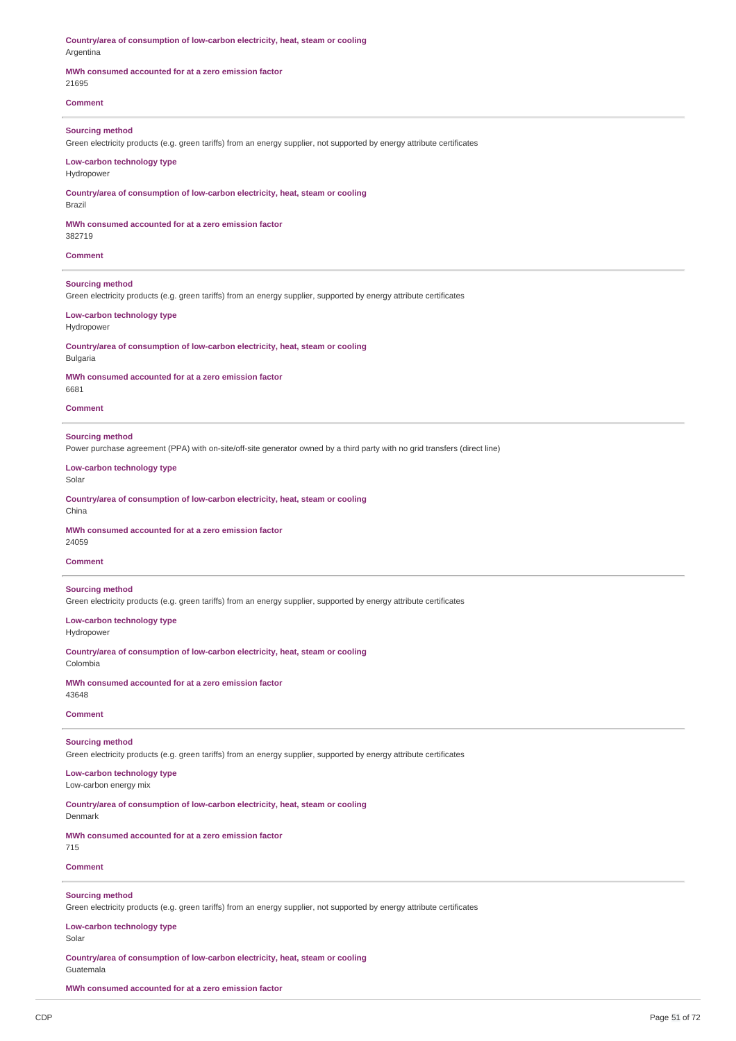**Country/area of consumption of low-carbon electricity, heat, steam or cooling**
Argentina

**MWh consumed accounted for at a zero emission factor**
21695

**Comment**

---

**Sourcing method**
Green electricity products (e.g. green tariffs) from an energy supplier, not supported by energy attribute certificates

**Low-carbon technology type**
Hydropower

**Country/area of consumption of low-carbon electricity, heat, steam or cooling**
Brazil

**MWh consumed accounted for at a zero emission factor**
382719

**Comment**

---

**Sourcing method**
Green electricity products (e.g. green tariffs) from an energy supplier, supported by energy attribute certificates

**Low-carbon technology type**
Hydropower

**Country/area of consumption of low-carbon electricity, heat, steam or cooling**
Bulgaria

**MWh consumed accounted for at a zero emission factor**
6681

**Comment**

---

**Sourcing method**
Power purchase agreement (PPA) with on-site/off-site generator owned by a third party with no grid transfers (direct line)

**Low-carbon technology type**
Solar

**Country/area of consumption of low-carbon electricity, heat, steam or cooling**
China

**MWh consumed accounted for at a zero emission factor**
24059

**Comment**

---

**Sourcing method**
Green electricity products (e.g. green tariffs) from an energy supplier, supported by energy attribute certificates

**Low-carbon technology type**
Hydropower

**Country/area of consumption of low-carbon electricity, heat, steam or cooling**
Colombia

**MWh consumed accounted for at a zero emission factor**
43648

**Comment**

---

**Sourcing method**
Green electricity products (e.g. green tariffs) from an energy supplier, supported by energy attribute certificates

**Low-carbon technology type**
Low-carbon energy mix

**Country/area of consumption of low-carbon electricity, heat, steam or cooling**
Denmark

**MWh consumed accounted for at a zero emission factor**
715

**Comment**

---

**Sourcing method**
Green electricity products (e.g. green tariffs) from an energy supplier, not supported by energy attribute certificates

**Low-carbon technology type**
Solar

**Country/area of consumption of low-carbon electricity, heat, steam or cooling**
Guatemala

**MWh consumed accounted for at a zero emission factor**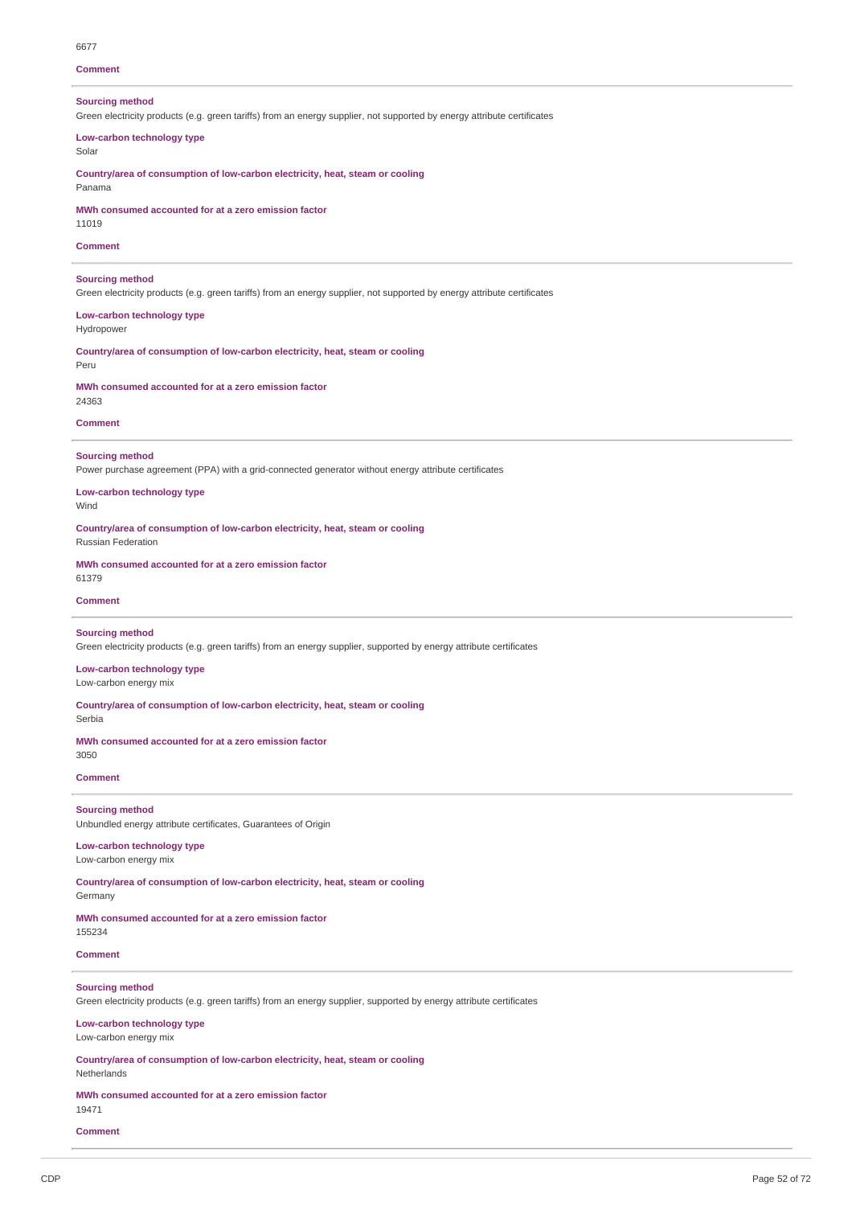6677

**Comment**

---

**Sourcing method**
Green electricity products (e.g. green tariffs) from an energy supplier, not supported by energy attribute certificates

**Low-carbon technology type**
Solar

**Country/area of consumption of low-carbon electricity, heat, steam or cooling**
Panama

**MWh consumed accounted for at a zero emission factor**
11019

**Comment**

---

**Sourcing method**
Green electricity products (e.g. green tariffs) from an energy supplier, not supported by energy attribute certificates

**Low-carbon technology type**
Hydropower

**Country/area of consumption of low-carbon electricity, heat, steam or cooling**
Peru

**MWh consumed accounted for at a zero emission factor**
24363

**Comment**

---

**Sourcing method**
Power purchase agreement (PPA) with a grid-connected generator without energy attribute certificates

**Low-carbon technology type**
Wind

**Country/area of consumption of low-carbon electricity, heat, steam or cooling**
Russian Federation

**MWh consumed accounted for at a zero emission factor**
61379

**Comment**

---

**Sourcing method**
Green electricity products (e.g. green tariffs) from an energy supplier, supported by energy attribute certificates

**Low-carbon technology type**
Low-carbon energy mix

**Country/area of consumption of low-carbon electricity, heat, steam or cooling**
Serbia

**MWh consumed accounted for at a zero emission factor**
3050

**Comment**

---

**Sourcing method**
Unbundled energy attribute certificates, Guarantees of Origin

**Low-carbon technology type**
Low-carbon energy mix

**Country/area of consumption of low-carbon electricity, heat, steam or cooling**
Germany

**MWh consumed accounted for at a zero emission factor**
155234

**Comment**

---

**Sourcing method**
Green electricity products (e.g. green tariffs) from an energy supplier, supported by energy attribute certificates

**Low-carbon technology type**
Low-carbon energy mix

**Country/area of consumption of low-carbon electricity, heat, steam or cooling**
Netherlands

**MWh consumed accounted for at a zero emission factor**
19471

**Comment**

---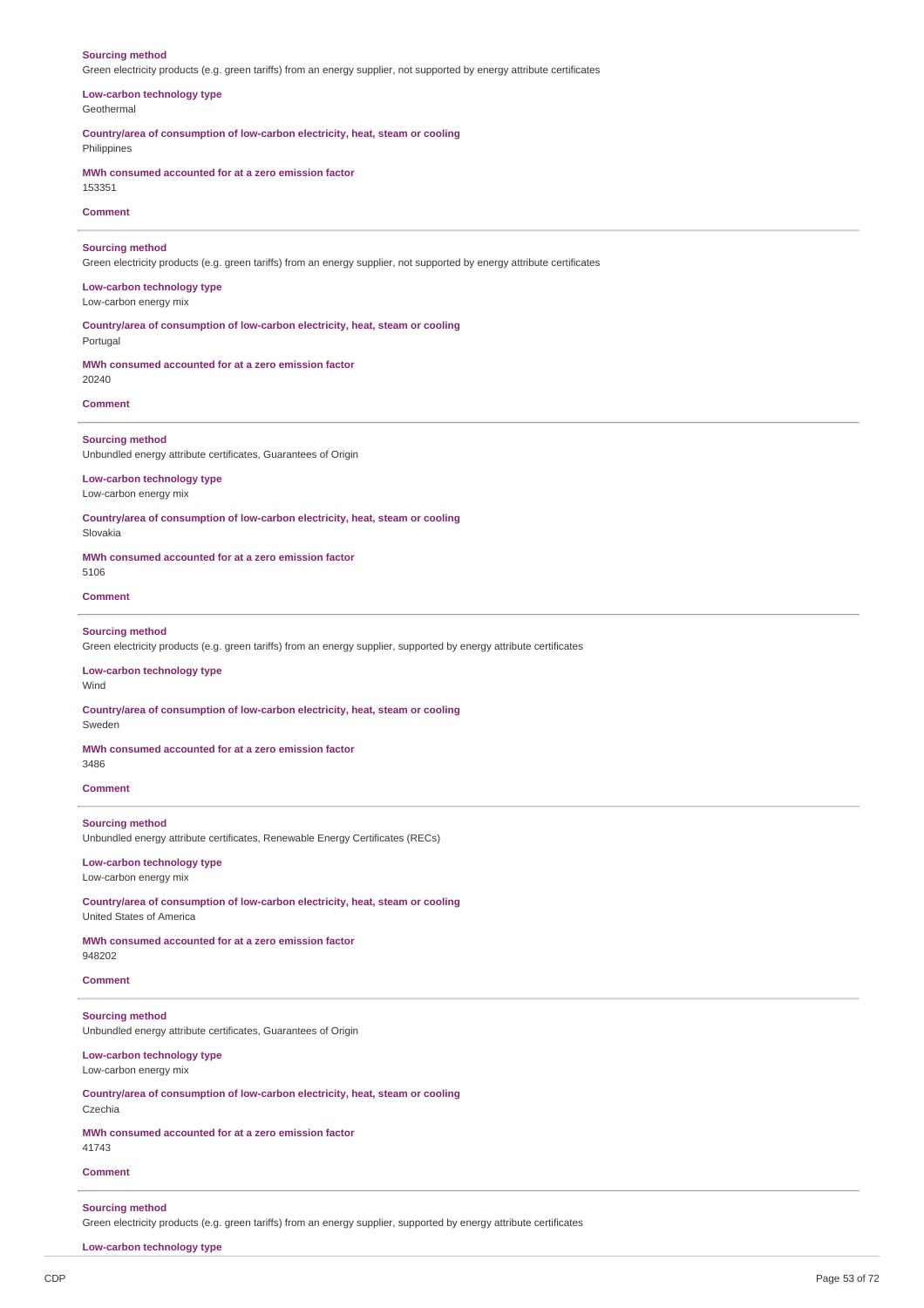**Sourcing method**
Green electricity products (e.g. green tariffs) from an energy supplier, not supported by energy attribute certificates

**Low-carbon technology type**
Geothermal

**Country/area of consumption of low-carbon electricity, heat, steam or cooling**
Philippines

**MWh consumed accounted for at a zero emission factor**
153351

**Comment**

---

**Sourcing method**
Green electricity products (e.g. green tariffs) from an energy supplier, not supported by energy attribute certificates

**Low-carbon technology type**
Low-carbon energy mix

**Country/area of consumption of low-carbon electricity, heat, steam or cooling**
Portugal

**MWh consumed accounted for at a zero emission factor**
20240

**Comment**

---

**Sourcing method**
Unbundled energy attribute certificates, Guarantees of Origin

**Low-carbon technology type**
Low-carbon energy mix

**Country/area of consumption of low-carbon electricity, heat, steam or cooling**
Slovakia

**MWh consumed accounted for at a zero emission factor**
5106

**Comment**

---

**Sourcing method**
Green electricity products (e.g. green tariffs) from an energy supplier, supported by energy attribute certificates

**Low-carbon technology type**
Wind

**Country/area of consumption of low-carbon electricity, heat, steam or cooling**
Sweden

**MWh consumed accounted for at a zero emission factor**
3486

**Comment**

---

**Sourcing method**
Unbundled energy attribute certificates, Renewable Energy Certificates (RECs)

**Low-carbon technology type**
Low-carbon energy mix

**Country/area of consumption of low-carbon electricity, heat, steam or cooling**
United States of America

**MWh consumed accounted for at a zero emission factor**
948202

**Comment**

---

**Sourcing method**
Unbundled energy attribute certificates, Guarantees of Origin

**Low-carbon technology type**
Low-carbon energy mix

**Country/area of consumption of low-carbon electricity, heat, steam or cooling**
Czechia

**MWh consumed accounted for at a zero emission factor**
41743

**Comment**

---

**Sourcing method**
Green electricity products (e.g. green tariffs) from an energy supplier, supported by energy attribute certificates

**Low-carbon technology type**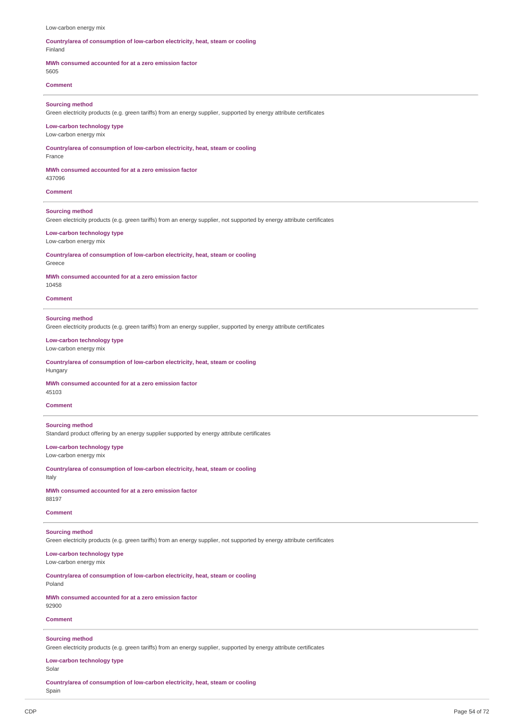Low-carbon energy mix

**Country/area of consumption of low-carbon electricity, heat, steam or cooling**
Finland

**MWh consumed accounted for at a zero emission factor**
5605

**Comment**

---

**Sourcing method**
Green electricity products (e.g. green tariffs) from an energy supplier, supported by energy attribute certificates

**Low-carbon technology type**
Low-carbon energy mix

**Country/area of consumption of low-carbon electricity, heat, steam or cooling**
France

**MWh consumed accounted for at a zero emission factor**
437096

**Comment**

---

**Sourcing method**
Green electricity products (e.g. green tariffs) from an energy supplier, not supported by energy attribute certificates

**Low-carbon technology type**
Low-carbon energy mix

**Country/area of consumption of low-carbon electricity, heat, steam or cooling**
Greece

**MWh consumed accounted for at a zero emission factor**
10458

**Comment**

---

**Sourcing method**
Green electricity products (e.g. green tariffs) from an energy supplier, supported by energy attribute certificates

**Low-carbon technology type**
Low-carbon energy mix

**Country/area of consumption of low-carbon electricity, heat, steam or cooling**
Hungary

**MWh consumed accounted for at a zero emission factor**
45103

**Comment**

---

**Sourcing method**
Standard product offering by an energy supplier supported by energy attribute certificates

**Low-carbon technology type**
Low-carbon energy mix

**Country/area of consumption of low-carbon electricity, heat, steam or cooling**
Italy

**MWh consumed accounted for at a zero emission factor**
88197

**Comment**

---

**Sourcing method**
Green electricity products (e.g. green tariffs) from an energy supplier, not supported by energy attribute certificates

**Low-carbon technology type**
Low-carbon energy mix

**Country/area of consumption of low-carbon electricity, heat, steam or cooling**
Poland

**MWh consumed accounted for at a zero emission factor**
92900

**Comment**

---

**Sourcing method**
Green electricity products (e.g. green tariffs) from an energy supplier, supported by energy attribute certificates

**Low-carbon technology type**
Solar

**Country/area of consumption of low-carbon electricity, heat, steam or cooling**
Spain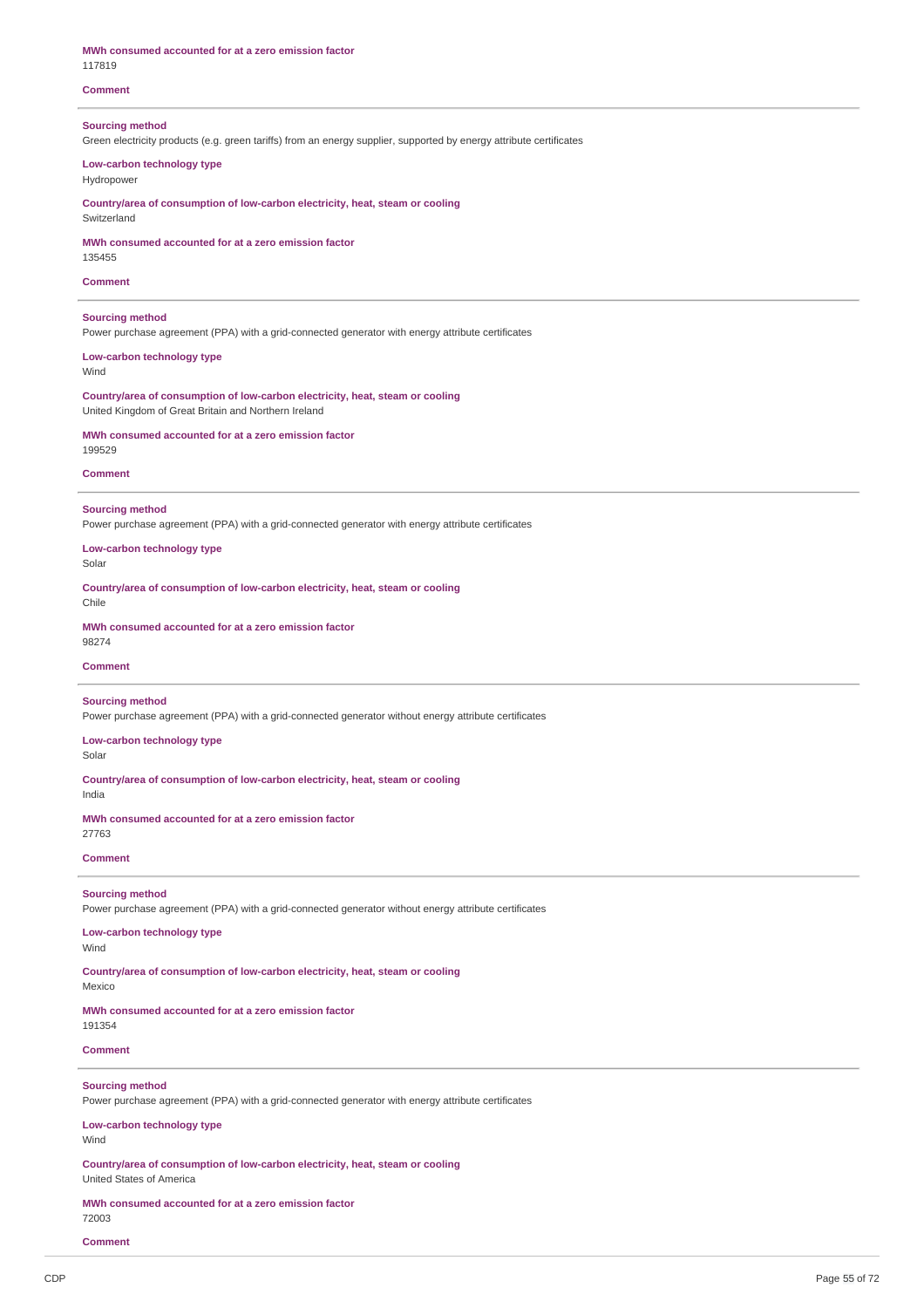**MWh consumed accounted for at a zero emission factor**
117819

**Comment**

---

**Sourcing method**
Green electricity products (e.g. green tariffs) from an energy supplier, supported by energy attribute certificates

**Low-carbon technology type**
Hydropower

**Country/area of consumption of low-carbon electricity, heat, steam or cooling**
Switzerland

**MWh consumed accounted for at a zero emission factor**
135455

**Comment**

---

**Sourcing method**
Power purchase agreement (PPA) with a grid-connected generator with energy attribute certificates

**Low-carbon technology type**
Wind

**Country/area of consumption of low-carbon electricity, heat, steam or cooling**
United Kingdom of Great Britain and Northern Ireland

**MWh consumed accounted for at a zero emission factor**
199529

**Comment**

---

**Sourcing method**
Power purchase agreement (PPA) with a grid-connected generator with energy attribute certificates

**Low-carbon technology type**
Solar

**Country/area of consumption of low-carbon electricity, heat, steam or cooling**
Chile

**MWh consumed accounted for at a zero emission factor**
98274

**Comment**

---

**Sourcing method**
Power purchase agreement (PPA) with a grid-connected generator without energy attribute certificates

**Low-carbon technology type**
Solar

**Country/area of consumption of low-carbon electricity, heat, steam or cooling**
India

**MWh consumed accounted for at a zero emission factor**
27763

**Comment**

---

**Sourcing method**
Power purchase agreement (PPA) with a grid-connected generator without energy attribute certificates

**Low-carbon technology type**
Wind

**Country/area of consumption of low-carbon electricity, heat, steam or cooling**
Mexico

**MWh consumed accounted for at a zero emission factor**
191354

**Comment**

---

**Sourcing method**
Power purchase agreement (PPA) with a grid-connected generator with energy attribute certificates

**Low-carbon technology type**
Wind

**Country/area of consumption of low-carbon electricity, heat, steam or cooling**
United States of America

**MWh consumed accounted for at a zero emission factor**
72003

**Comment**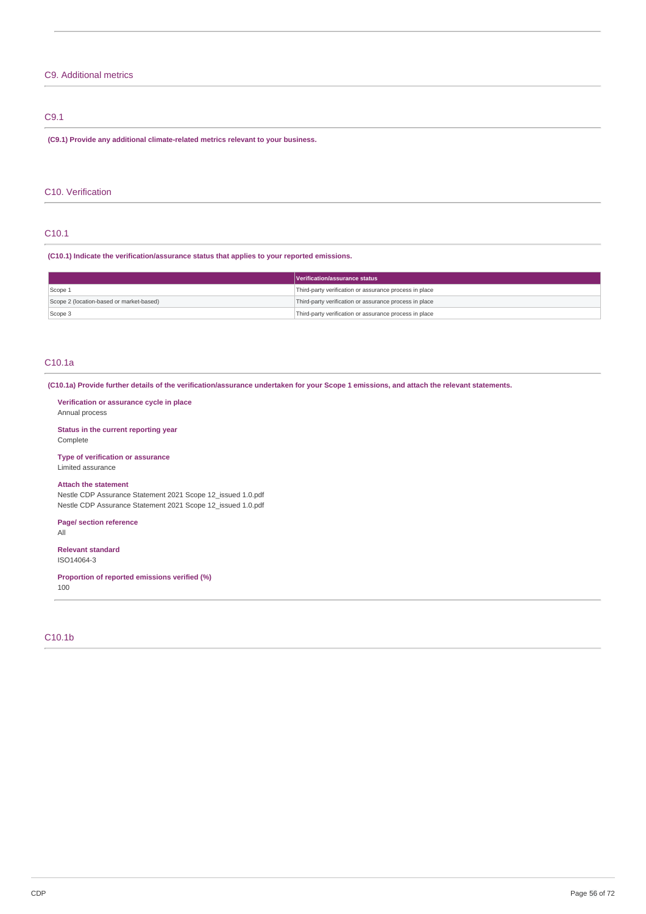## C9. Additional metrics

### C9.1

**(C9.1) Provide any additional climate-related metrics relevant to your business.**

## C10. Verification

### C10.1

**(C10.1) Indicate the verification/assurance status that applies to your reported emissions.**

| | Verification/assurance status |
|---|---|
| Scope 1 | Third-party verification or assurance process in place |
| Scope 2 (location-based or market-based) | Third-party verification or assurance process in place |
| Scope 3 | Third-party verification or assurance process in place |

### C10.1a

**(C10.1a) Provide further details of the verification/assurance undertaken for your Scope 1 emissions, and attach the relevant statements.**

**Verification or assurance cycle in place**
Annual process

**Status in the current reporting year**
Complete

**Type of verification or assurance**
Limited assurance

**Attach the statement**
Nestle CDP Assurance Statement 2021 Scope 12_issued 1.0.pdf
Nestle CDP Assurance Statement 2021 Scope 12_issued 1.0.pdf

**Page/ section reference**
All

**Relevant standard**
ISO14064-3

**Proportion of reported emissions verified (%)**
100

### C10.1b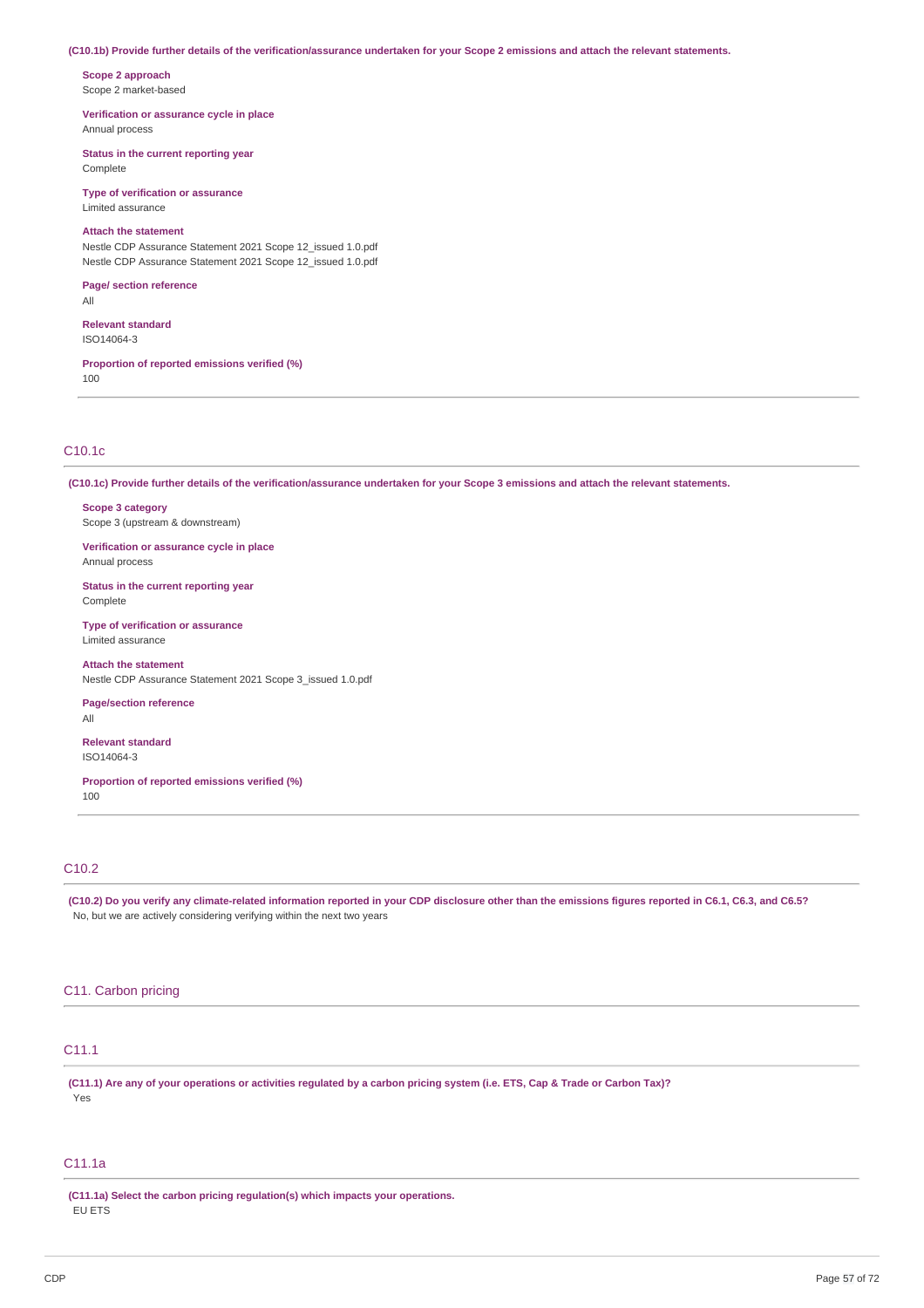**(C10.1b) Provide further details of the verification/assurance undertaken for your Scope 2 emissions and attach the relevant statements.**

**Scope 2 approach**
Scope 2 market-based

**Verification or assurance cycle in place**
Annual process

**Status in the current reporting year**
Complete

**Type of verification or assurance**
Limited assurance

**Attach the statement**
Nestle CDP Assurance Statement 2021 Scope 12_issued 1.0.pdf
Nestle CDP Assurance Statement 2021 Scope 12_issued 1.0.pdf

**Page/ section reference**
All

**Relevant standard**
ISO14064-3

**Proportion of reported emissions verified (%)**
100

---

## C10.1c

**(C10.1c) Provide further details of the verification/assurance undertaken for your Scope 3 emissions and attach the relevant statements.**

**Scope 3 category**
Scope 3 (upstream & downstream)

**Verification or assurance cycle in place**
Annual process

**Status in the current reporting year**
Complete

**Type of verification or assurance**
Limited assurance

**Attach the statement**
Nestle CDP Assurance Statement 2021 Scope 3_issued 1.0.pdf

**Page/section reference**
All

**Relevant standard**
ISO14064-3

**Proportion of reported emissions verified (%)**
100

---

## C10.2

**(C10.2) Do you verify any climate-related information reported in your CDP disclosure other than the emissions figures reported in C6.1, C6.3, and C6.5?**
No, but we are actively considering verifying within the next two years

# C11. Carbon pricing

## C11.1

**(C11.1) Are any of your operations or activities regulated by a carbon pricing system (i.e. ETS, Cap & Trade or Carbon Tax)?**
Yes

## C11.1a

**(C11.1a) Select the carbon pricing regulation(s) which impacts your operations.**
EU ETS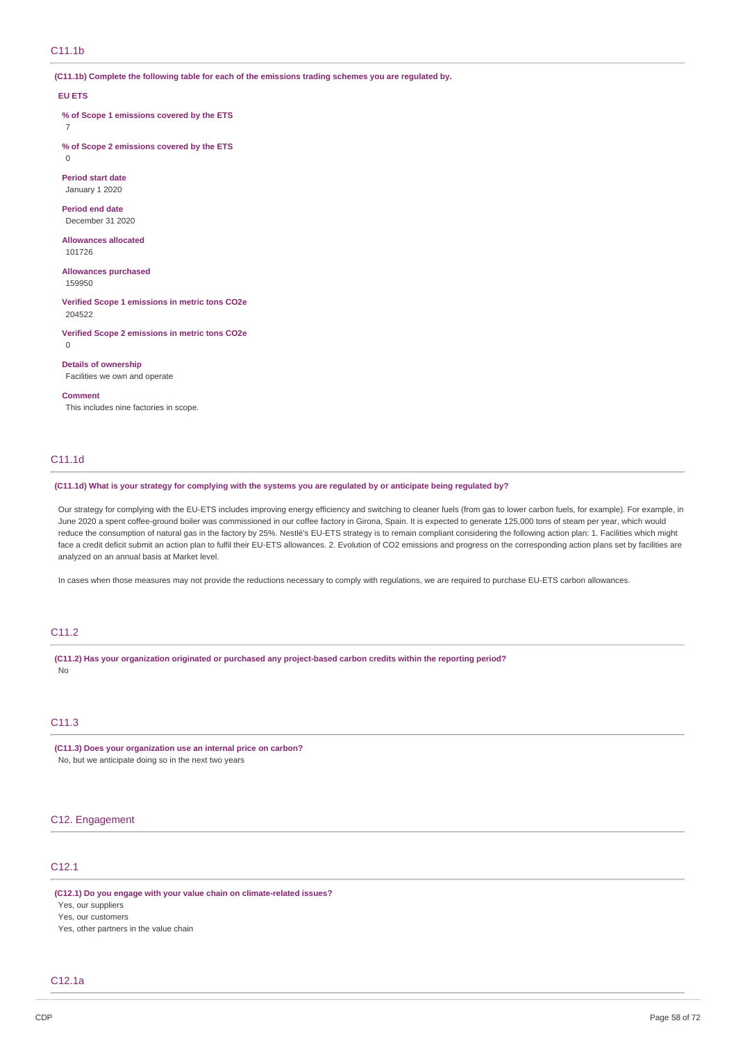## C11.1b

**(C11.1b) Complete the following table for each of the emissions trading schemes you are regulated by.**

**EU ETS**

**% of Scope 1 emissions covered by the ETS**

7

**% of Scope 2 emissions covered by the ETS**

0

**Period start date**

January 1 2020

**Period end date**

December 31 2020

**Allowances allocated**

101726

**Allowances purchased**

159950

**Verified Scope 1 emissions in metric tons CO2e**

204522

**Verified Scope 2 emissions in metric tons CO2e**

0

**Details of ownership**

Facilities we own and operate

**Comment**

This includes nine factories in scope.

## C11.1d

**(C11.1d) What is your strategy for complying with the systems you are regulated by or anticipate being regulated by?**

Our strategy for complying with the EU-ETS includes improving energy efficiency and switching to cleaner fuels (from gas to lower carbon fuels, for example). For example, in June 2020 a spent coffee-ground boiler was commissioned in our coffee factory in Girona, Spain. It is expected to generate 125,000 tons of steam per year, which would reduce the consumption of natural gas in the factory by 25%. Nestlé's EU-ETS strategy is to remain compliant considering the following action plan: 1. Facilities which might face a credit deficit submit an action plan to fulfil their EU-ETS allowances. 2. Evolution of CO2 emissions and progress on the corresponding action plans set by facilities are analyzed on an annual basis at Market level.

In cases when those measures may not provide the reductions necessary to comply with regulations, we are required to purchase EU-ETS carbon allowances.

## C11.2

**(C11.2) Has your organization originated or purchased any project-based carbon credits within the reporting period?**

No

## C11.3

**(C11.3) Does your organization use an internal price on carbon?**

No, but we anticipate doing so in the next two years

# C12. Engagement

## C12.1

**(C12.1) Do you engage with your value chain on climate-related issues?**

Yes, our suppliers

Yes, our customers

Yes, other partners in the value chain

## C12.1a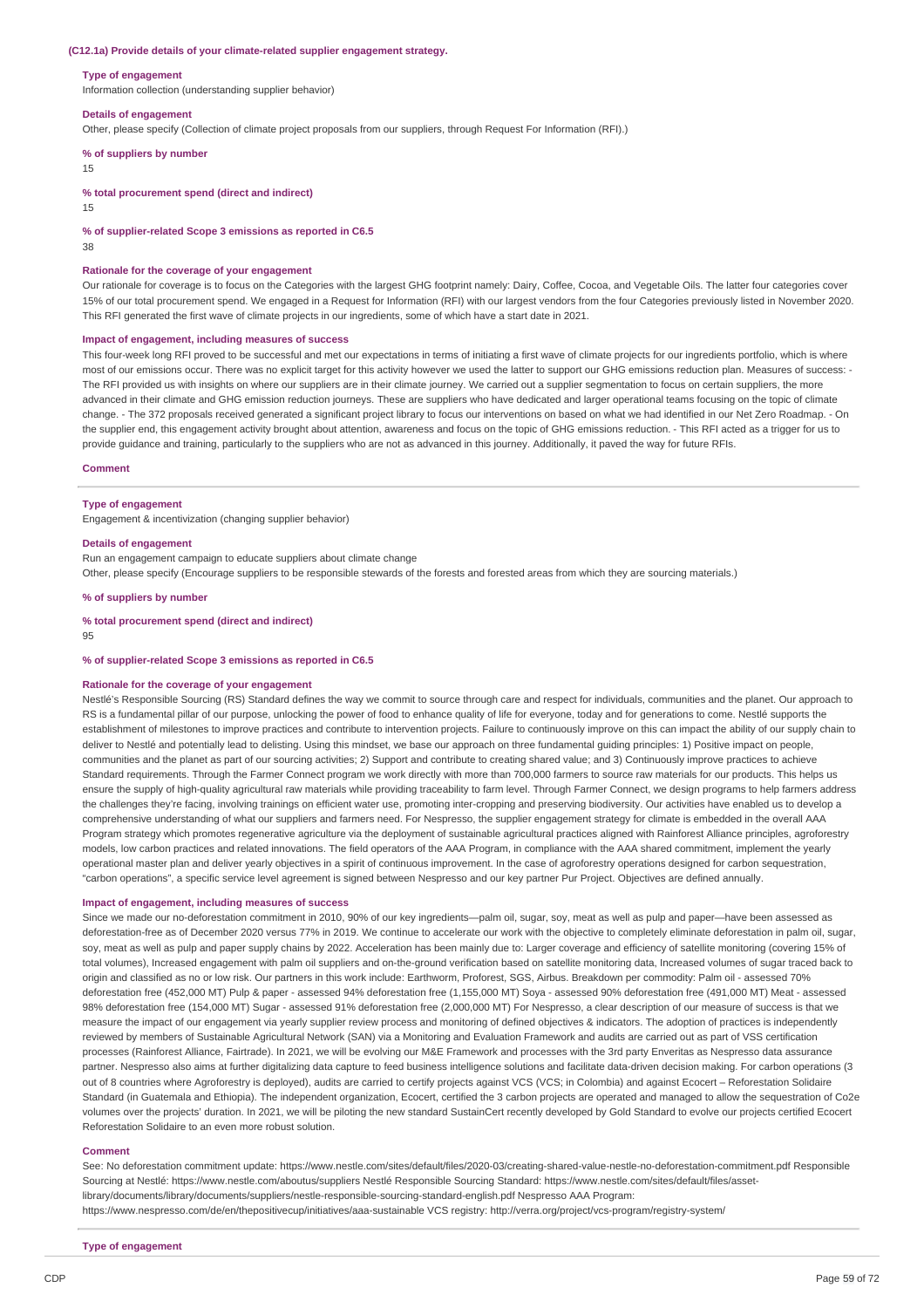**(C12.1a) Provide details of your climate-related supplier engagement strategy.**

**Type of engagement**

Information collection (understanding supplier behavior)

**Details of engagement**

Other, please specify (Collection of climate project proposals from our suppliers, through Request For Information (RFI).)

**% of suppliers by number**

15

**% total procurement spend (direct and indirect)**

15

**% of supplier-related Scope 3 emissions as reported in C6.5**

38

**Rationale for the coverage of your engagement**

Our rationale for coverage is to focus on the Categories with the largest GHG footprint namely: Dairy, Coffee, Cocoa, and Vegetable Oils. The latter four categories cover 15% of our total procurement spend. We engaged in a Request for Information (RFI) with our largest vendors from the four Categories previously listed in November 2020. This RFI generated the first wave of climate projects in our ingredients, some of which have a start date in 2021.

**Impact of engagement, including measures of success**

This four-week long RFI proved to be successful and met our expectations in terms of initiating a first wave of climate projects for our ingredients portfolio, which is where most of our emissions occur. There was no explicit target for this activity however we used the latter to support our GHG emissions reduction plan. Measures of success: - The RFI provided us with insights on where our suppliers are in their climate journey. We carried out a supplier segmentation to focus on certain suppliers, the more advanced in their climate and GHG emission reduction journeys. These are suppliers who have dedicated and larger operational teams focusing on the topic of climate change. - The 372 proposals received generated a significant project library to focus our interventions on based on what we had identified in our Net Zero Roadmap. - On the supplier end, this engagement activity brought about attention, awareness and focus on the topic of GHG emissions reduction. - This RFI acted as a trigger for us to provide guidance and training, particularly to the suppliers who are not as advanced in this journey. Additionally, it paved the way for future RFIs.

**Comment**

---

**Type of engagement**

Engagement & incentivization (changing supplier behavior)

**Details of engagement**

Run an engagement campaign to educate suppliers about climate change

Other, please specify (Encourage suppliers to be responsible stewards of the forests and forested areas from which they are sourcing materials.)

**% of suppliers by number**

**% total procurement spend (direct and indirect)**

95

**% of supplier-related Scope 3 emissions as reported in C6.5**

**Rationale for the coverage of your engagement**

Nestlé's Responsible Sourcing (RS) Standard defines the way we commit to source through care and respect for individuals, communities and the planet. Our approach to RS is a fundamental pillar of our purpose, unlocking the power of food to enhance quality of life for everyone, today and for generations to come. Nestlé supports the establishment of milestones to improve practices and contribute to intervention projects. Failure to continuously improve on this can impact the ability of our supply chain to deliver to Nestlé and potentially lead to delisting. Using this mindset, we base our approach on three fundamental guiding principles: 1) Positive impact on people, communities and the planet as part of our sourcing activities; 2) Support and contribute to creating shared value; and 3) Continuously improve practices to achieve Standard requirements. Through the Farmer Connect program we work directly with more than 700,000 farmers to source raw materials for our products. This helps us ensure the supply of high-quality agricultural raw materials while providing traceability to farm level. Through Farmer Connect, we design programs to help farmers address the challenges they're facing, involving trainings on efficient water use, promoting inter-cropping and preserving biodiversity. Our activities have enabled us to develop a comprehensive understanding of what our suppliers and farmers need. For Nespresso, the supplier engagement strategy for climate is embedded in the overall AAA Program strategy which promotes regenerative agriculture via the deployment of sustainable agricultural practices aligned with Rainforest Alliance principles, agroforestry models, low carbon practices and related innovations. The field operators of the AAA Program, in compliance with the AAA shared commitment, implement the yearly operational master plan and deliver yearly objectives in a spirit of continuous improvement. In the case of agroforestry operations designed for carbon sequestration, "carbon operations", a specific service level agreement is signed between Nespresso and our key partner Pur Project. Objectives are defined annually.

**Impact of engagement, including measures of success**

Since we made our no-deforestation commitment in 2010, 90% of our key ingredients—palm oil, sugar, soy, meat as well as pulp and paper—have been assessed as deforestation-free as of December 2020 versus 77% in 2019. We continue to accelerate our work with the objective to completely eliminate deforestation in palm oil, sugar, soy, meat as well as pulp and paper supply chains by 2022. Acceleration has been mainly due to: Larger coverage and efficiency of satellite monitoring (covering 15% of total volumes), Increased engagement with palm oil suppliers and on-the-ground verification based on satellite monitoring data, Increased volumes of sugar traced back to origin and classified as no or low risk. Our partners in this work include: Earthworm, Proforest, SGS, Airbus. Breakdown per commodity: Palm oil - assessed 70% deforestation free (452,000 MT) Pulp & paper - assessed 94% deforestation free (1,155,000 MT) Soya - assessed 90% deforestation free (491,000 MT) Meat - assessed 98% deforestation free (154,000 MT) Sugar - assessed 91% deforestation free (2,000,000 MT) For Nespresso, a clear description of our measure of success is that we measure the impact of our engagement via yearly supplier review process and monitoring of defined objectives & indicators. The adoption of practices is independently reviewed by members of Sustainable Agricultural Network (SAN) via a Monitoring and Evaluation Framework and audits are carried out as part of VSS certification processes (Rainforest Alliance, Fairtrade). In 2021, we will be evolving our M&E Framework and processes with the 3rd party Enveritas as Nespresso data assurance partner. Nespresso also aims at further digitalizing data capture to feed business intelligence solutions and facilitate data-driven decision making. For carbon operations (3 out of 8 countries where Agroforestry is deployed), audits are carried to certify projects against VCS (VCS; in Colombia) and against Ecocert – Reforestation Solidaire Standard (in Guatemala and Ethiopia). The independent organization, Ecocert, certified the 3 carbon projects are operated and managed to allow the sequestration of Co2e volumes over the projects' duration. In 2021, we will be piloting the new standard SustainCert recently developed by Gold Standard to evolve our projects certified Ecocert Reforestation Solidaire to an even more robust solution.

**Comment**

See: No deforestation commitment update: https://www.nestle.com/sites/default/files/2020-03/creating-shared-value-nestle-no-deforestation-commitment.pdf Responsible Sourcing at Nestlé: https://www.nestle.com/aboutus/suppliers Nestlé Responsible Sourcing Standard: https://www.nestle.com/sites/default/files/asset-library/documents/library/documents/suppliers/nestle-responsible-sourcing-standard-english.pdf Nespresso AAA Program: https://www.nespresso.com/de/en/thepositivecup/initiatives/aaa-sustainable VCS registry: http://verra.org/project/vcs-program/registry-system/

---

**Type of engagement**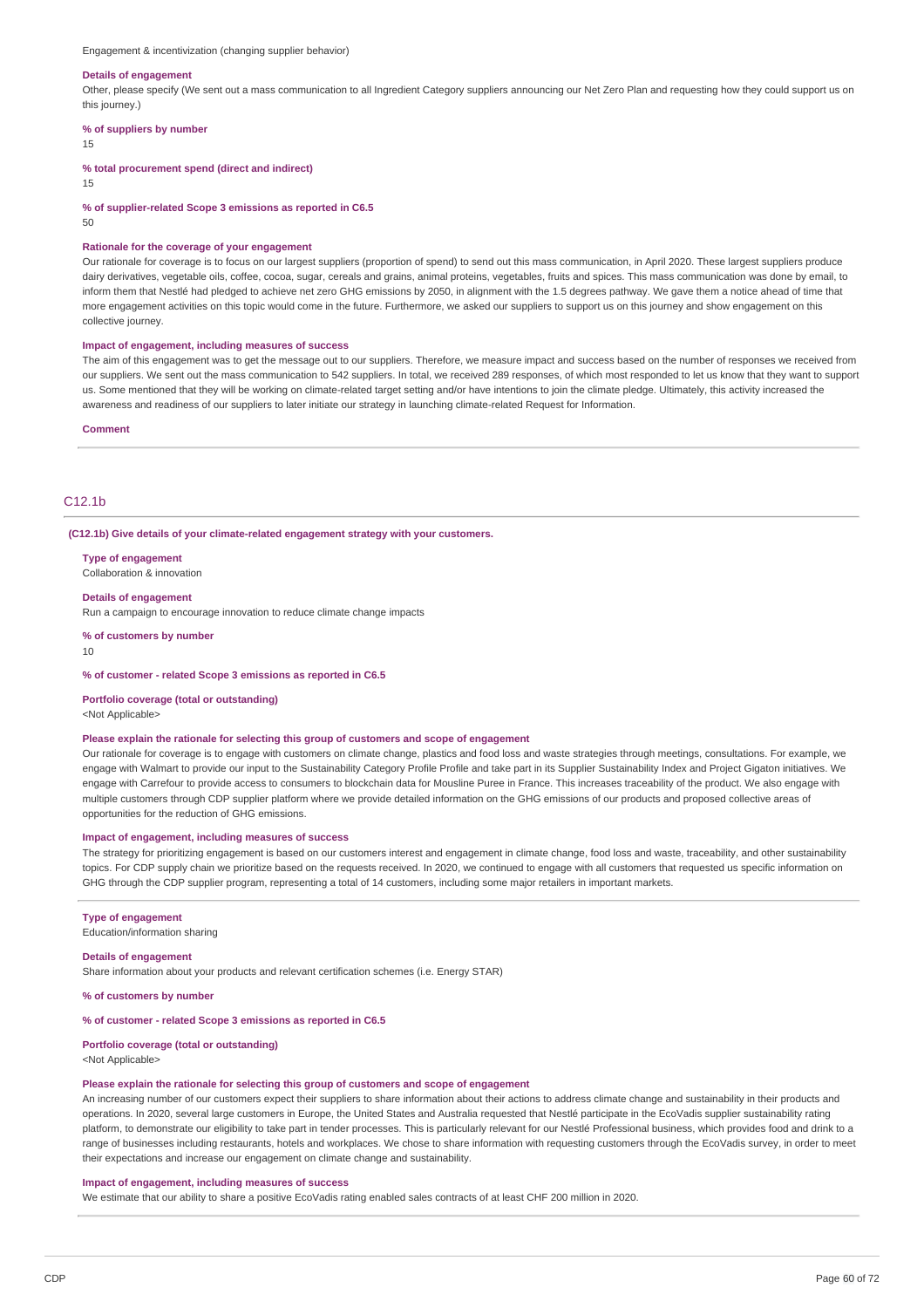Engagement & incentivization (changing supplier behavior)

**Details of engagement**

Other, please specify (We sent out a mass communication to all Ingredient Category suppliers announcing our Net Zero Plan and requesting how they could support us on this journey.)

**% of suppliers by number**

15

**% total procurement spend (direct and indirect)**

15

**% of supplier-related Scope 3 emissions as reported in C6.5**

50

**Rationale for the coverage of your engagement**

Our rationale for coverage is to focus on our largest suppliers (proportion of spend) to send out this mass communication, in April 2020. These largest suppliers produce dairy derivatives, vegetable oils, coffee, cocoa, sugar, cereals and grains, animal proteins, vegetables, fruits and spices. This mass communication was done by email, to inform them that Nestlé had pledged to achieve net zero GHG emissions by 2050, in alignment with the 1.5 degrees pathway. We gave them a notice ahead of time that more engagement activities on this topic would come in the future. Furthermore, we asked our suppliers to support us on this journey and show engagement on this collective journey.

**Impact of engagement, including measures of success**

The aim of this engagement was to get the message out to our suppliers. Therefore, we measure impact and success based on the number of responses we received from our suppliers. We sent out the mass communication to 542 suppliers. In total, we received 289 responses, of which most responded to let us know that they want to support us. Some mentioned that they will be working on climate-related target setting and/or have intentions to join the climate pledge. Ultimately, this activity increased the awareness and readiness of our suppliers to later initiate our strategy in launching climate-related Request for Information.

**Comment**

## C12.1b

**(C12.1b) Give details of your climate-related engagement strategy with your customers.**

**Type of engagement**

Collaboration & innovation

**Details of engagement**

Run a campaign to encourage innovation to reduce climate change impacts

**% of customers by number**

10

**% of customer - related Scope 3 emissions as reported in C6.5**

**Portfolio coverage (total or outstanding)**

<Not Applicable>

**Please explain the rationale for selecting this group of customers and scope of engagement**

Our rationale for coverage is to engage with customers on climate change, plastics and food loss and waste strategies through meetings, consultations. For example, we engage with Walmart to provide our input to the Sustainability Category Profile Profile and take part in its Supplier Sustainability Index and Project Gigaton initiatives. We engage with Carrefour to provide access to consumers to blockchain data for Mousline Puree in France. This increases traceability of the product. We also engage with multiple customers through CDP supplier platform where we provide detailed information on the GHG emissions of our products and proposed collective areas of opportunities for the reduction of GHG emissions.

**Impact of engagement, including measures of success**

The strategy for prioritizing engagement is based on our customers interest and engagement in climate change, food loss and waste, traceability, and other sustainability topics. For CDP supply chain we prioritize based on the requests received. In 2020, we continued to engage with all customers that requested us specific information on GHG through the CDP supplier program, representing a total of 14 customers, including some major retailers in important markets.

**Type of engagement**

Education/information sharing

**Details of engagement**

Share information about your products and relevant certification schemes (i.e. Energy STAR)

**% of customers by number**

**% of customer - related Scope 3 emissions as reported in C6.5**

**Portfolio coverage (total or outstanding)**

<Not Applicable>

**Please explain the rationale for selecting this group of customers and scope of engagement**

An increasing number of our customers expect their suppliers to share information about their actions to address climate change and sustainability in their products and operations. In 2020, several large customers in Europe, the United States and Australia requested that Nestlé participate in the EcoVadis supplier sustainability rating platform, to demonstrate our eligibility to take part in tender processes. This is particularly relevant for our Nestlé Professional business, which provides food and drink to a range of businesses including restaurants, hotels and workplaces. We chose to share information with requesting customers through the EcoVadis survey, in order to meet their expectations and increase our engagement on climate change and sustainability.

**Impact of engagement, including measures of success**

We estimate that our ability to share a positive EcoVadis rating enabled sales contracts of at least CHF 200 million in 2020.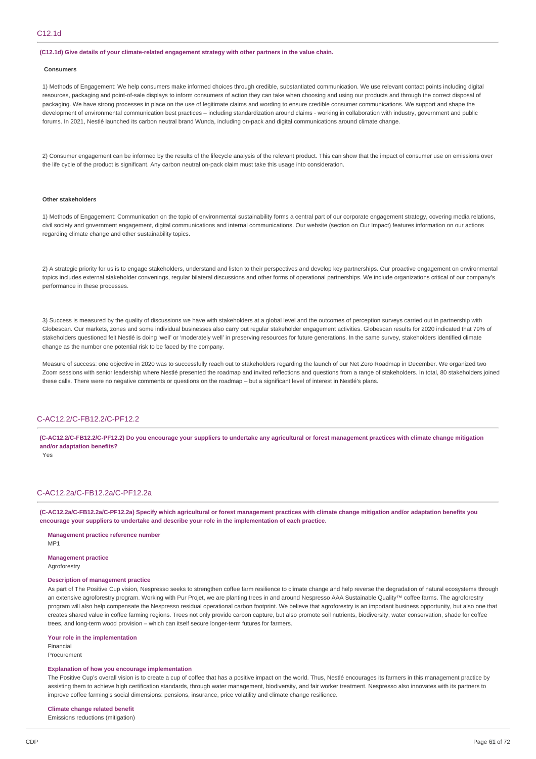## C12.1d

**(C12.1d) Give details of your climate-related engagement strategy with other partners in the value chain.**

**Consumers**

1) Methods of Engagement: We help consumers make informed choices through credible, substantiated communication. We use relevant contact points including digital resources, packaging and point-of-sale displays to inform consumers of action they can take when choosing and using our products and through the correct disposal of packaging. We have strong processes in place on the use of legitimate claims and wording to ensure credible consumer communications. We support and shape the development of environmental communication best practices – including standardization around claims - working in collaboration with industry, government and public forums. In 2021, Nestlé launched its carbon neutral brand Wunda, including on-pack and digital communications around climate change.

2) Consumer engagement can be informed by the results of the lifecycle analysis of the relevant product. This can show that the impact of consumer use on emissions over the life cycle of the product is significant. Any carbon neutral on-pack claim must take this usage into consideration.

**Other stakeholders**

1) Methods of Engagement: Communication on the topic of environmental sustainability forms a central part of our corporate engagement strategy, covering media relations, civil society and government engagement, digital communications and internal communications. Our website (section on Our Impact) features information on our actions regarding climate change and other sustainability topics.

2) A strategic priority for us is to engage stakeholders, understand and listen to their perspectives and develop key partnerships. Our proactive engagement on environmental topics includes external stakeholder convenings, regular bilateral discussions and other forms of operational partnerships. We include organizations critical of our company's performance in these processes.

3) Success is measured by the quality of discussions we have with stakeholders at a global level and the outcomes of perception surveys carried out in partnership with Globescan. Our markets, zones and some individual businesses also carry out regular stakeholder engagement activities. Globescan results for 2020 indicated that 79% of stakeholders questioned felt Nestlé is doing 'well' or 'moderately well' in preserving resources for future generations. In the same survey, stakeholders identified climate change as the number one potential risk to be faced by the company.

Measure of success: one objective in 2020 was to successfully reach out to stakeholders regarding the launch of our Net Zero Roadmap in December. We organized two Zoom sessions with senior leadership where Nestlé presented the roadmap and invited reflections and questions from a range of stakeholders. In total, 80 stakeholders joined these calls. There were no negative comments or questions on the roadmap – but a significant level of interest in Nestlé's plans.

## C-AC12.2/C-FB12.2/C-PF12.2

**(C-AC12.2/C-FB12.2/C-PF12.2) Do you encourage your suppliers to undertake any agricultural or forest management practices with climate change mitigation and/or adaptation benefits?**

Yes

## C-AC12.2a/C-FB12.2a/C-PF12.2a

**(C-AC12.2a/C-FB12.2a/C-PF12.2a) Specify which agricultural or forest management practices with climate change mitigation and/or adaptation benefits you encourage your suppliers to undertake and describe your role in the implementation of each practice.**

**Management practice reference number**

MP1

**Management practice**

Agroforestry

**Description of management practice**

As part of The Positive Cup vision, Nespresso seeks to strengthen coffee farm resilience to climate change and help reverse the degradation of natural ecosystems through an extensive agroforestry program. Working with Pur Projet, we are planting trees in and around Nespresso AAA Sustainable Quality™ coffee farms. The agroforestry program will also help compensate the Nespresso residual operational carbon footprint. We believe that agroforestry is an important business opportunity, but also one that creates shared value in coffee farming regions. Trees not only provide carbon capture, but also promote soil nutrients, biodiversity, water conservation, shade for coffee trees, and long-term wood provision – which can itself secure longer-term futures for farmers.

**Your role in the implementation**

Financial

Procurement

**Explanation of how you encourage implementation**

The Positive Cup's overall vision is to create a cup of coffee that has a positive impact on the world. Thus, Nestlé encourages its farmers in this management practice by assisting them to achieve high certification standards, through water management, biodiversity, and fair worker treatment. Nespresso also innovates with its partners to improve coffee farming's social dimensions: pensions, insurance, price volatility and climate change resilience.

**Climate change related benefit**

Emissions reductions (mitigation)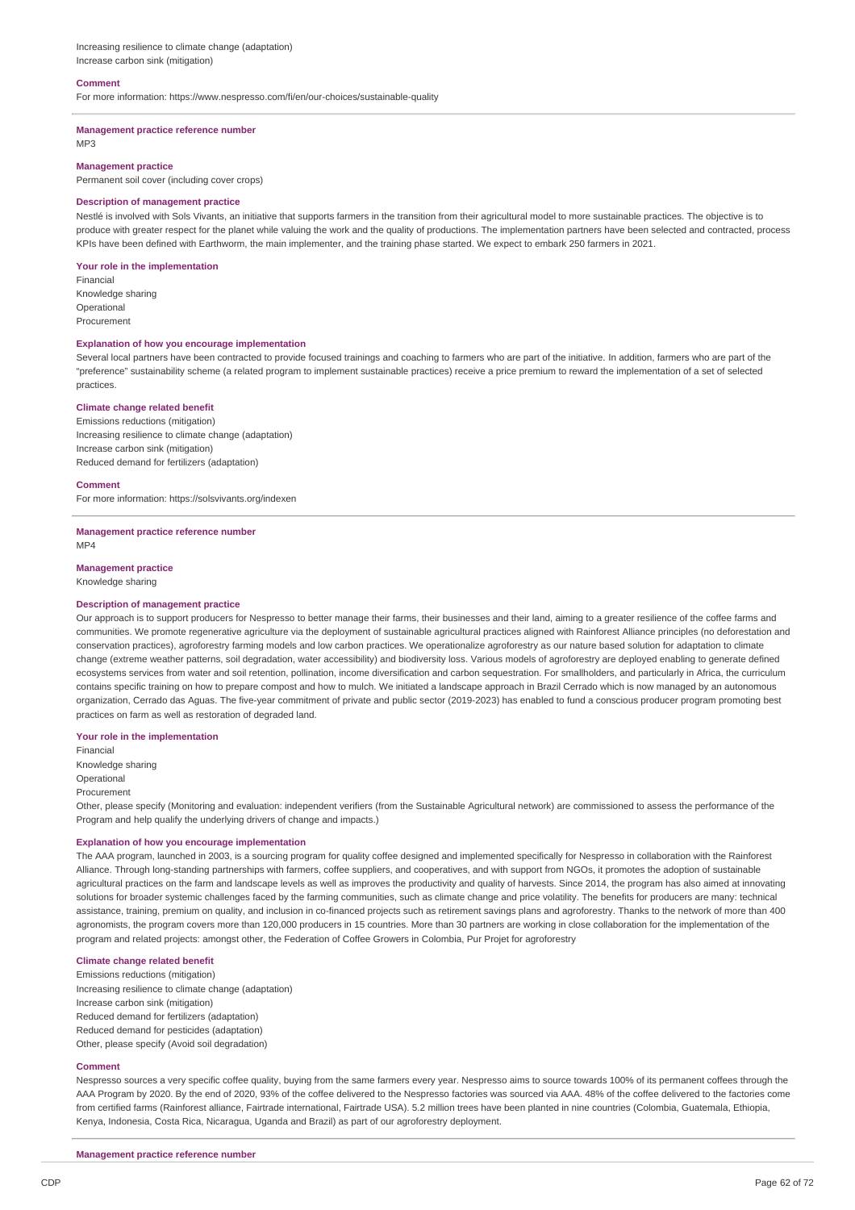Increasing resilience to climate change (adaptation)
Increase carbon sink (mitigation)

**Comment**

For more information: https://www.nespresso.com/fi/en/our-choices/sustainable-quality

**Management practice reference number**

MP3

**Management practice**

Permanent soil cover (including cover crops)

**Description of management practice**

Nestlé is involved with Sols Vivants, an initiative that supports farmers in the transition from their agricultural model to more sustainable practices. The objective is to produce with greater respect for the planet while valuing the work and the quality of productions. The implementation partners have been selected and contracted, process KPIs have been defined with Earthworm, the main implementer, and the training phase started. We expect to embark 250 farmers in 2021.

**Your role in the implementation**

Financial
Knowledge sharing
Operational
Procurement

**Explanation of how you encourage implementation**

Several local partners have been contracted to provide focused trainings and coaching to farmers who are part of the initiative. In addition, farmers who are part of the "preference" sustainability scheme (a related program to implement sustainable practices) receive a price premium to reward the implementation of a set of selected practices.

**Climate change related benefit**

Emissions reductions (mitigation)
Increasing resilience to climate change (adaptation)
Increase carbon sink (mitigation)
Reduced demand for fertilizers (adaptation)

**Comment**

For more information: https://solsvivants.org/indexen

**Management practice reference number**

MP4

**Management practice**

Knowledge sharing

**Description of management practice**

Our approach is to support producers for Nespresso to better manage their farms, their businesses and their land, aiming to a greater resilience of the coffee farms and communities. We promote regenerative agriculture via the deployment of sustainable agricultural practices aligned with Rainforest Alliance principles (no deforestation and conservation practices), agroforestry farming models and low carbon practices. We operationalize agroforestry as our nature based solution for adaptation to climate change (extreme weather patterns, soil degradation, water accessibility) and biodiversity loss. Various models of agroforestry are deployed enabling to generate defined ecosystems services from water and soil retention, pollination, income diversification and carbon sequestration. For smallholders, and particularly in Africa, the curriculum contains specific training on how to prepare compost and how to mulch. We initiated a landscape approach in Brazil Cerrado which is now managed by an autonomous organization, Cerrado das Aguas. The five-year commitment of private and public sector (2019-2023) has enabled to fund a conscious producer program promoting best practices on farm as well as restoration of degraded land.

**Your role in the implementation**

Financial
Knowledge sharing
Operational
Procurement
Other, please specify (Monitoring and evaluation: independent verifiers (from the Sustainable Agricultural network) are commissioned to assess the performance of the Program and help qualify the underlying drivers of change and impacts.)

**Explanation of how you encourage implementation**

The AAA program, launched in 2003, is a sourcing program for quality coffee designed and implemented specifically for Nespresso in collaboration with the Rainforest Alliance. Through long-standing partnerships with farmers, coffee suppliers, and cooperatives, and with support from NGOs, it promotes the adoption of sustainable agricultural practices on the farm and landscape levels as well as improves the productivity and quality of harvests. Since 2014, the program has also aimed at innovating solutions for broader systemic challenges faced by the farming communities, such as climate change and price volatility. The benefits for producers are many: technical assistance, training, premium on quality, and inclusion in co-financed projects such as retirement savings plans and agroforestry. Thanks to the network of more than 400 agronomists, the program covers more than 120,000 producers in 15 countries. More than 30 partners are working in close collaboration for the implementation of the program and related projects: amongst other, the Federation of Coffee Growers in Colombia, Pur Projet for agroforestry

**Climate change related benefit**

Emissions reductions (mitigation)
Increasing resilience to climate change (adaptation)
Increase carbon sink (mitigation)
Reduced demand for fertilizers (adaptation)
Reduced demand for pesticides (adaptation)
Other, please specify (Avoid soil degradation)

**Comment**

Nespresso sources a very specific coffee quality, buying from the same farmers every year. Nespresso aims to source towards 100% of its permanent coffees through the AAA Program by 2020. By the end of 2020, 93% of the coffee delivered to the Nespresso factories was sourced via AAA. 48% of the coffee delivered to the factories come from certified farms (Rainforest alliance, Fairtrade international, Fairtrade USA). 5.2 million trees have been planted in nine countries (Colombia, Guatemala, Ethiopia, Kenya, Indonesia, Costa Rica, Nicaragua, Uganda and Brazil) as part of our agroforestry deployment.

**Management practice reference number**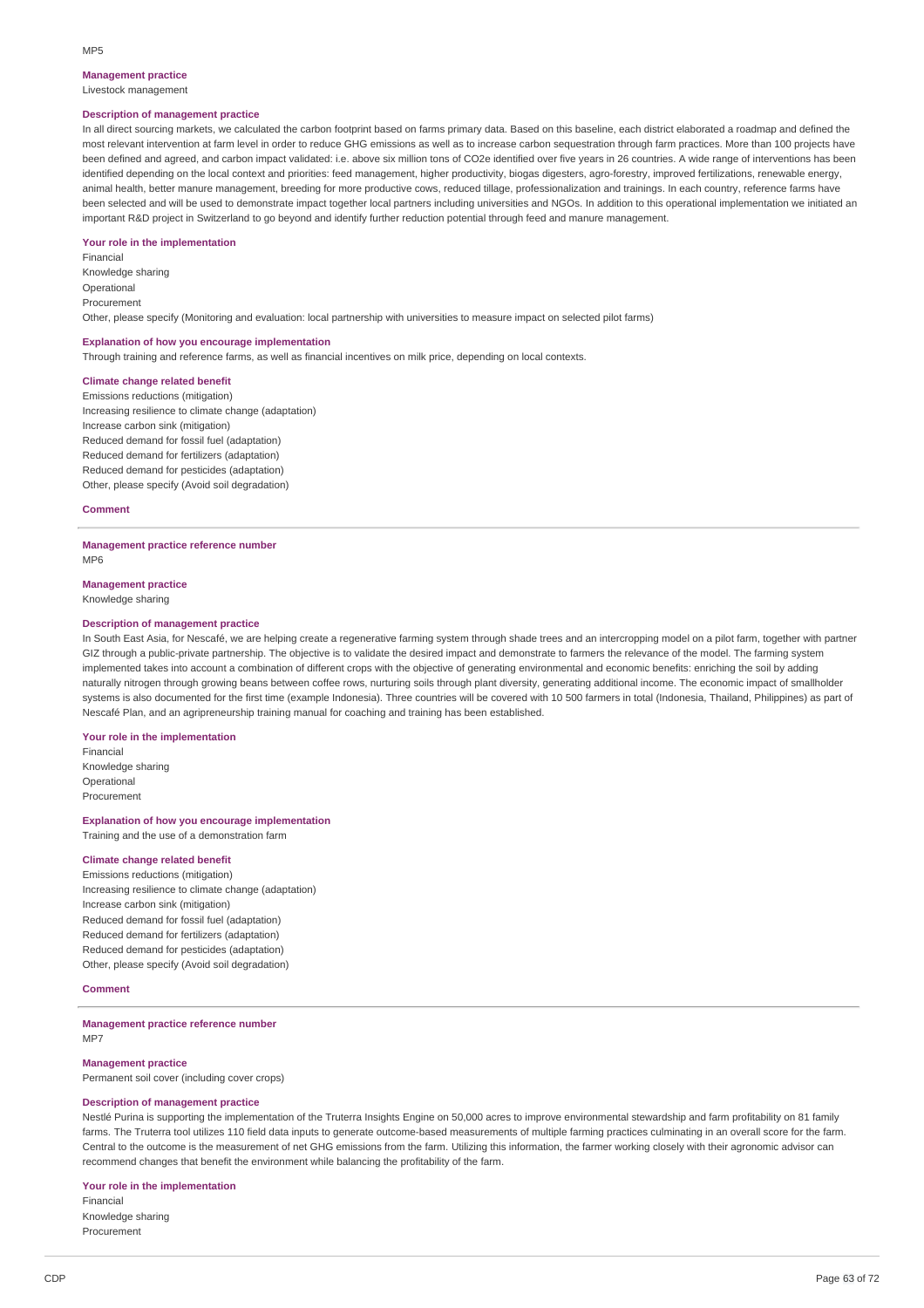MP5

**Management practice**

Livestock management

**Description of management practice**

In all direct sourcing markets, we calculated the carbon footprint based on farms primary data. Based on this baseline, each district elaborated a roadmap and defined the most relevant intervention at farm level in order to reduce GHG emissions as well as to increase carbon sequestration through farm practices. More than 100 projects have been defined and agreed, and carbon impact validated: i.e. above six million tons of CO2e identified over five years in 26 countries. A wide range of interventions has been identified depending on the local context and priorities: feed management, higher productivity, biogas digesters, agro-forestry, improved fertilizations, renewable energy, animal health, better manure management, breeding for more productive cows, reduced tillage, professionalization and trainings. In each country, reference farms have been selected and will be used to demonstrate impact together local partners including universities and NGOs. In addition to this operational implementation we initiated an important R&D project in Switzerland to go beyond and identify further reduction potential through feed and manure management.

**Your role in the implementation**

Financial
Knowledge sharing
Operational
Procurement
Other, please specify (Monitoring and evaluation: local partnership with universities to measure impact on selected pilot farms)

**Explanation of how you encourage implementation**

Through training and reference farms, as well as financial incentives on milk price, depending on local contexts.

**Climate change related benefit**

Emissions reductions (mitigation)
Increasing resilience to climate change (adaptation)
Increase carbon sink (mitigation)
Reduced demand for fossil fuel (adaptation)
Reduced demand for fertilizers (adaptation)
Reduced demand for pesticides (adaptation)
Other, please specify (Avoid soil degradation)

**Comment**

---

**Management practice reference number**

MP6

**Management practice**

Knowledge sharing

**Description of management practice**

In South East Asia, for Nescafé, we are helping create a regenerative farming system through shade trees and an intercropping model on a pilot farm, together with partner GIZ through a public-private partnership. The objective is to validate the desired impact and demonstrate to farmers the relevance of the model. The farming system implemented takes into account a combination of different crops with the objective of generating environmental and economic benefits: enriching the soil by adding naturally nitrogen through growing beans between coffee rows, nurturing soils through plant diversity, generating additional income. The economic impact of smallholder systems is also documented for the first time (example Indonesia). Three countries will be covered with 10 500 farmers in total (Indonesia, Thailand, Philippines) as part of Nescafé Plan, and an agripreneurship training manual for coaching and training has been established.

**Your role in the implementation**

Financial
Knowledge sharing
Operational
Procurement

**Explanation of how you encourage implementation**

Training and the use of a demonstration farm

**Climate change related benefit**

Emissions reductions (mitigation)
Increasing resilience to climate change (adaptation)
Increase carbon sink (mitigation)
Reduced demand for fossil fuel (adaptation)
Reduced demand for fertilizers (adaptation)
Reduced demand for pesticides (adaptation)
Other, please specify (Avoid soil degradation)

**Comment**

---

**Management practice reference number**

MP7

**Management practice**

Permanent soil cover (including cover crops)

**Description of management practice**

Nestlé Purina is supporting the implementation of the Truterra Insights Engine on 50,000 acres to improve environmental stewardship and farm profitability on 81 family farms. The Truterra tool utilizes 110 field data inputs to generate outcome-based measurements of multiple farming practices culminating in an overall score for the farm. Central to the outcome is the measurement of net GHG emissions from the farm. Utilizing this information, the farmer working closely with their agronomic advisor can recommend changes that benefit the environment while balancing the profitability of the farm.

**Your role in the implementation**

Financial
Knowledge sharing
Procurement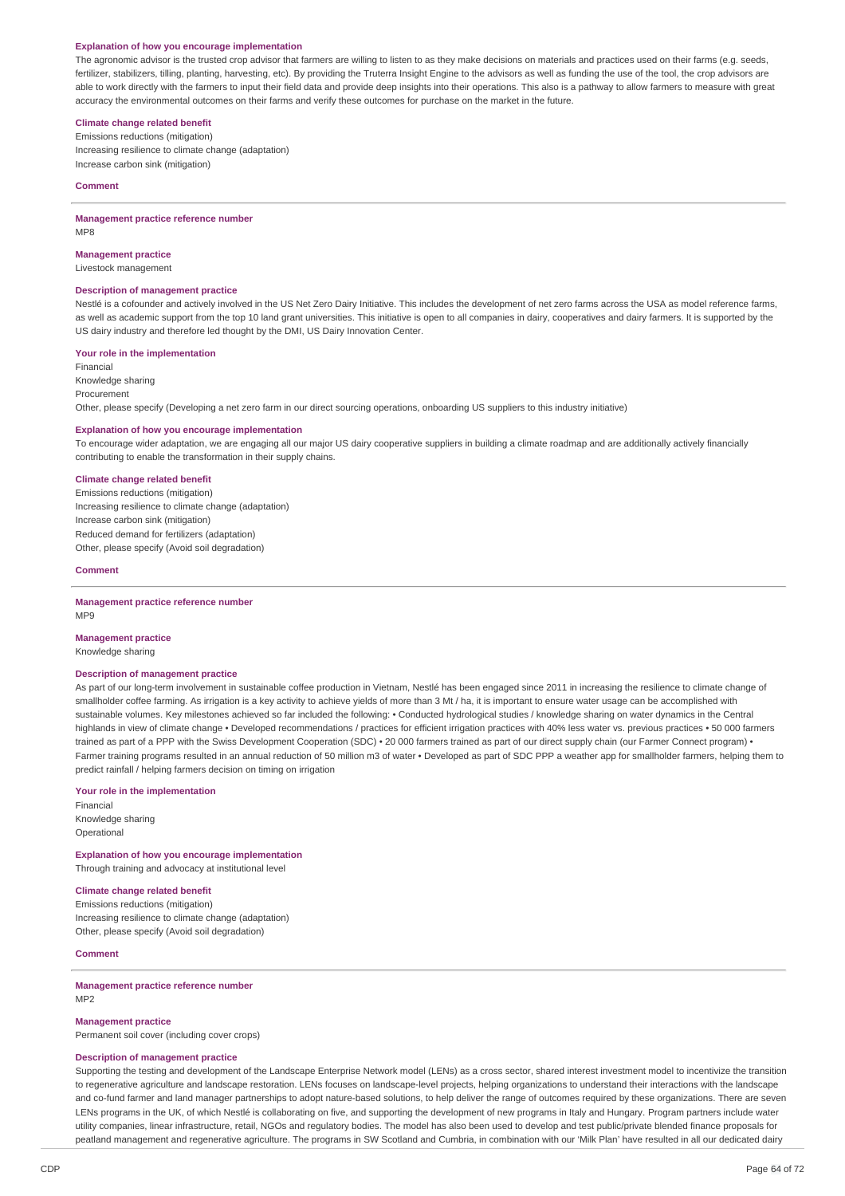**Explanation of how you encourage implementation**

The agronomic advisor is the trusted crop advisor that farmers are willing to listen to as they make decisions on materials and practices used on their farms (e.g. seeds, fertilizer, stabilizers, tilling, planting, harvesting, etc). By providing the Truterra Insight Engine to the advisors as well as funding the use of the tool, the crop advisors are able to work directly with the farmers to input their field data and provide deep insights into their operations. This also is a pathway to allow farmers to measure with great accuracy the environmental outcomes on their farms and verify these outcomes for purchase on the market in the future.

**Climate change related benefit**

Emissions reductions (mitigation)
Increasing resilience to climate change (adaptation)
Increase carbon sink (mitigation)

**Comment**

---

**Management practice reference number**

MP8

**Management practice**

Livestock management

**Description of management practice**

Nestlé is a cofounder and actively involved in the US Net Zero Dairy Initiative. This includes the development of net zero farms across the USA as model reference farms, as well as academic support from the top 10 land grant universities. This initiative is open to all companies in dairy, cooperatives and dairy farmers. It is supported by the US dairy industry and therefore led thought by the DMI, US Dairy Innovation Center.

**Your role in the implementation**

Financial
Knowledge sharing
Procurement
Other, please specify (Developing a net zero farm in our direct sourcing operations, onboarding US suppliers to this industry initiative)

**Explanation of how you encourage implementation**

To encourage wider adaptation, we are engaging all our major US dairy cooperative suppliers in building a climate roadmap and are additionally actively financially contributing to enable the transformation in their supply chains.

**Climate change related benefit**

Emissions reductions (mitigation)
Increasing resilience to climate change (adaptation)
Increase carbon sink (mitigation)
Reduced demand for fertilizers (adaptation)
Other, please specify (Avoid soil degradation)

**Comment**

---

**Management practice reference number**

MP9

**Management practice**

Knowledge sharing

**Description of management practice**

As part of our long-term involvement in sustainable coffee production in Vietnam, Nestlé has been engaged since 2011 in increasing the resilience to climate change of smallholder coffee farming. As irrigation is a key activity to achieve yields of more than 3 Mt / ha, it is important to ensure water usage can be accomplished with sustainable volumes. Key milestones achieved so far included the following: • Conducted hydrological studies / knowledge sharing on water dynamics in the Central highlands in view of climate change • Developed recommendations / practices for efficient irrigation practices with 40% less water vs. previous practices • 50 000 farmers trained as part of a PPP with the Swiss Development Cooperation (SDC) • 20 000 farmers trained as part of our direct supply chain (our Farmer Connect program) • Farmer training programs resulted in an annual reduction of 50 million m3 of water • Developed as part of SDC PPP a weather app for smallholder farmers, helping them to predict rainfall / helping farmers decision on timing on irrigation

**Your role in the implementation**

Financial
Knowledge sharing
Operational

**Explanation of how you encourage implementation**

Through training and advocacy at institutional level

**Climate change related benefit**

Emissions reductions (mitigation)
Increasing resilience to climate change (adaptation)
Other, please specify (Avoid soil degradation)

**Comment**

---

**Management practice reference number**

MP2

**Management practice**

Permanent soil cover (including cover crops)

**Description of management practice**

Supporting the testing and development of the Landscape Enterprise Network model (LENs) as a cross sector, shared interest investment model to incentivize the transition to regenerative agriculture and landscape restoration. LENs focuses on landscape-level projects, helping organizations to understand their interactions with the landscape and co-fund farmer and land manager partnerships to adopt nature-based solutions, to help deliver the range of outcomes required by these organizations. There are seven LENs programs in the UK, of which Nestlé is collaborating on five, and supporting the development of new programs in Italy and Hungary. Program partners include water utility companies, linear infrastructure, retail, NGOs and regulatory bodies. The model has also been used to develop and test public/private blended finance proposals for peatland management and regenerative agriculture. The programs in SW Scotland and Cumbria, in combination with our 'Milk Plan' have resulted in all our dedicated dairy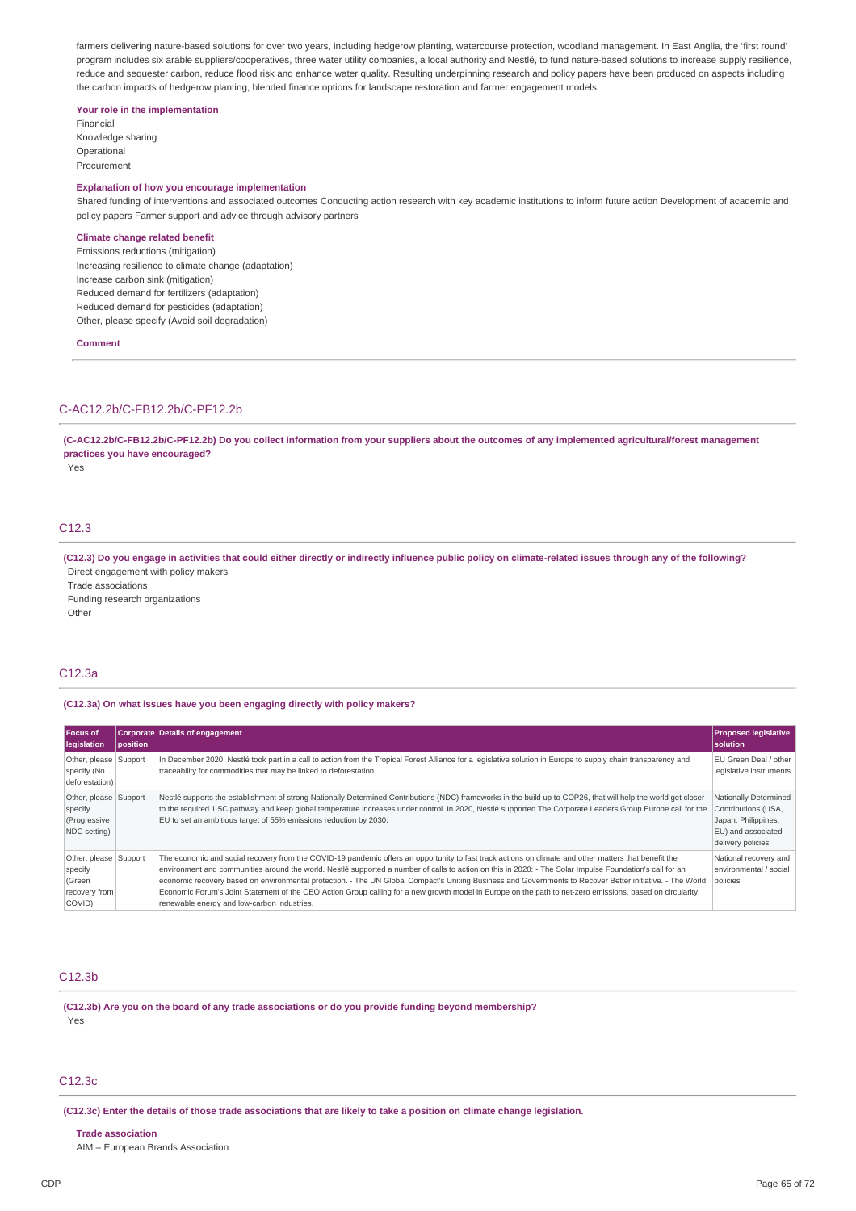farmers delivering nature-based solutions for over two years, including hedgerow planting, watercourse protection, woodland management. In East Anglia, the 'first round' program includes six arable suppliers/cooperatives, three water utility companies, a local authority and Nestlé, to fund nature-based solutions to increase supply resilience, reduce and sequester carbon, reduce flood risk and enhance water quality. Resulting underpinning research and policy papers have been produced on aspects including the carbon impacts of hedgerow planting, blended finance options for landscape restoration and farmer engagement models.

**Your role in the implementation**

Financial
Knowledge sharing
Operational
Procurement

**Explanation of how you encourage implementation**

Shared funding of interventions and associated outcomes Conducting action research with key academic institutions to inform future action Development of academic and policy papers Farmer support and advice through advisory partners

**Climate change related benefit**

Emissions reductions (mitigation)
Increasing resilience to climate change (adaptation)
Increase carbon sink (mitigation)
Reduced demand for fertilizers (adaptation)
Reduced demand for pesticides (adaptation)
Other, please specify (Avoid soil degradation)

**Comment**

## C-AC12.2b/C-FB12.2b/C-PF12.2b

**(C-AC12.2b/C-FB12.2b/C-PF12.2b) Do you collect information from your suppliers about the outcomes of any implemented agricultural/forest management practices you have encouraged?**

Yes

## C12.3

**(C12.3) Do you engage in activities that could either directly or indirectly influence public policy on climate-related issues through any of the following?**

Direct engagement with policy makers
Trade associations
Funding research organizations
Other

## C12.3a

**(C12.3a) On what issues have you been engaging directly with policy makers?**

| Focus of legislation | Corporate position | Details of engagement | Proposed legislative solution |
|---|---|---|---|
| Other, please specify (No deforestation) | Support | In December 2020, Nestlé took part in a call to action from the Tropical Forest Alliance for a legislative solution in Europe to supply chain transparency and traceability for commodities that may be linked to deforestation. | EU Green Deal / other legislative instruments |
| Other, please specify (Progressive NDC setting) | Support | Nestlé supports the establishment of strong Nationally Determined Contributions (NDC) frameworks in the build up to COP26, that will help the world get closer to the required 1.5C pathway and keep global temperature increases under control. In 2020, Nestlé supported The Corporate Leaders Group Europe call for the EU to set an ambitious target of 55% emissions reduction by 2030. | Nationally Determined Contributions (USA, Japan, Philippines, EU) and associated delivery policies |
| Other, please specify (Green recovery from COVID) | Support | The economic and social recovery from the COVID-19 pandemic offers an opportunity to fast track actions on climate and other matters that benefit the environment and communities around the world. Nestlé supported a number of calls to action on this in 2020: - The Solar Impulse Foundation's call for an economic recovery based on environmental protection. - The UN Global Compact's Uniting Business and Governments to Recover Better initiative. - The World Economic Forum's Joint Statement of the CEO Action Group calling for a new growth model in Europe on the path to net-zero emissions, based on circularity, renewable energy and low-carbon industries. | National recovery and environmental / social policies |

## C12.3b

**(C12.3b) Are you on the board of any trade associations or do you provide funding beyond membership?**

Yes

## C12.3c

**(C12.3c) Enter the details of those trade associations that are likely to take a position on climate change legislation.**

**Trade association**

AIM – European Brands Association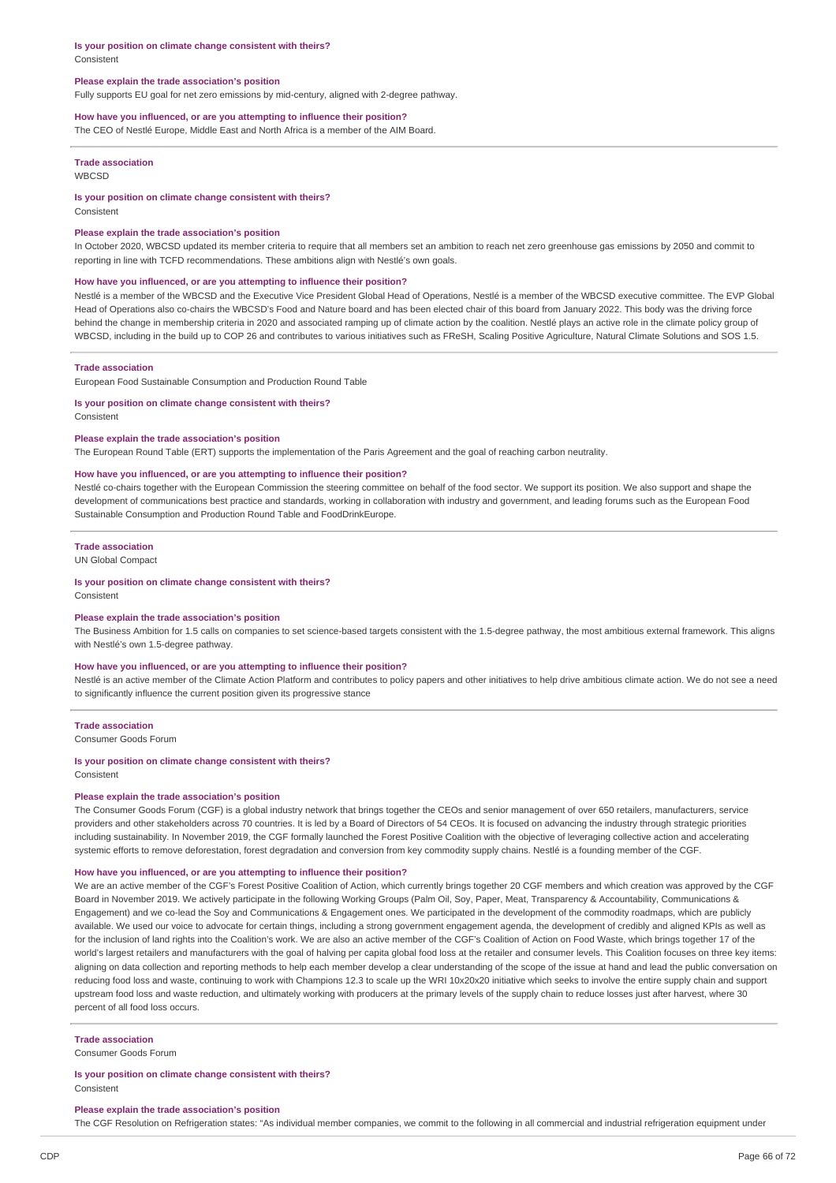**Is your position on climate change consistent with theirs?**
Consistent

**Please explain the trade association's position**
Fully supports EU goal for net zero emissions by mid-century, aligned with 2-degree pathway.

**How have you influenced, or are you attempting to influence their position?**
The CEO of Nestlé Europe, Middle East and North Africa is a member of the AIM Board.

---

**Trade association**
WBCSD

**Is your position on climate change consistent with theirs?**
Consistent

**Please explain the trade association's position**
In October 2020, WBCSD updated its member criteria to require that all members set an ambition to reach net zero greenhouse gas emissions by 2050 and commit to reporting in line with TCFD recommendations. These ambitions align with Nestlé's own goals.

**How have you influenced, or are you attempting to influence their position?**
Nestlé is a member of the WBCSD and the Executive Vice President Global Head of Operations, Nestlé is a member of the WBCSD executive committee. The EVP Global Head of Operations also co-chairs the WBCSD's Food and Nature board and has been elected chair of this board from January 2022. This body was the driving force behind the change in membership criteria in 2020 and associated ramping up of climate action by the coalition. Nestlé plays an active role in the climate policy group of WBCSD, including in the build up to COP 26 and contributes to various initiatives such as FReSH, Scaling Positive Agriculture, Natural Climate Solutions and SOS 1.5.

---

**Trade association**
European Food Sustainable Consumption and Production Round Table

**Is your position on climate change consistent with theirs?**
Consistent

**Please explain the trade association's position**
The European Round Table (ERT) supports the implementation of the Paris Agreement and the goal of reaching carbon neutrality.

**How have you influenced, or are you attempting to influence their position?**
Nestlé co-chairs together with the European Commission the steering committee on behalf of the food sector. We support its position. We also support and shape the development of communications best practice and standards, working in collaboration with industry and government, and leading forums such as the European Food Sustainable Consumption and Production Round Table and FoodDrinkEurope.

---

**Trade association**
UN Global Compact

**Is your position on climate change consistent with theirs?**
Consistent

**Please explain the trade association's position**
The Business Ambition for 1.5 calls on companies to set science-based targets consistent with the 1.5-degree pathway, the most ambitious external framework. This aligns with Nestlé's own 1.5-degree pathway.

**How have you influenced, or are you attempting to influence their position?**
Nestlé is an active member of the Climate Action Platform and contributes to policy papers and other initiatives to help drive ambitious climate action. We do not see a need to significantly influence the current position given its progressive stance

---

**Trade association**
Consumer Goods Forum

**Is your position on climate change consistent with theirs?**
Consistent

**Please explain the trade association's position**
The Consumer Goods Forum (CGF) is a global industry network that brings together the CEOs and senior management of over 650 retailers, manufacturers, service providers and other stakeholders across 70 countries. It is led by a Board of Directors of 54 CEOs. It is focused on advancing the industry through strategic priorities including sustainability. In November 2019, the CGF formally launched the Forest Positive Coalition with the objective of leveraging collective action and accelerating systemic efforts to remove deforestation, forest degradation and conversion from key commodity supply chains. Nestlé is a founding member of the CGF.

**How have you influenced, or are you attempting to influence their position?**
We are an active member of the CGF's Forest Positive Coalition of Action, which currently brings together 20 CGF members and which creation was approved by the CGF Board in November 2019. We actively participate in the following Working Groups (Palm Oil, Soy, Paper, Meat, Transparency & Accountability, Communications & Engagement) and we co-lead the Soy and Communications & Engagement ones. We participated in the development of the commodity roadmaps, which are publicly available. We used our voice to advocate for certain things, including a strong government engagement agenda, the development of credibly and aligned KPIs as well as for the inclusion of land rights into the Coalition's work. We are also an active member of the CGF's Coalition of Action on Food Waste, which brings together 17 of the world's largest retailers and manufacturers with the goal of halving per capita global food loss at the retailer and consumer levels. This Coalition focuses on three key items: aligning on data collection and reporting methods to help each member develop a clear understanding of the scope of the issue at hand and lead the public conversation on reducing food loss and waste, continuing to work with Champions 12.3 to scale up the WRI 10x20x20 initiative which seeks to involve the entire supply chain and support upstream food loss and waste reduction, and ultimately working with producers at the primary levels of the supply chain to reduce losses just after harvest, where 30 percent of all food loss occurs.

---

**Trade association**
Consumer Goods Forum

**Is your position on climate change consistent with theirs?**
Consistent

**Please explain the trade association's position**
The CGF Resolution on Refrigeration states: "As individual member companies, we commit to the following in all commercial and industrial refrigeration equipment under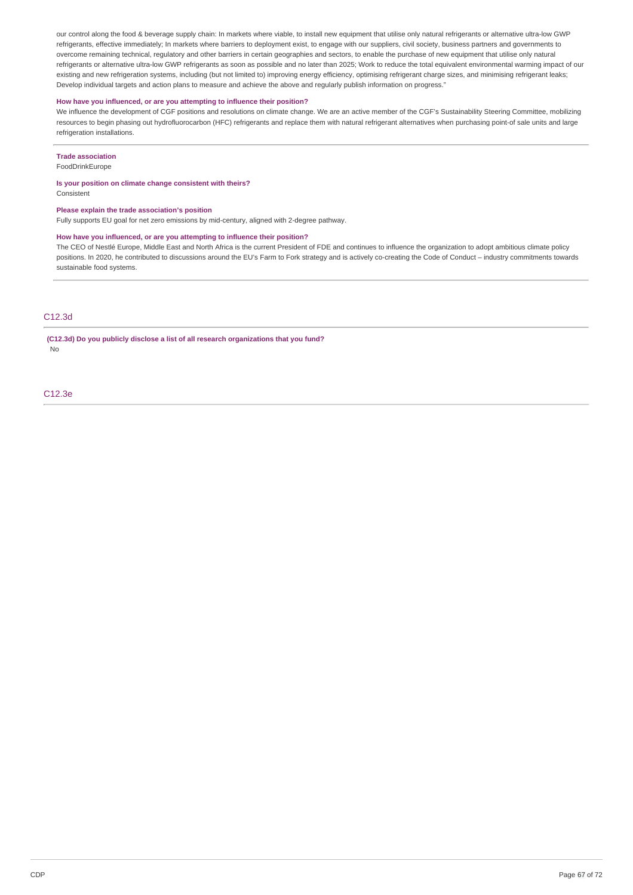our control along the food & beverage supply chain: In markets where viable, to install new equipment that utilise only natural refrigerants or alternative ultra-low GWP refrigerants, effective immediately; In markets where barriers to deployment exist, to engage with our suppliers, civil society, business partners and governments to overcome remaining technical, regulatory and other barriers in certain geographies and sectors, to enable the purchase of new equipment that utilise only natural refrigerants or alternative ultra-low GWP refrigerants as soon as possible and no later than 2025; Work to reduce the total equivalent environmental warming impact of our existing and new refrigeration systems, including (but not limited to) improving energy efficiency, optimising refrigerant charge sizes, and minimising refrigerant leaks; Develop individual targets and action plans to measure and achieve the above and regularly publish information on progress."

**How have you influenced, or are you attempting to influence their position?**

We influence the development of CGF positions and resolutions on climate change. We are an active member of the CGF's Sustainability Steering Committee, mobilizing resources to begin phasing out hydrofluorocarbon (HFC) refrigerants and replace them with natural refrigerant alternatives when purchasing point-of sale units and large refrigeration installations.

---

**Trade association**

FoodDrinkEurope

**Is your position on climate change consistent with theirs?**

Consistent

**Please explain the trade association's position**

Fully supports EU goal for net zero emissions by mid-century, aligned with 2-degree pathway.

**How have you influenced, or are you attempting to influence their position?**

The CEO of Nestlé Europe, Middle East and North Africa is the current President of FDE and continues to influence the organization to adopt ambitious climate policy positions. In 2020, he contributed to discussions around the EU's Farm to Fork strategy and is actively co-creating the Code of Conduct – industry commitments towards sustainable food systems.

---

## C12.3d

**(C12.3d) Do you publicly disclose a list of all research organizations that you fund?**

No

## C12.3e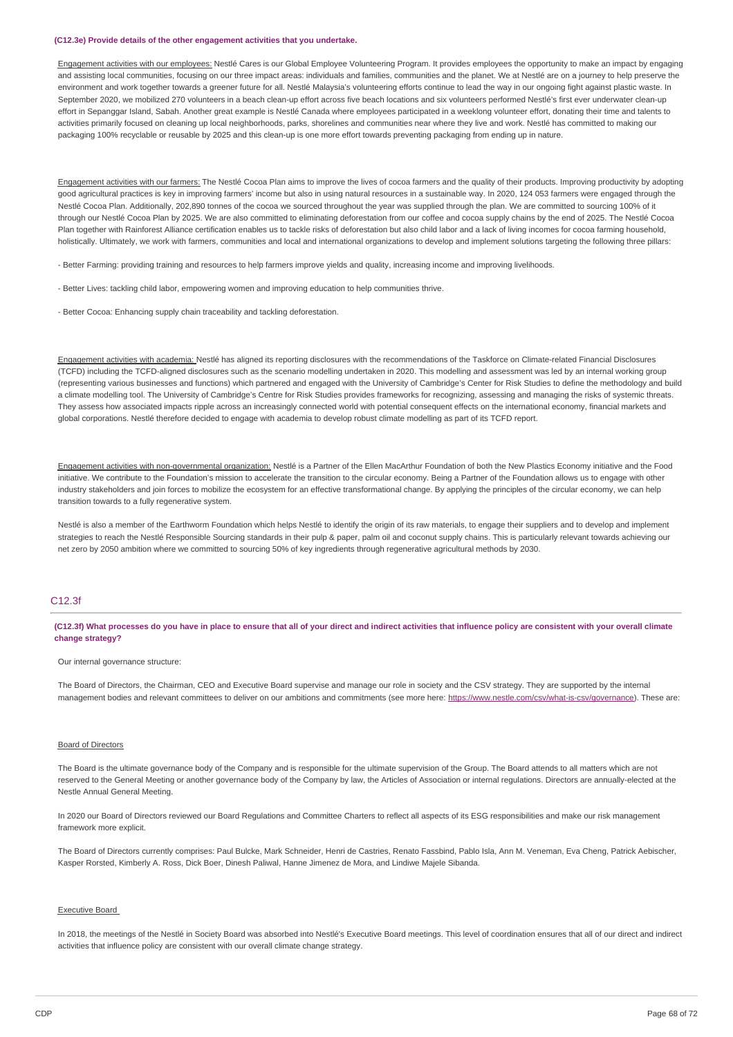**(C12.3e) Provide details of the other engagement activities that you undertake.**

Engagement activities with our employees: Nestlé Cares is our Global Employee Volunteering Program. It provides employees the opportunity to make an impact by engaging and assisting local communities, focusing on our three impact areas: individuals and families, communities and the planet. We at Nestlé are on a journey to help preserve the environment and work together towards a greener future for all. Nestlé Malaysia's volunteering efforts continue to lead the way in our ongoing fight against plastic waste. In September 2020, we mobilized 270 volunteers in a beach clean-up effort across five beach locations and six volunteers performed Nestlé's first ever underwater clean-up effort in Sepanggar Island, Sabah. Another great example is Nestlé Canada where employees participated in a weeklong volunteer effort, donating their time and talents to activities primarily focused on cleaning up local neighborhoods, parks, shorelines and communities near where they live and work. Nestlé has committed to making our packaging 100% recyclable or reusable by 2025 and this clean-up is one more effort towards preventing packaging from ending up in nature.

Engagement activities with our farmers: The Nestlé Cocoa Plan aims to improve the lives of cocoa farmers and the quality of their products. Improving productivity by adopting good agricultural practices is key in improving farmers' income but also in using natural resources in a sustainable way. In 2020, 124 053 farmers were engaged through the Nestlé Cocoa Plan. Additionally, 202,890 tonnes of the cocoa we sourced throughout the year was supplied through the plan. We are committed to sourcing 100% of it through our Nestlé Cocoa Plan by 2025. We are also committed to eliminating deforestation from our coffee and cocoa supply chains by the end of 2025. The Nestlé Cocoa Plan together with Rainforest Alliance certification enables us to tackle risks of deforestation but also child labor and a lack of living incomes for cocoa farming household, holistically. Ultimately, we work with farmers, communities and local and international organizations to develop and implement solutions targeting the following three pillars:

- Better Farming: providing training and resources to help farmers improve yields and quality, increasing income and improving livelihoods.

- Better Lives: tackling child labor, empowering women and improving education to help communities thrive.

- Better Cocoa: Enhancing supply chain traceability and tackling deforestation.

Engagement activities with academia: Nestlé has aligned its reporting disclosures with the recommendations of the Taskforce on Climate-related Financial Disclosures (TCFD) including the TCFD-aligned disclosures such as the scenario modelling undertaken in 2020. This modelling and assessment was led by an internal working group (representing various businesses and functions) which partnered and engaged with the University of Cambridge's Center for Risk Studies to define the methodology and build a climate modelling tool. The University of Cambridge's Centre for Risk Studies provides frameworks for recognizing, assessing and managing the risks of systemic threats. They assess how associated impacts ripple across an increasingly connected world with potential consequent effects on the international economy, financial markets and global corporations. Nestlé therefore decided to engage with academia to develop robust climate modelling as part of its TCFD report.

Engagement activities with non-governmental organization: Nestlé is a Partner of the Ellen MacArthur Foundation of both the New Plastics Economy initiative and the Food initiative. We contribute to the Foundation's mission to accelerate the transition to the circular economy. Being a Partner of the Foundation allows us to engage with other industry stakeholders and join forces to mobilize the ecosystem for an effective transformational change. By applying the principles of the circular economy, we can help transition towards to a fully regenerative system.

Nestlé is also a member of the Earthworm Foundation which helps Nestlé to identify the origin of its raw materials, to engage their suppliers and to develop and implement strategies to reach the Nestlé Responsible Sourcing standards in their pulp & paper, palm oil and coconut supply chains. This is particularly relevant towards achieving our net zero by 2050 ambition where we committed to sourcing 50% of key ingredients through regenerative agricultural methods by 2030.

## C12.3f

**(C12.3f) What processes do you have in place to ensure that all of your direct and indirect activities that influence policy are consistent with your overall climate change strategy?**

Our internal governance structure:

The Board of Directors, the Chairman, CEO and Executive Board supervise and manage our role in society and the CSV strategy. They are supported by the internal management bodies and relevant committees to deliver on our ambitions and commitments (see more here: https://www.nestle.com/csv/what-is-csv/governance). These are:

Board of Directors

The Board is the ultimate governance body of the Company and is responsible for the ultimate supervision of the Group. The Board attends to all matters which are not reserved to the General Meeting or another governance body of the Company by law, the Articles of Association or internal regulations. Directors are annually-elected at the Nestle Annual General Meeting.

In 2020 our Board of Directors reviewed our Board Regulations and Committee Charters to reflect all aspects of its ESG responsibilities and make our risk management framework more explicit.

The Board of Directors currently comprises: Paul Bulcke, Mark Schneider, Henri de Castries, Renato Fassbind, Pablo Isla, Ann M. Veneman, Eva Cheng, Patrick Aebischer, Kasper Rorsted, Kimberly A. Ross, Dick Boer, Dinesh Paliwal, Hanne Jimenez de Mora, and Lindiwe Majele Sibanda.

Executive Board

In 2018, the meetings of the Nestlé in Society Board was absorbed into Nestlé's Executive Board meetings. This level of coordination ensures that all of our direct and indirect activities that influence policy are consistent with our overall climate change strategy.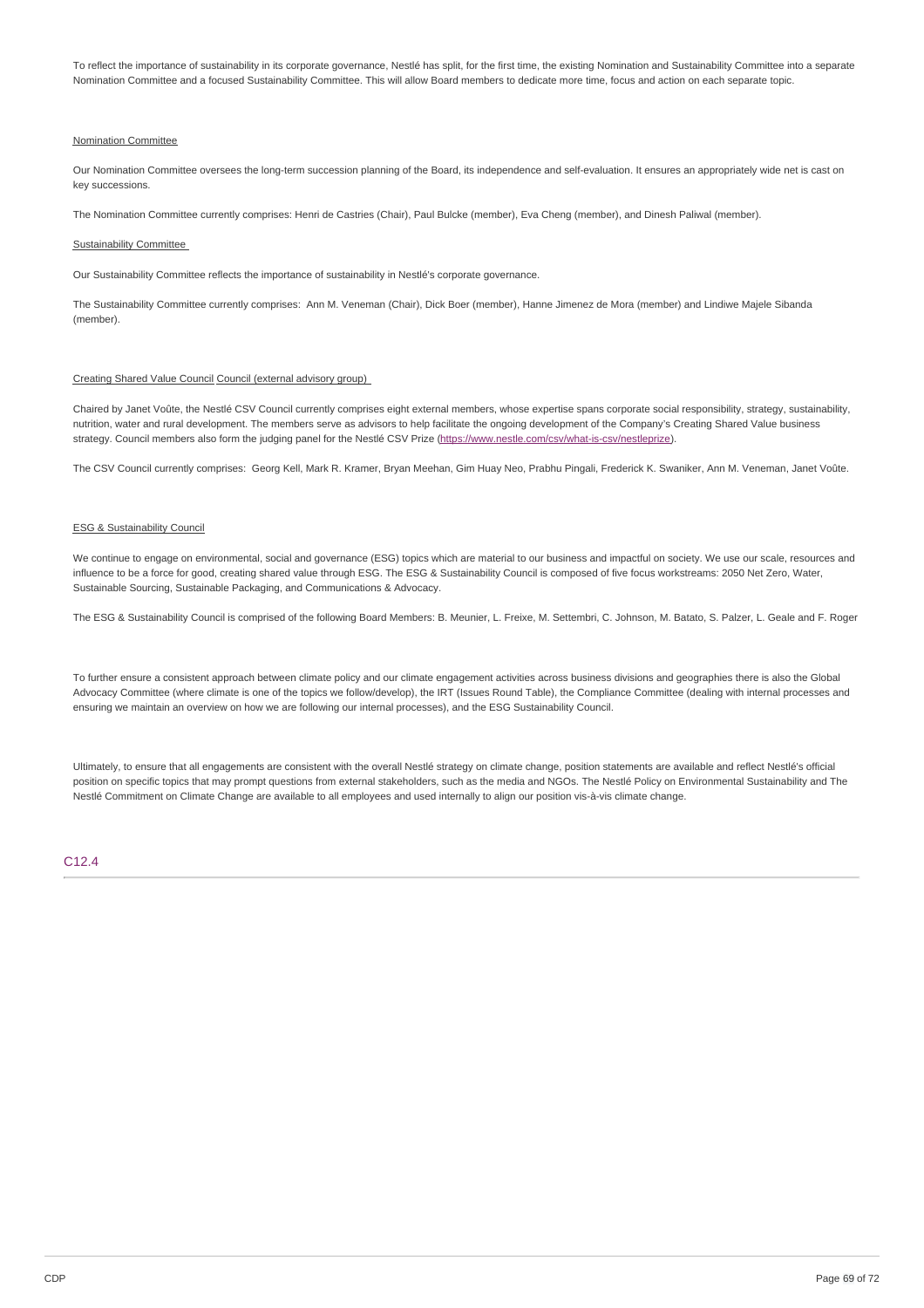To reflect the importance of sustainability in its corporate governance, Nestlé has split, for the first time, the existing Nomination and Sustainability Committee into a separate Nomination Committee and a focused Sustainability Committee. This will allow Board members to dedicate more time, focus and action on each separate topic.

Nomination Committee

Our Nomination Committee oversees the long-term succession planning of the Board, its independence and self-evaluation. It ensures an appropriately wide net is cast on key successions.

The Nomination Committee currently comprises: Henri de Castries (Chair), Paul Bulcke (member), Eva Cheng (member), and Dinesh Paliwal (member).

Sustainability Committee

Our Sustainability Committee reflects the importance of sustainability in Nestlé's corporate governance.

The Sustainability Committee currently comprises: Ann M. Veneman (Chair), Dick Boer (member), Hanne Jimenez de Mora (member) and Lindiwe Majele Sibanda (member).

Creating Shared Value Council Council (external advisory group)

Chaired by Janet Voûte, the Nestlé CSV Council currently comprises eight external members, whose expertise spans corporate social responsibility, strategy, sustainability, nutrition, water and rural development. The members serve as advisors to help facilitate the ongoing development of the Company's Creating Shared Value business strategy. Council members also form the judging panel for the Nestlé CSV Prize (https://www.nestle.com/csv/what-is-csv/nestleprize).

The CSV Council currently comprises: Georg Kell, Mark R. Kramer, Bryan Meehan, Gim Huay Neo, Prabhu Pingali, Frederick K. Swaniker, Ann M. Veneman, Janet Voûte.

ESG & Sustainability Council

We continue to engage on environmental, social and governance (ESG) topics which are material to our business and impactful on society. We use our scale, resources and influence to be a force for good, creating shared value through ESG. The ESG & Sustainability Council is composed of five focus workstreams: 2050 Net Zero, Water, Sustainable Sourcing, Sustainable Packaging, and Communications & Advocacy.

The ESG & Sustainability Council is comprised of the following Board Members: B. Meunier, L. Freixe, M. Settembri, C. Johnson, M. Batato, S. Palzer, L. Geale and F. Roger

To further ensure a consistent approach between climate policy and our climate engagement activities across business divisions and geographies there is also the Global Advocacy Committee (where climate is one of the topics we follow/develop), the IRT (Issues Round Table), the Compliance Committee (dealing with internal processes and ensuring we maintain an overview on how we are following our internal processes), and the ESG Sustainability Council.

Ultimately, to ensure that all engagements are consistent with the overall Nestlé strategy on climate change, position statements are available and reflect Nestlé's official position on specific topics that may prompt questions from external stakeholders, such as the media and NGOs. The Nestlé Policy on Environmental Sustainability and The Nestlé Commitment on Climate Change are available to all employees and used internally to align our position vis-à-vis climate change.

## C12.4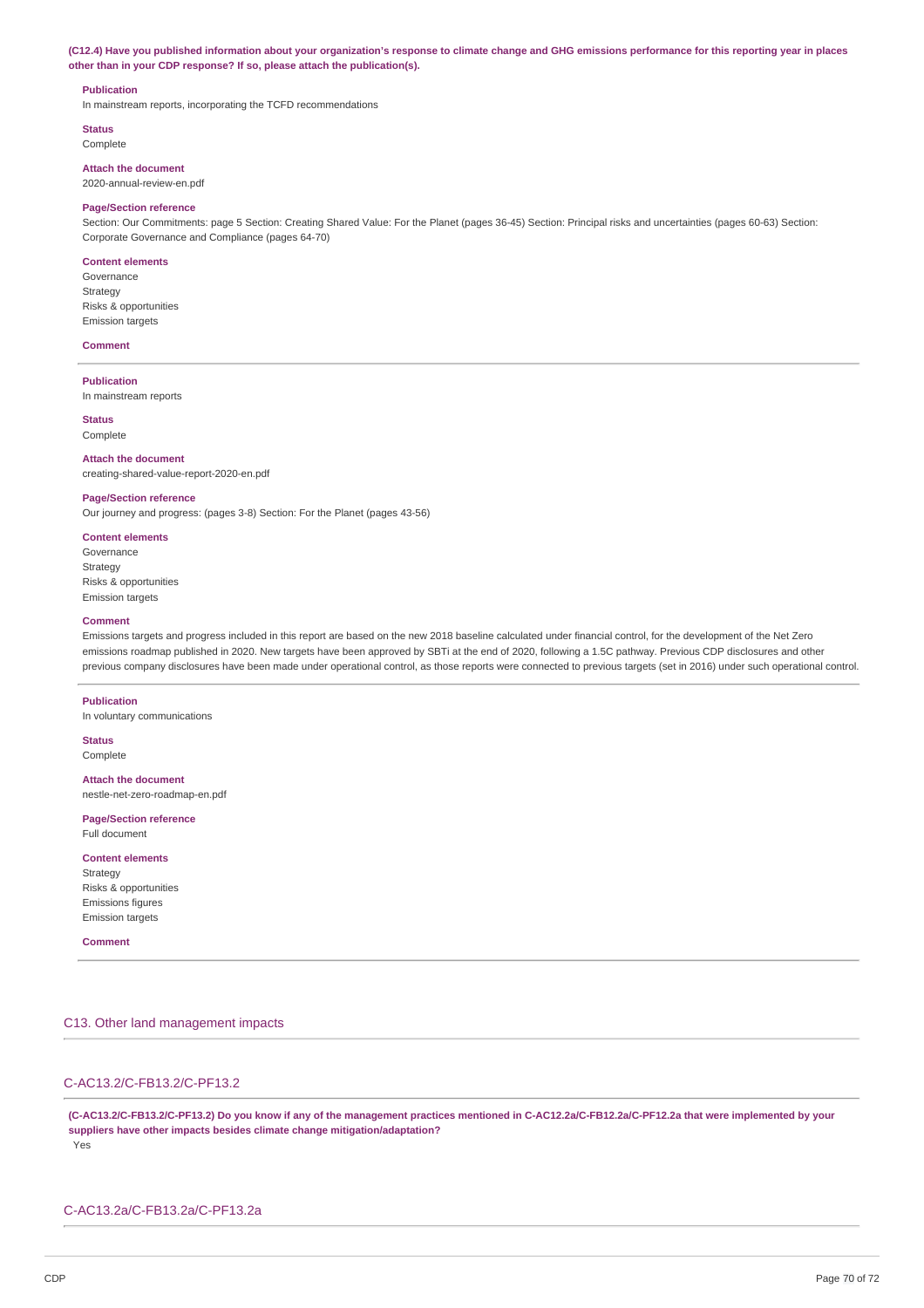**(C12.4) Have you published information about your organization's response to climate change and GHG emissions performance for this reporting year in places other than in your CDP response? If so, please attach the publication(s).**

**Publication**
In mainstream reports, incorporating the TCFD recommendations

**Status**
Complete

**Attach the document**
2020-annual-review-en.pdf

**Page/Section reference**
Section: Our Commitments: page 5 Section: Creating Shared Value: For the Planet (pages 36-45) Section: Principal risks and uncertainties (pages 60-63) Section: Corporate Governance and Compliance (pages 64-70)

**Content elements**
Governance
Strategy
Risks & opportunities
Emission targets

**Comment**

---

**Publication**
In mainstream reports

**Status**
Complete

**Attach the document**
creating-shared-value-report-2020-en.pdf

**Page/Section reference**
Our journey and progress: (pages 3-8) Section: For the Planet (pages 43-56)

**Content elements**
Governance
Strategy
Risks & opportunities
Emission targets

**Comment**
Emissions targets and progress included in this report are based on the new 2018 baseline calculated under financial control, for the development of the Net Zero emissions roadmap published in 2020. New targets have been approved by SBTi at the end of 2020, following a 1.5C pathway. Previous CDP disclosures and other previous company disclosures have been made under operational control, as those reports were connected to previous targets (set in 2016) under such operational control.

---

**Publication**
In voluntary communications

**Status**
Complete

**Attach the document**
nestle-net-zero-roadmap-en.pdf

**Page/Section reference**
Full document

**Content elements**
Strategy
Risks & opportunities
Emissions figures
Emission targets

**Comment**

---

## C13. Other land management impacts

### C-AC13.2/C-FB13.2/C-PF13.2

**(C-AC13.2/C-FB13.2/C-PF13.2) Do you know if any of the management practices mentioned in C-AC12.2a/C-FB12.2a/C-PF12.2a that were implemented by your suppliers have other impacts besides climate change mitigation/adaptation?**

Yes

### C-AC13.2a/C-FB13.2a/C-PF13.2a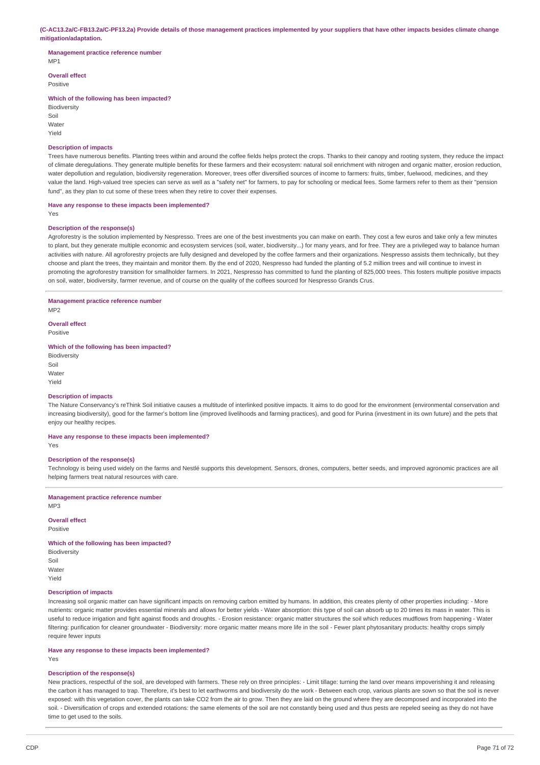**(C-AC13.2a/C-FB13.2a/C-PF13.2a) Provide details of those management practices implemented by your suppliers that have other impacts besides climate change mitigation/adaptation.**

**Management practice reference number**

MP1

**Overall effect**

Positive

**Which of the following has been impacted?**

Biodiversity
Soil
Water
Yield

**Description of impacts**

Trees have numerous benefits. Planting trees within and around the coffee fields helps protect the crops. Thanks to their canopy and rooting system, they reduce the impact of climate deregulations. They generate multiple benefits for these farmers and their ecosystem: natural soil enrichment with nitrogen and organic matter, erosion reduction, water depollution and regulation, biodiversity regeneration. Moreover, trees offer diversified sources of income to farmers: fruits, timber, fuelwood, medicines, and they value the land. High-valued tree species can serve as well as a "safety net" for farmers, to pay for schooling or medical fees. Some farmers refer to them as their "pension fund", as they plan to cut some of these trees when they retire to cover their expenses.

**Have any response to these impacts been implemented?**

Yes

**Description of the response(s)**

Agroforestry is the solution implemented by Nespresso. Trees are one of the best investments you can make on earth. They cost a few euros and take only a few minutes to plant, but they generate multiple economic and ecosystem services (soil, water, biodiversity...) for many years, and for free. They are a privileged way to balance human activities with nature. All agroforestry projects are fully designed and developed by the coffee farmers and their organizations. Nespresso assists them technically, but they choose and plant the trees, they maintain and monitor them. By the end of 2020, Nespresso had funded the planting of 5.2 million trees and will continue to invest in promoting the agroforestry transition for smallholder farmers. In 2021, Nespresso has committed to fund the planting of 825,000 trees. This fosters multiple positive impacts on soil, water, biodiversity, farmer revenue, and of course on the quality of the coffees sourced for Nespresso Grands Crus.

---

**Management practice reference number**

MP2

**Overall effect**

Positive

**Which of the following has been impacted?**

Biodiversity
Soil
Water
Yield

**Description of impacts**

The Nature Conservancy's reThink Soil initiative causes a multitude of interlinked positive impacts. It aims to do good for the environment (environmental conservation and increasing biodiversity), good for the farmer's bottom line (improved livelihoods and farming practices), and good for Purina (investment in its own future) and the pets that enjoy our healthy recipes.

**Have any response to these impacts been implemented?**

Yes

**Description of the response(s)**

Technology is being used widely on the farms and Nestlé supports this development. Sensors, drones, computers, better seeds, and improved agronomic practices are all helping farmers treat natural resources with care.

---

**Management practice reference number**

MP3

**Overall effect**

Positive

**Which of the following has been impacted?**

Biodiversity
Soil
Water
Yield

**Description of impacts**

Increasing soil organic matter can have significant impacts on removing carbon emitted by humans. In addition, this creates plenty of other properties including: - More nutrients: organic matter provides essential minerals and allows for better yields - Water absorption: this type of soil can absorb up to 20 times its mass in water. This is useful to reduce irrigation and fight against floods and droughts. - Erosion resistance: organic matter structures the soil which reduces mudflows from happening - Water filtering: purification for cleaner groundwater - Biodiversity: more organic matter means more life in the soil - Fewer plant phytosanitary products: healthy crops simply require fewer inputs

**Have any response to these impacts been implemented?**

Yes

**Description of the response(s)**

New practices, respectful of the soil, are developed with farmers. These rely on three principles: - Limit tillage: turning the land over means impoverishing it and releasing the carbon it has managed to trap. Therefore, it's best to let earthworms and biodiversity do the work - Between each crop, various plants are sown so that the soil is never exposed: with this vegetation cover, the plants can take $CO_2$ from the air to grow. Then they are laid on the ground where they are decomposed and incorporated into the soil. - Diversification of crops and extended rotations: the same elements of the soil are not constantly being used and thus pests are repeled seeing as they do not have time to get used to the soils.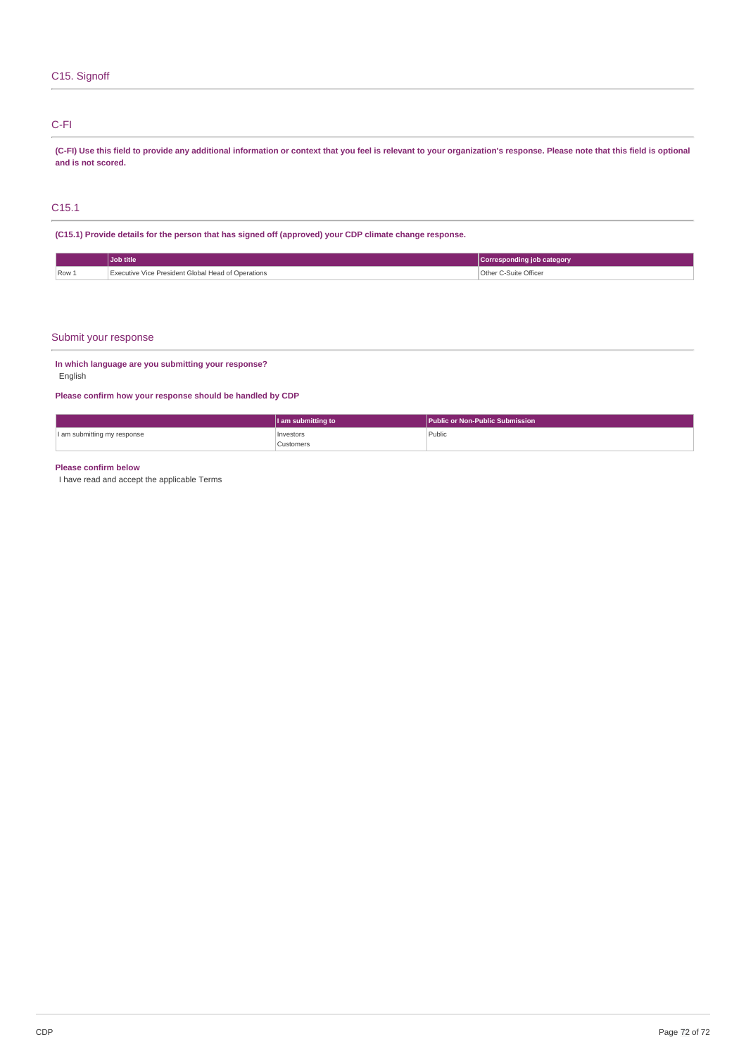## C15. Signoff

### C-FI

**(C-FI) Use this field to provide any additional information or context that you feel is relevant to your organization's response. Please note that this field is optional and is not scored.**

### C15.1

**(C15.1) Provide details for the person that has signed off (approved) your CDP climate change response.**

| | Job title | Corresponding job category |
|---|---|---|
| Row 1 | Executive Vice President Global Head of Operations | Other C-Suite Officer |

## Submit your response

**In which language are you submitting your response?**

English

**Please confirm how your response should be handled by CDP**

| | I am submitting to | Public or Non-Public Submission |
|---|---|---|
| I am submitting my response | Investors<br>Customers | Public |

**Please confirm below**

I have read and accept the applicable Terms